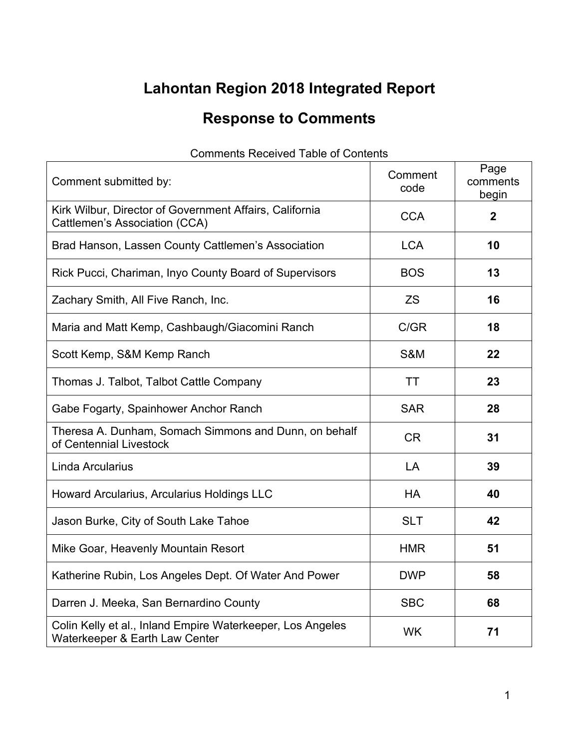# Lahontan Region 2018 Integrated Report

## Response to Comments

Comments Received Table of Contents

| Comment submitted by: | Comment code | Page comments begin |
|---|---|---|
| Kirk Wilbur, Director of Government Affairs, California Cattlemen's Association (CCA) | CCA | **2** |
| Brad Hanson, Lassen County Cattlemen's Association | LCA | **10** |
| Rick Pucci, Chariman, Inyo County Board of Supervisors | BOS | **13** |
| Zachary Smith, All Five Ranch, Inc. | ZS | **16** |
| Maria and Matt Kemp, Cashbaugh/Giacomini Ranch | C/GR | **18** |
| Scott Kemp, S&M Kemp Ranch | S&M | **22** |
| Thomas J. Talbot, Talbot Cattle Company | TT | **23** |
| Gabe Fogarty, Spainhower Anchor Ranch | SAR | **28** |
| Theresa A. Dunham, Somach Simmons and Dunn, on behalf of Centennial Livestock | CR | **31** |
| Linda Arcularius | LA | **39** |
| Howard Arcularius, Arcularius Holdings LLC | HA | **40** |
| Jason Burke, City of South Lake Tahoe | SLT | **42** |
| Mike Goar, Heavenly Mountain Resort | HMR | **51** |
| Katherine Rubin, Los Angeles Dept. Of Water And Power | DWP | **58** |
| Darren J. Meeka, San Bernardino County | SBC | **68** |
| Colin Kelly et al., Inland Empire Waterkeeper, Los Angeles Waterkeeper & Earth Law Center | WK | **71** |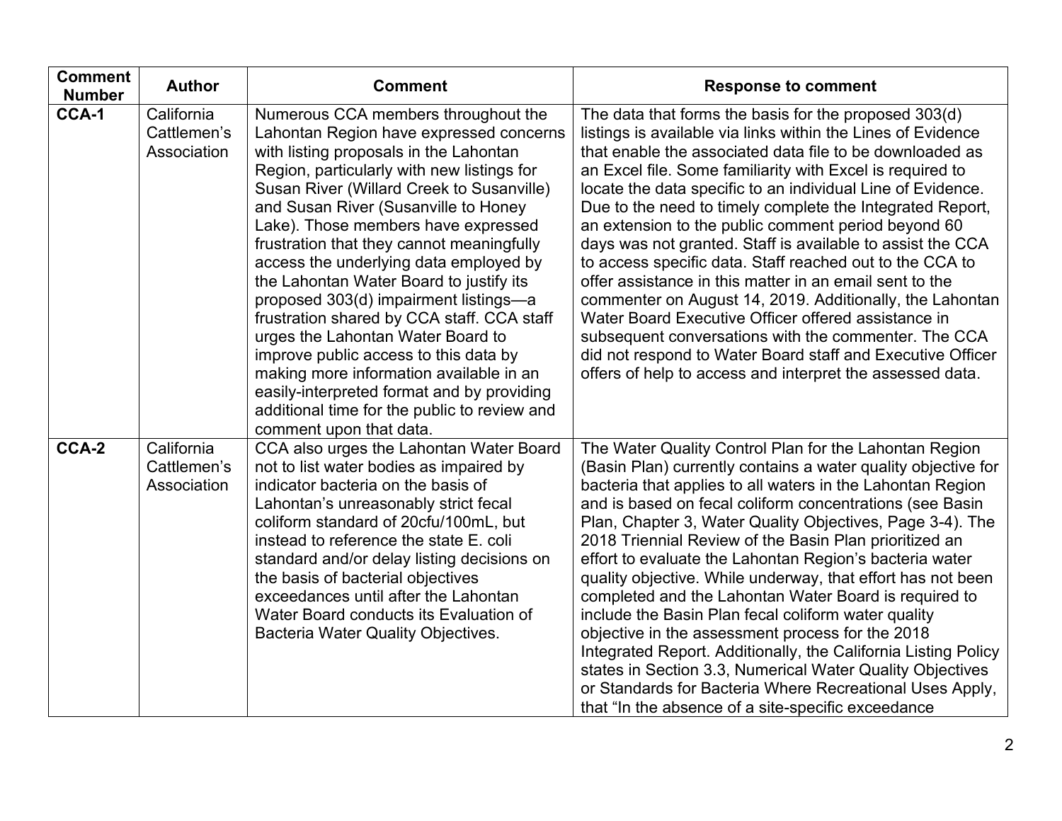| Comment Number | Author | Comment | Response to comment |
| --- | --- | --- | --- |
| **CCA-1** | California Cattlemen's Association | Numerous CCA members throughout the Lahontan Region have expressed concerns with listing proposals in the Lahontan Region, particularly with new listings for Susan River (Willard Creek to Susanville) and Susan River (Susanville to Honey Lake). Those members have expressed frustration that they cannot meaningfully access the underlying data employed by the Lahontan Water Board to justify its proposed 303(d) impairment listings—a frustration shared by CCA staff. CCA staff urges the Lahontan Water Board to improve public access to this data by making more information available in an easily-interpreted format and by providing additional time for the public to review and comment upon that data. | The data that forms the basis for the proposed 303(d) listings is available via links within the Lines of Evidence that enable the associated data file to be downloaded as an Excel file. Some familiarity with Excel is required to locate the data specific to an individual Line of Evidence. Due to the need to timely complete the Integrated Report, an extension to the public comment period beyond 60 days was not granted. Staff is available to assist the CCA to access specific data. Staff reached out to the CCA to offer assistance in this matter in an email sent to the commenter on August 14, 2019. Additionally, the Lahontan Water Board Executive Officer offered assistance in subsequent conversations with the commenter. The CCA did not respond to Water Board staff and Executive Officer offers of help to access and interpret the assessed data. |
| **CCA-2** | California Cattlemen's Association | CCA also urges the Lahontan Water Board not to list water bodies as impaired by indicator bacteria on the basis of Lahontan's unreasonably strict fecal coliform standard of 20cfu/100mL, but instead to reference the state E. coli standard and/or delay listing decisions on the basis of bacterial objectives exceedances until after the Lahontan Water Board conducts its Evaluation of Bacteria Water Quality Objectives. | The Water Quality Control Plan for the Lahontan Region (Basin Plan) currently contains a water quality objective for bacteria that applies to all waters in the Lahontan Region and is based on fecal coliform concentrations (see Basin Plan, Chapter 3, Water Quality Objectives, Page 3-4). The 2018 Triennial Review of the Basin Plan prioritized an effort to evaluate the Lahontan Region's bacteria water quality objective. While underway, that effort has not been completed and the Lahontan Water Board is required to include the Basin Plan fecal coliform water quality objective in the assessment process for the 2018 Integrated Report. Additionally, the California Listing Policy states in Section 3.3, Numerical Water Quality Objectives or Standards for Bacteria Where Recreational Uses Apply, that "In the absence of a site-specific exceedance |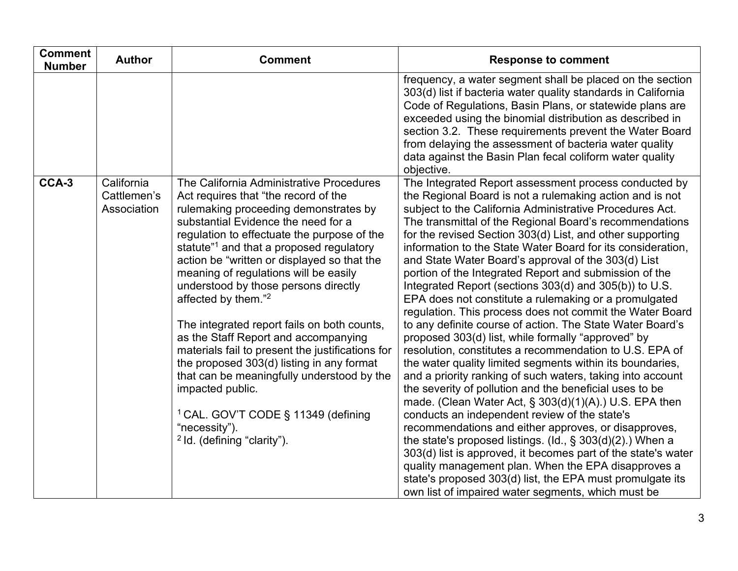| Comment Number | Author | Comment | Response to comment |
|---|---|---|---|
| | | | frequency, a water segment shall be placed on the section 303(d) list if bacteria water quality standards in California Code of Regulations, Basin Plans, or statewide plans are exceeded using the binomial distribution as described in section 3.2. These requirements prevent the Water Board from delaying the assessment of bacteria water quality data against the Basin Plan fecal coliform water quality objective. |
| **CCA-3** | California Cattlemen's Association | The California Administrative Procedures Act requires that "the record of the rulemaking proceeding demonstrates by substantial Evidence the need for a regulation to effectuate the purpose of the statute"[1] and that a proposed regulatory action be "written or displayed so that the meaning of regulations will be easily understood by those persons directly affected by them."[2]<br><br>The integrated report fails on both counts, as the Staff Report and accompanying materials fail to present the justifications for the proposed 303(d) listing in any format that can be meaningfully understood by the impacted public.<br><br>[1] CAL. GOV'T CODE § 11349 (defining "necessity").<br>[2] Id. (defining "clarity"). | The Integrated Report assessment process conducted by the Regional Board is not a rulemaking action and is not subject to the California Administrative Procedures Act. The transmittal of the Regional Board's recommendations for the revised Section 303(d) List, and other supporting information to the State Water Board for its consideration, and State Water Board's approval of the 303(d) List portion of the Integrated Report and submission of the Integrated Report (sections 303(d) and 305(b)) to U.S. EPA does not constitute a rulemaking or a promulgated regulation. This process does not commit the Water Board to any definite course of action. The State Water Board's proposed 303(d) list, while formally "approved" by resolution, constitutes a recommendation to U.S. EPA of the water quality limited segments within its boundaries, and a priority ranking of such waters, taking into account the severity of pollution and the beneficial uses to be made. (Clean Water Act, § 303(d)(1)(A).) U.S. EPA then conducts an independent review of the state's recommendations and either approves, or disapproves, the state's proposed listings. (Id., § 303(d)(2).) When a 303(d) list is approved, it becomes part of the state's water quality management plan. When the EPA disapproves a state's proposed 303(d) list, the EPA must promulgate its own list of impaired water segments, which must be |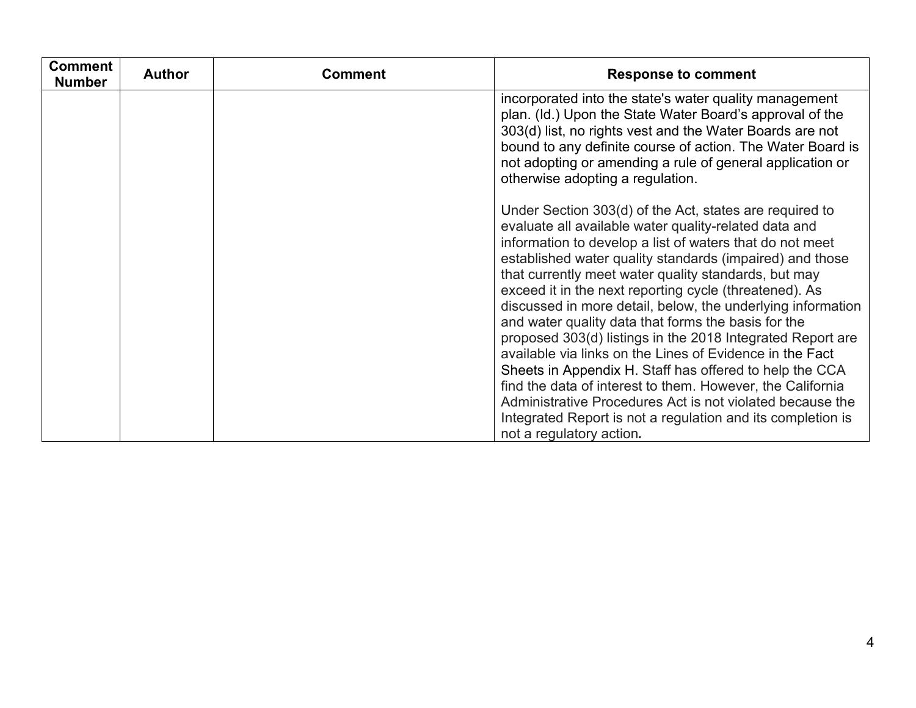| Comment Number | Author | Comment | Response to comment |
| --- | --- | --- | --- |
| | | | incorporated into the state's water quality management plan. (Id.) Upon the State Water Board's approval of the 303(d) list, no rights vest and the Water Boards are not bound to any definite course of action. The Water Board is not adopting or amending a rule of general application or otherwise adopting a regulation.<br><br>Under Section 303(d) of the Act, states are required to evaluate all available water quality-related data and information to develop a list of waters that do not meet established water quality standards (impaired) and those that currently meet water quality standards, but may exceed it in the next reporting cycle (threatened). As discussed in more detail, below, the underlying information and water quality data that forms the basis for the proposed 303(d) listings in the 2018 Integrated Report are available via links on the Lines of Evidence in the Fact Sheets in Appendix H. Staff has offered to help the CCA find the data of interest to them. However, the California Administrative Procedures Act is not violated because the Integrated Report is not a regulation and its completion is not a regulatory action. |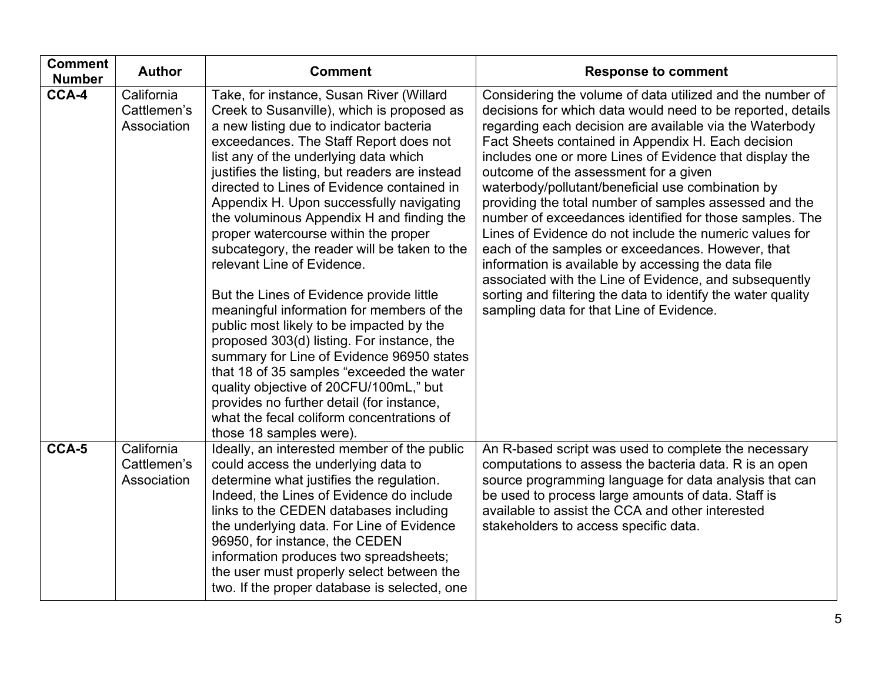| Comment Number | Author | Comment | Response to comment |
|---|---|---|---|
| **CCA-4** | California Cattlemen's Association | Take, for instance, Susan River (Willard Creek to Susanville), which is proposed as a new listing due to indicator bacteria exceedances. The Staff Report does not list any of the underlying data which justifies the listing, but readers are instead directed to Lines of Evidence contained in Appendix H. Upon successfully navigating the voluminous Appendix H and finding the proper watercourse within the proper subcategory, the reader will be taken to the relevant Line of Evidence.<br><br>But the Lines of Evidence provide little meaningful information for members of the public most likely to be impacted by the proposed 303(d) listing. For instance, the summary for Line of Evidence 96950 states that 18 of 35 samples "exceeded the water quality objective of 20CFU/100mL," but provides no further detail (for instance, what the fecal coliform concentrations of those 18 samples were). | Considering the volume of data utilized and the number of decisions for which data would need to be reported, details regarding each decision are available via the Waterbody Fact Sheets contained in Appendix H. Each decision includes one or more Lines of Evidence that display the outcome of the assessment for a given waterbody/pollutant/beneficial use combination by providing the total number of samples assessed and the number of exceedances identified for those samples. The Lines of Evidence do not include the numeric values for each of the samples or exceedances. However, that information is available by accessing the data file associated with the Line of Evidence, and subsequently sorting and filtering the data to identify the water quality sampling data for that Line of Evidence. |
| **CCA-5** | California Cattlemen's Association | Ideally, an interested member of the public could access the underlying data to determine what justifies the regulation. Indeed, the Lines of Evidence do include links to the CEDEN databases including the underlying data. For Line of Evidence 96950, for instance, the CEDEN information produces two spreadsheets; the user must properly select between the two. If the proper database is selected, one | An R-based script was used to complete the necessary computations to assess the bacteria data. R is an open source programming language for data analysis that can be used to process large amounts of data. Staff is available to assist the CCA and other interested stakeholders to access specific data. |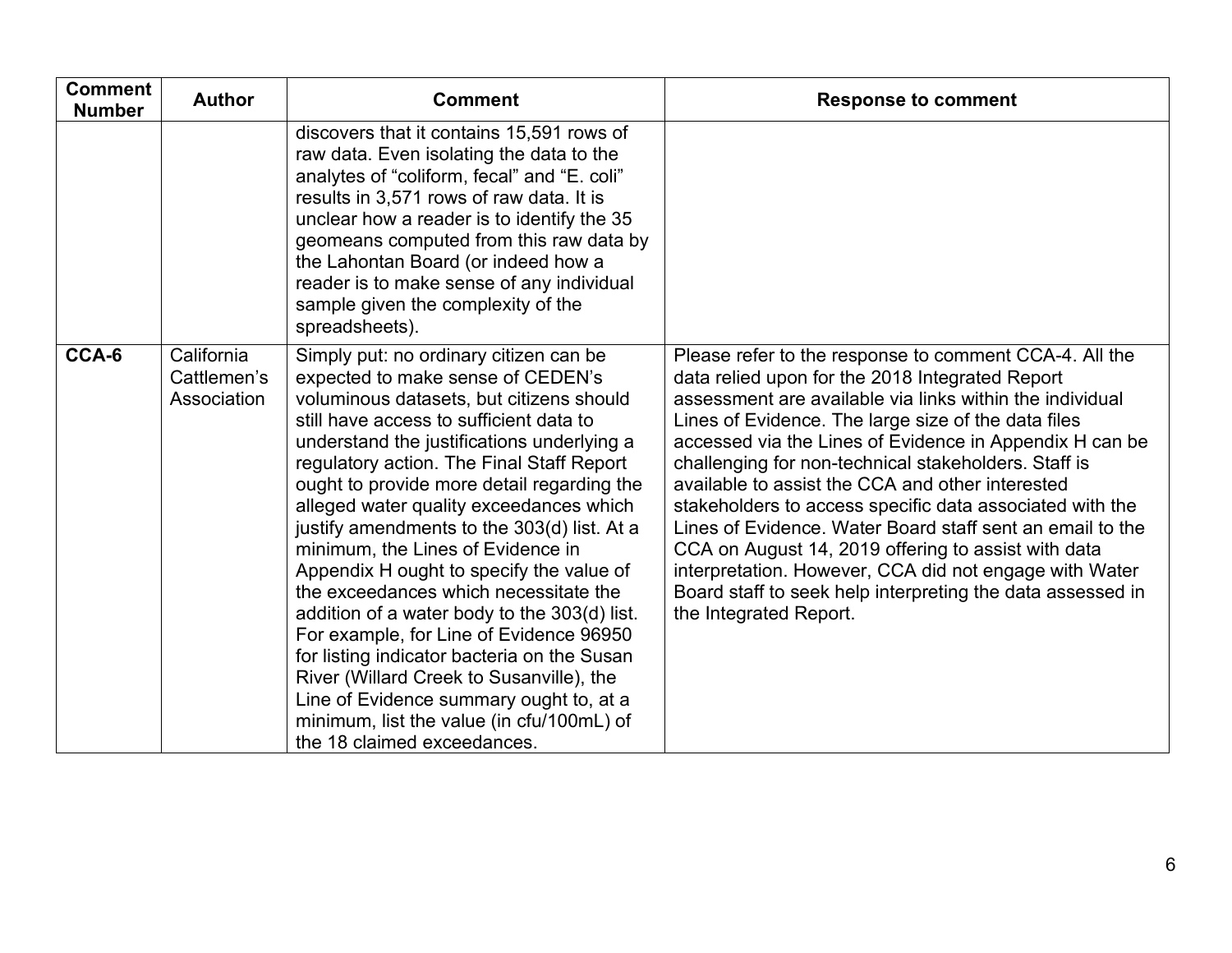| Comment Number | Author | Comment | Response to comment |
|---|---|---|---|
| | | discovers that it contains 15,591 rows of raw data. Even isolating the data to the analytes of "coliform, fecal" and "E. coli" results in 3,571 rows of raw data. It is unclear how a reader is to identify the 35 geomeans computed from this raw data by the Lahontan Board (or indeed how a reader is to make sense of any individual sample given the complexity of the spreadsheets). | |
| **CCA-6** | California Cattlemen's Association | Simply put: no ordinary citizen can be expected to make sense of CEDEN's voluminous datasets, but citizens should still have access to sufficient data to understand the justifications underlying a regulatory action. The Final Staff Report ought to provide more detail regarding the alleged water quality exceedances which justify amendments to the 303(d) list. At a minimum, the Lines of Evidence in Appendix H ought to specify the value of the exceedances which necessitate the addition of a water body to the 303(d) list. For example, for Line of Evidence 96950 for listing indicator bacteria on the Susan River (Willard Creek to Susanville), the Line of Evidence summary ought to, at a minimum, list the value (in cfu/100mL) of the 18 claimed exceedances. | Please refer to the response to comment CCA-4. All the data relied upon for the 2018 Integrated Report assessment are available via links within the individual Lines of Evidence. The large size of the data files accessed via the Lines of Evidence in Appendix H can be challenging for non-technical stakeholders. Staff is available to assist the CCA and other interested stakeholders to access specific data associated with the Lines of Evidence. Water Board staff sent an email to the CCA on August 14, 2019 offering to assist with data interpretation. However, CCA did not engage with Water Board staff to seek help interpreting the data assessed in the Integrated Report. |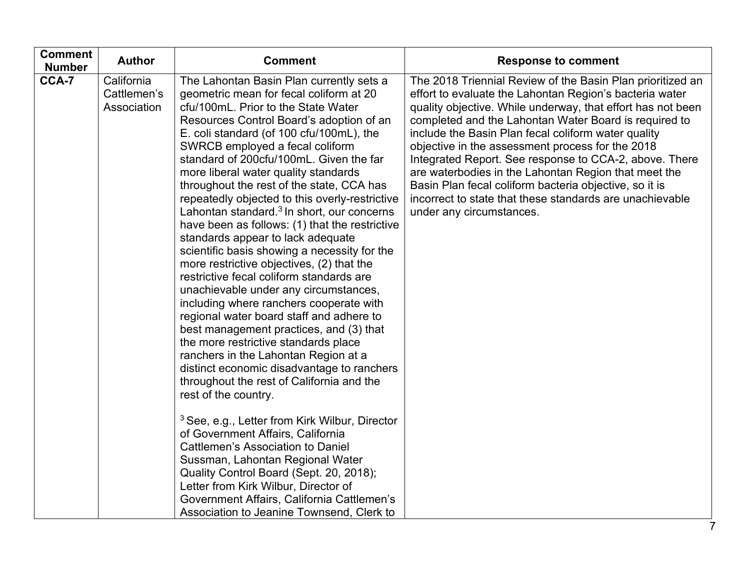| Comment Number | Author | Comment | Response to comment |
|---|---|---|---|
| **CCA-7** | California Cattlemen's Association | The Lahontan Basin Plan currently sets a geometric mean for fecal coliform at 20 cfu/100mL. Prior to the State Water Resources Control Board's adoption of an E. coli standard (of 100 cfu/100mL), the SWRCB employed a fecal coliform standard of 200cfu/100mL. Given the far more liberal water quality standards throughout the rest of the state, CCA has repeatedly objected to this overly-restrictive Lahontan standard.[3] In short, our concerns have been as follows: (1) that the restrictive standards appear to lack adequate scientific basis showing a necessity for the more restrictive objectives, (2) that the restrictive fecal coliform standards are unachievable under any circumstances, including where ranchers cooperate with regional water board staff and adhere to best management practices, and (3) that the more restrictive standards place ranchers in the Lahontan Region at a distinct economic disadvantage to ranchers throughout the rest of California and the rest of the country.<br><br>[3] See, e.g., Letter from Kirk Wilbur, Director of Government Affairs, California Cattlemen's Association to Daniel Sussman, Lahontan Regional Water Quality Control Board (Sept. 20, 2018); Letter from Kirk Wilbur, Director of Government Affairs, California Cattlemen's Association to Jeanine Townsend, Clerk to | The 2018 Triennial Review of the Basin Plan prioritized an effort to evaluate the Lahontan Region's bacteria water quality objective. While underway, that effort has not been completed and the Lahontan Water Board is required to include the Basin Plan fecal coliform water quality objective in the assessment process for the 2018 Integrated Report. See response to CCA-2, above. There are waterbodies in the Lahontan Region that meet the Basin Plan fecal coliform bacteria objective, so it is incorrect to state that these standards are unachievable under any circumstances. |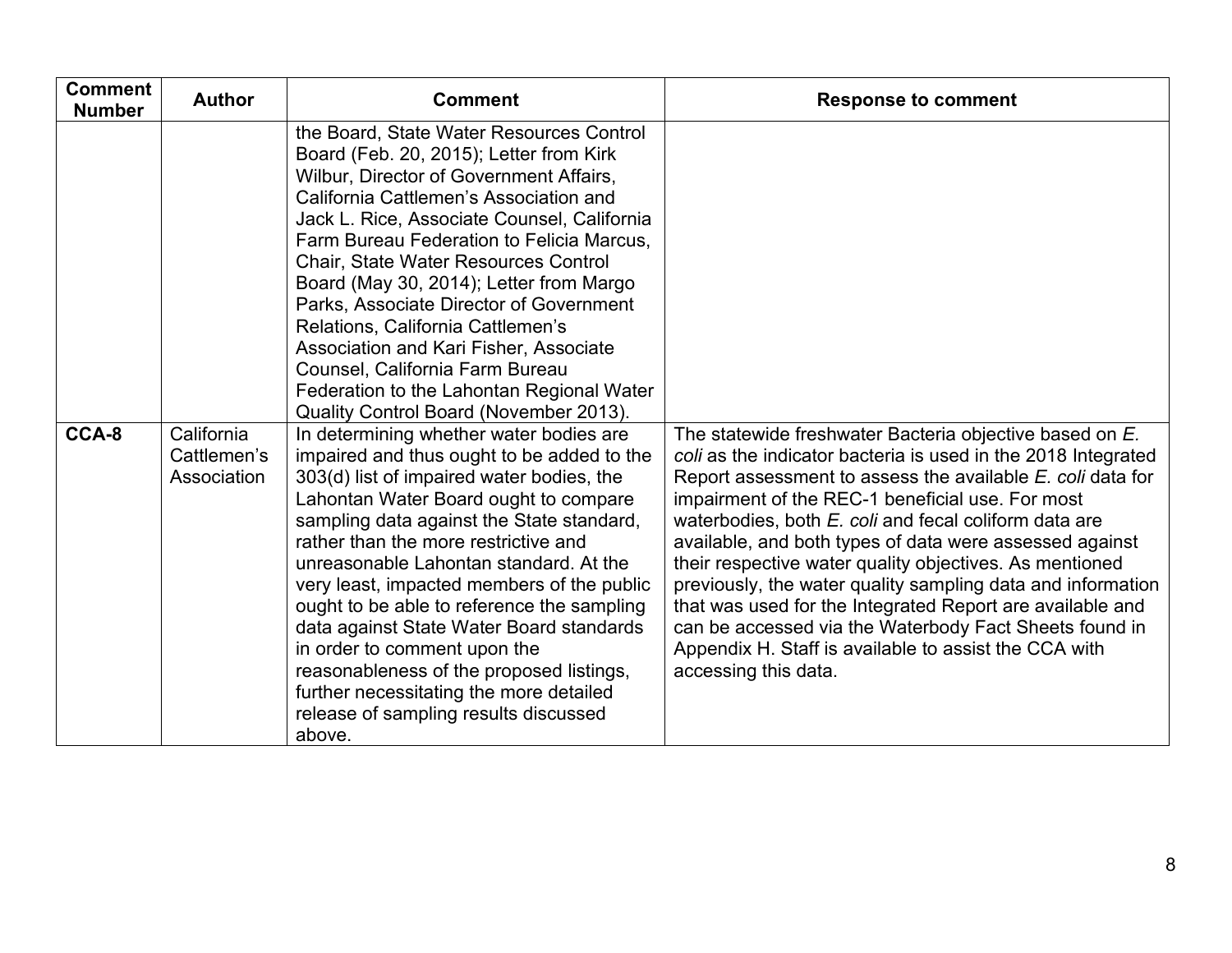| Comment Number | Author | Comment | Response to comment |
|---|---|---|---|
| | | the Board, State Water Resources Control Board (Feb. 20, 2015); Letter from Kirk Wilbur, Director of Government Affairs, California Cattlemen's Association and Jack L. Rice, Associate Counsel, California Farm Bureau Federation to Felicia Marcus, Chair, State Water Resources Control Board (May 30, 2014); Letter from Margo Parks, Associate Director of Government Relations, California Cattlemen's Association and Kari Fisher, Associate Counsel, California Farm Bureau Federation to the Lahontan Regional Water Quality Control Board (November 2013). | |
| **CCA-8** | California Cattlemen's Association | In determining whether water bodies are impaired and thus ought to be added to the 303(d) list of impaired water bodies, the Lahontan Water Board ought to compare sampling data against the State standard, rather than the more restrictive and unreasonable Lahontan standard. At the very least, impacted members of the public ought to be able to reference the sampling data against State Water Board standards in order to comment upon the reasonableness of the proposed listings, further necessitating the more detailed release of sampling results discussed above. | The statewide freshwater Bacteria objective based on *E. coli* as the indicator bacteria is used in the 2018 Integrated Report assessment to assess the available *E. coli* data for impairment of the REC-1 beneficial use. For most waterbodies, both *E. coli* and fecal coliform data are available, and both types of data were assessed against their respective water quality objectives. As mentioned previously, the water quality sampling data and information that was used for the Integrated Report are available and can be accessed via the Waterbody Fact Sheets found in Appendix H. Staff is available to assist the CCA with accessing this data. |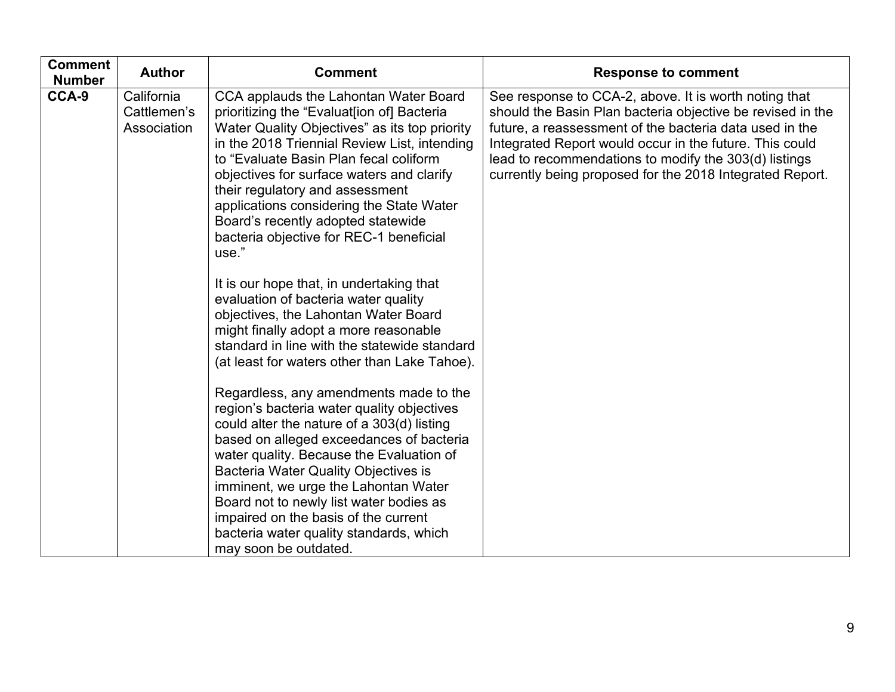| Comment Number | Author | Comment | Response to comment |
|---|---|---|---|
| **CCA-9** | California Cattlemen's Association | CCA applauds the Lahontan Water Board prioritizing the "Evaluat[ion of] Bacteria Water Quality Objectives" as its top priority in the 2018 Triennial Review List, intending to "Evaluate Basin Plan fecal coliform objectives for surface waters and clarify their regulatory and assessment applications considering the State Water Board's recently adopted statewide bacteria objective for REC-1 beneficial use."<br><br>It is our hope that, in undertaking that evaluation of bacteria water quality objectives, the Lahontan Water Board might finally adopt a more reasonable standard in line with the statewide standard (at least for waters other than Lake Tahoe).<br><br>Regardless, any amendments made to the region's bacteria water quality objectives could alter the nature of a 303(d) listing based on alleged exceedances of bacteria water quality. Because the Evaluation of Bacteria Water Quality Objectives is imminent, we urge the Lahontan Water Board not to newly list water bodies as impaired on the basis of the current bacteria water quality standards, which may soon be outdated. | See response to CCA-2, above. It is worth noting that should the Basin Plan bacteria objective be revised in the future, a reassessment of the bacteria data used in the Integrated Report would occur in the future. This could lead to recommendations to modify the 303(d) listings currently being proposed for the 2018 Integrated Report. |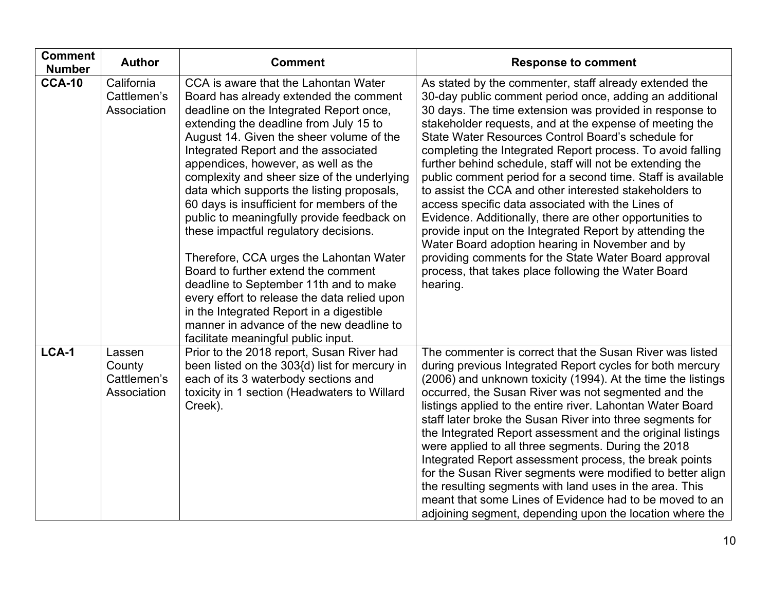| Comment Number | Author | Comment | Response to comment |
|---|---|---|---|
| **CCA-10** | California Cattlemen's Association | CCA is aware that the Lahontan Water Board has already extended the comment deadline on the Integrated Report once, extending the deadline from July 15 to August 14. Given the sheer volume of the Integrated Report and the associated appendices, however, as well as the complexity and sheer size of the underlying data which supports the listing proposals, 60 days is insufficient for members of the public to meaningfully provide feedback on these impactful regulatory decisions.<br><br>Therefore, CCA urges the Lahontan Water Board to further extend the comment deadline to September 11th and to make every effort to release the data relied upon in the Integrated Report in a digestible manner in advance of the new deadline to facilitate meaningful public input. | As stated by the commenter, staff already extended the 30-day public comment period once, adding an additional 30 days. The time extension was provided in response to stakeholder requests, and at the expense of meeting the State Water Resources Control Board's schedule for completing the Integrated Report process. To avoid falling further behind schedule, staff will not be extending the public comment period for a second time. Staff is available to assist the CCA and other interested stakeholders to access specific data associated with the Lines of Evidence. Additionally, there are other opportunities to provide input on the Integrated Report by attending the Water Board adoption hearing in November and by providing comments for the State Water Board approval process, that takes place following the Water Board hearing. |
| **LCA-1** | Lassen County Cattlemen's Association | Prior to the 2018 report, Susan River had been listed on the 303{d) list for mercury in each of its 3 waterbody sections and toxicity in 1 section (Headwaters to Willard Creek). | The commenter is correct that the Susan River was listed during previous Integrated Report cycles for both mercury (2006) and unknown toxicity (1994). At the time the listings occurred, the Susan River was not segmented and the listings applied to the entire river. Lahontan Water Board staff later broke the Susan River into three segments for the Integrated Report assessment and the original listings were applied to all three segments. During the 2018 Integrated Report assessment process, the break points for the Susan River segments were modified to better align the resulting segments with land uses in the area. This meant that some Lines of Evidence had to be moved to an adjoining segment, depending upon the location where the |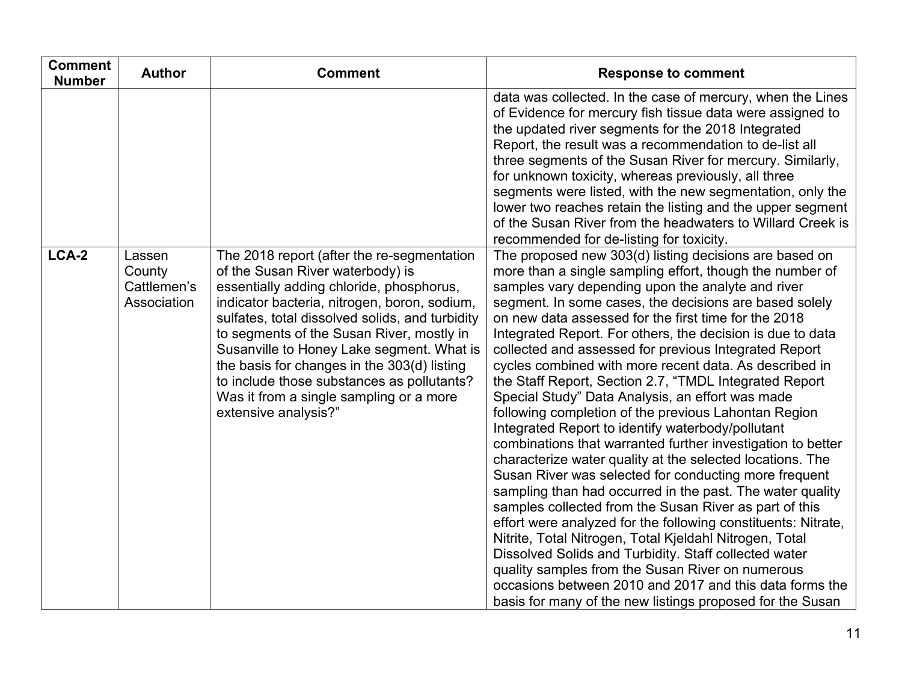| Comment Number | Author | Comment | Response to comment |
|---|---|---|---|
| | | | data was collected. In the case of mercury, when the Lines of Evidence for mercury fish tissue data were assigned to the updated river segments for the 2018 Integrated Report, the result was a recommendation to de-list all three segments of the Susan River for mercury. Similarly, for unknown toxicity, whereas previously, all three segments were listed, with the new segmentation, only the lower two reaches retain the listing and the upper segment of the Susan River from the headwaters to Willard Creek is recommended for de-listing for toxicity. |
| **LCA-2** | Lassen County Cattlemen's Association | The 2018 report (after the re-segmentation of the Susan River waterbody) is essentially adding chloride, phosphorus, indicator bacteria, nitrogen, boron, sodium, sulfates, total dissolved solids, and turbidity to segments of the Susan River, mostly in Susanville to Honey Lake segment. What is the basis for changes in the 303(d) listing to include those substances as pollutants? Was it from a single sampling or a more extensive analysis?" | The proposed new 303(d) listing decisions are based on more than a single sampling effort, though the number of samples vary depending upon the analyte and river segment. In some cases, the decisions are based solely on new data assessed for the first time for the 2018 Integrated Report. For others, the decision is due to data collected and assessed for previous Integrated Report cycles combined with more recent data. As described in the Staff Report, Section 2.7, "TMDL Integrated Report Special Study" Data Analysis, an effort was made following completion of the previous Lahontan Region Integrated Report to identify waterbody/pollutant combinations that warranted further investigation to better characterize water quality at the selected locations. The Susan River was selected for conducting more frequent sampling than had occurred in the past. The water quality samples collected from the Susan River as part of this effort were analyzed for the following constituents: Nitrate, Nitrite, Total Nitrogen, Total Kjeldahl Nitrogen, Total Dissolved Solids and Turbidity. Staff collected water quality samples from the Susan River on numerous occasions between 2010 and 2017 and this data forms the basis for many of the new listings proposed for the Susan |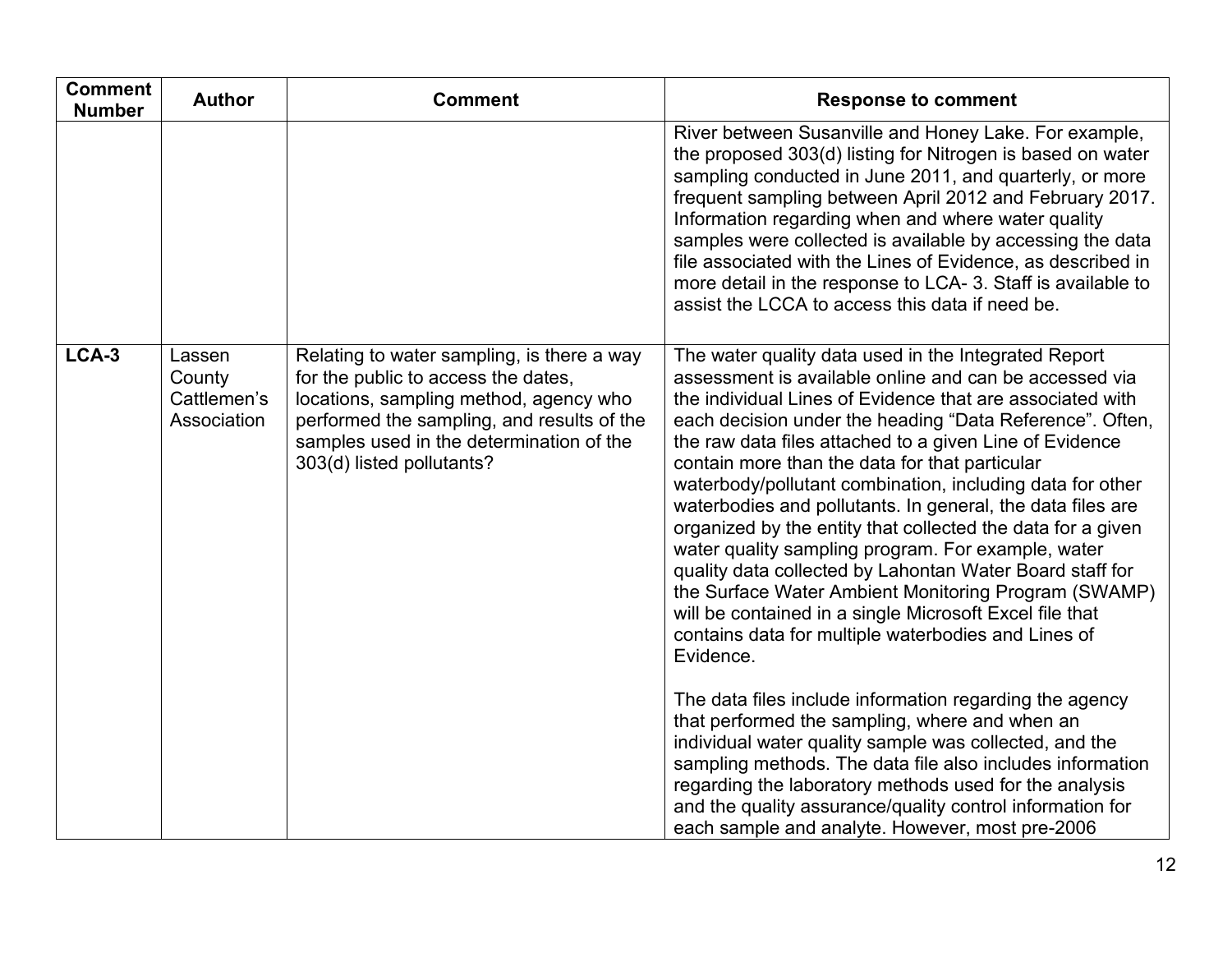| Comment Number | Author | Comment | Response to comment |
| --- | --- | --- | --- |
| | | | River between Susanville and Honey Lake. For example, the proposed 303(d) listing for Nitrogen is based on water sampling conducted in June 2011, and quarterly, or more frequent sampling between April 2012 and February 2017. Information regarding when and where water quality samples were collected is available by accessing the data file associated with the Lines of Evidence, as described in more detail in the response to LCA- 3. Staff is available to assist the LCCA to access this data if need be. |
| **LCA-3** | Lassen County Cattlemen's Association | Relating to water sampling, is there a way for the public to access the dates, locations, sampling method, agency who performed the sampling, and results of the samples used in the determination of the 303(d) listed pollutants? | The water quality data used in the Integrated Report assessment is available online and can be accessed via the individual Lines of Evidence that are associated with each decision under the heading "Data Reference". Often, the raw data files attached to a given Line of Evidence contain more than the data for that particular waterbody/pollutant combination, including data for other waterbodies and pollutants. In general, the data files are organized by the entity that collected the data for a given water quality sampling program. For example, water quality data collected by Lahontan Water Board staff for the Surface Water Ambient Monitoring Program (SWAMP) will be contained in a single Microsoft Excel file that contains data for multiple waterbodies and Lines of Evidence.<br><br>The data files include information regarding the agency that performed the sampling, where and when an individual water quality sample was collected, and the sampling methods. The data file also includes information regarding the laboratory methods used for the analysis and the quality assurance/quality control information for each sample and analyte. However, most pre-2006 |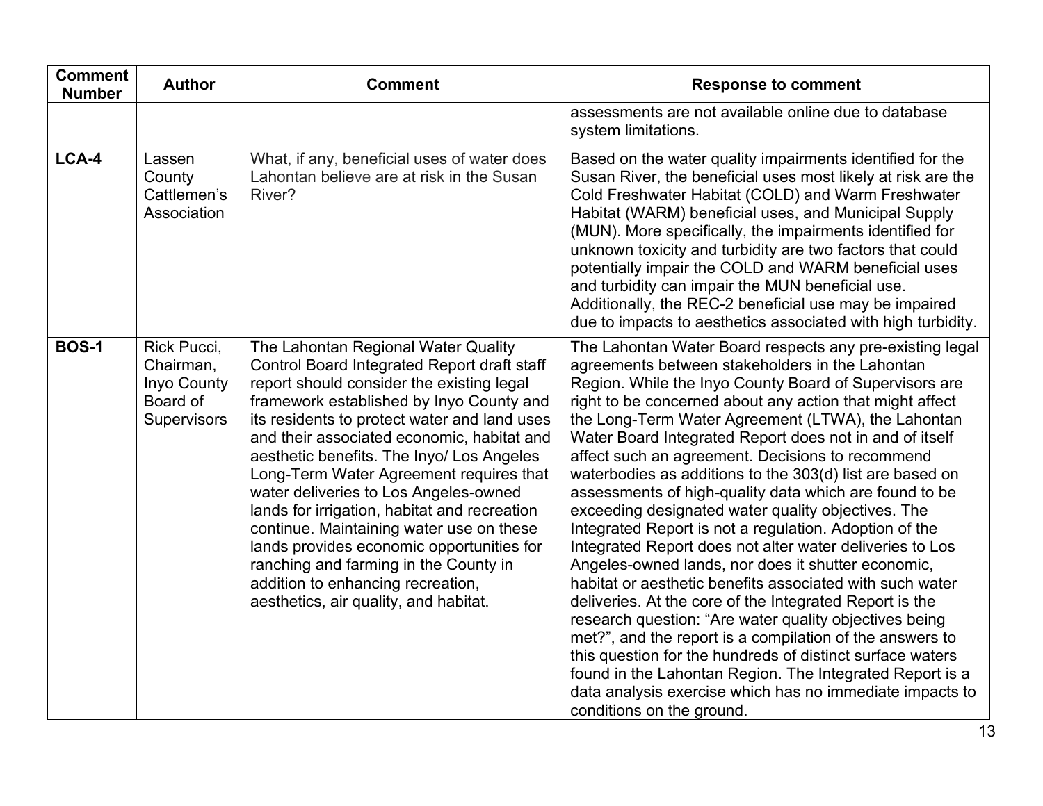| Comment Number | Author | Comment | Response to comment |
| --- | --- | --- | --- |
| | | | assessments are not available online due to database system limitations. |
| LCA-4 | Lassen County Cattlemen's Association | What, if any, beneficial uses of water does Lahontan believe are at risk in the Susan River? | Based on the water quality impairments identified for the Susan River, the beneficial uses most likely at risk are the Cold Freshwater Habitat (COLD) and Warm Freshwater Habitat (WARM) beneficial uses, and Municipal Supply (MUN). More specifically, the impairments identified for unknown toxicity and turbidity are two factors that could potentially impair the COLD and WARM beneficial uses and turbidity can impair the MUN beneficial use. Additionally, the REC-2 beneficial use may be impaired due to impacts to aesthetics associated with high turbidity. |
| BOS-1 | Rick Pucci, Chairman, Inyo County Board of Supervisors | The Lahontan Regional Water Quality Control Board Integrated Report draft staff report should consider the existing legal framework established by Inyo County and its residents to protect water and land uses and their associated economic, habitat and aesthetic benefits. The Inyo/ Los Angeles Long-Term Water Agreement requires that water deliveries to Los Angeles-owned lands for irrigation, habitat and recreation continue. Maintaining water use on these lands provides economic opportunities for ranching and farming in the County in addition to enhancing recreation, aesthetics, air quality, and habitat. | The Lahontan Water Board respects any pre-existing legal agreements between stakeholders in the Lahontan Region. While the Inyo County Board of Supervisors are right to be concerned about any action that might affect the Long-Term Water Agreement (LTWA), the Lahontan Water Board Integrated Report does not in and of itself affect such an agreement. Decisions to recommend waterbodies as additions to the 303(d) list are based on assessments of high-quality data which are found to be exceeding designated water quality objectives. The Integrated Report is not a regulation. Adoption of the Integrated Report does not alter water deliveries to Los Angeles-owned lands, nor does it shutter economic, habitat or aesthetic benefits associated with such water deliveries. At the core of the Integrated Report is the research question: "Are water quality objectives being met?", and the report is a compilation of the answers to this question for the hundreds of distinct surface waters found in the Lahontan Region. The Integrated Report is a data analysis exercise which has no immediate impacts to conditions on the ground. |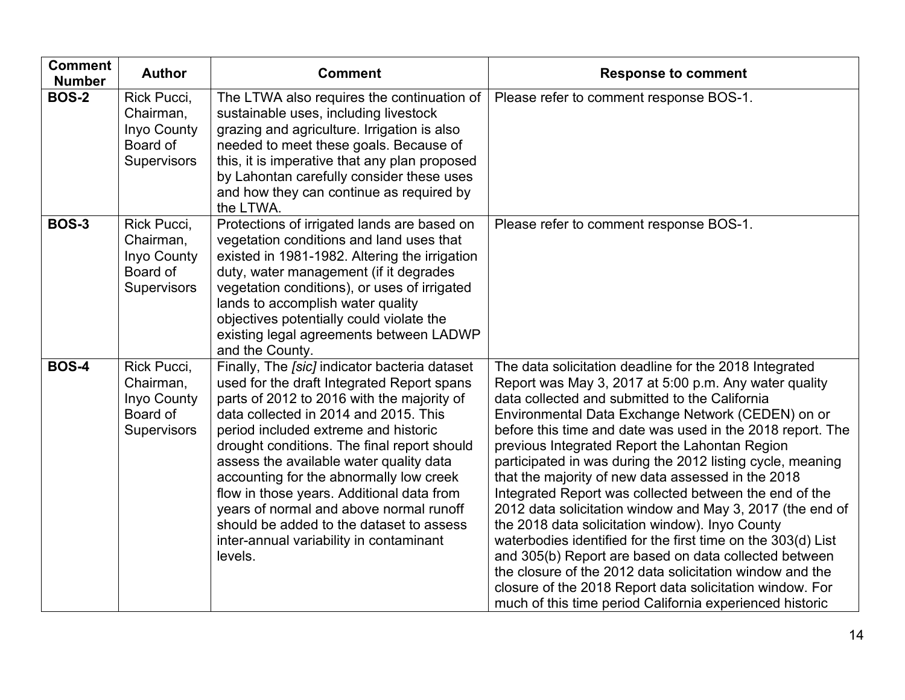| Comment Number | Author | Comment | Response to comment |
|---|---|---|---|
| **BOS-2** | Rick Pucci, Chairman, Inyo County Board of Supervisors | The LTWA also requires the continuation of sustainable uses, including livestock grazing and agriculture. Irrigation is also needed to meet these goals. Because of this, it is imperative that any plan proposed by Lahontan carefully consider these uses and how they can continue as required by the LTWA. | Please refer to comment response BOS-1. |
| **BOS-3** | Rick Pucci, Chairman, Inyo County Board of Supervisors | Protections of irrigated lands are based on vegetation conditions and land uses that existed in 1981-1982. Altering the irrigation duty, water management (if it degrades vegetation conditions), or uses of irrigated lands to accomplish water quality objectives potentially could violate the existing legal agreements between LADWP and the County. | Please refer to comment response BOS-1. |
| **BOS-4** | Rick Pucci, Chairman, Inyo County Board of Supervisors | Finally, The *[sic]* indicator bacteria dataset used for the draft Integrated Report spans parts of 2012 to 2016 with the majority of data collected in 2014 and 2015. This period included extreme and historic drought conditions. The final report should assess the available water quality data accounting for the abnormally low creek flow in those years. Additional data from years of normal and above normal runoff should be added to the dataset to assess inter-annual variability in contaminant levels. | The data solicitation deadline for the 2018 Integrated Report was May 3, 2017 at 5:00 p.m. Any water quality data collected and submitted to the California Environmental Data Exchange Network (CEDEN) on or before this time and date was used in the 2018 report. The previous Integrated Report the Lahontan Region participated in was during the 2012 listing cycle, meaning that the majority of new data assessed in the 2018 Integrated Report was collected between the end of the 2012 data solicitation window and May 3, 2017 (the end of the 2018 data solicitation window). Inyo County waterbodies identified for the first time on the 303(d) List and 305(b) Report are based on data collected between the closure of the 2012 data solicitation window and the closure of the 2018 Report data solicitation window. For much of this time period California experienced historic |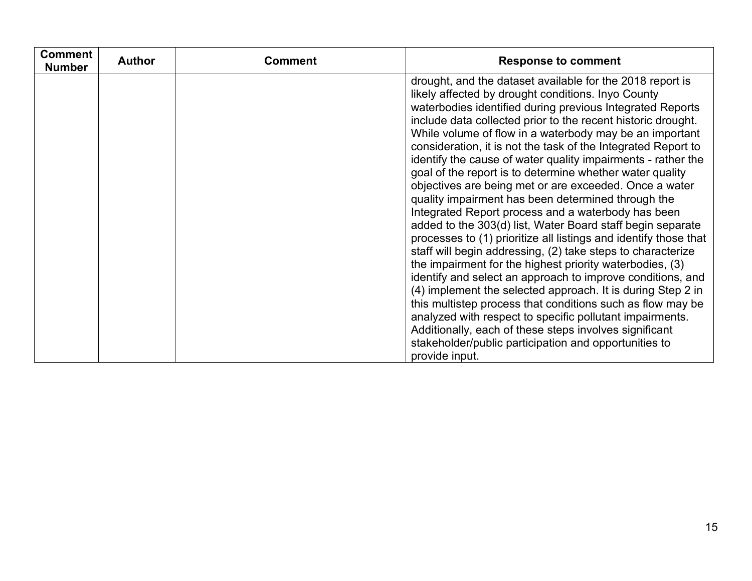| Comment Number | Author | Comment | Response to comment |
| --- | --- | --- | --- |
| | | | drought, and the dataset available for the 2018 report is likely affected by drought conditions. Inyo County waterbodies identified during previous Integrated Reports include data collected prior to the recent historic drought. While volume of flow in a waterbody may be an important consideration, it is not the task of the Integrated Report to identify the cause of water quality impairments - rather the goal of the report is to determine whether water quality objectives are being met or are exceeded. Once a water quality impairment has been determined through the Integrated Report process and a waterbody has been added to the 303(d) list, Water Board staff begin separate processes to (1) prioritize all listings and identify those that staff will begin addressing, (2) take steps to characterize the impairment for the highest priority waterbodies, (3) identify and select an approach to improve conditions, and (4) implement the selected approach. It is during Step 2 in this multistep process that conditions such as flow may be analyzed with respect to specific pollutant impairments. Additionally, each of these steps involves significant stakeholder/public participation and opportunities to provide input. |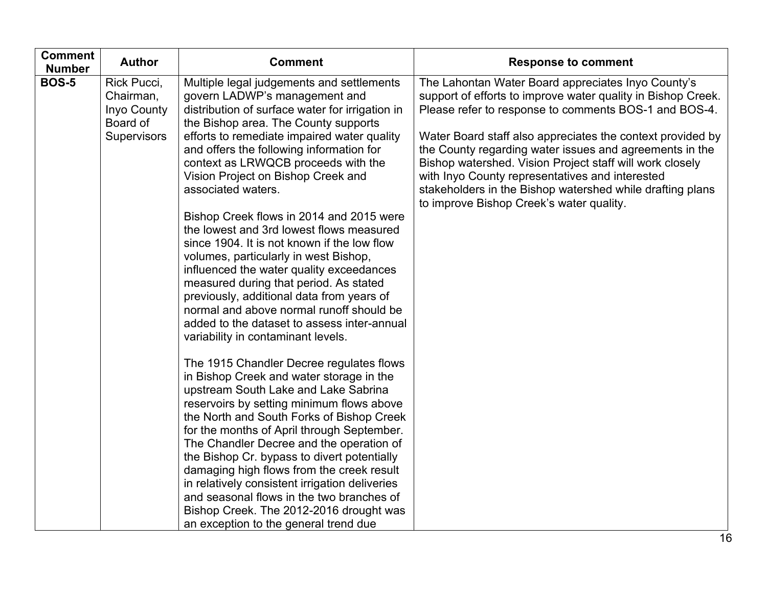| Comment Number | Author | Comment | Response to comment |
|---|---|---|---|
| **BOS-5** | Rick Pucci, Chairman, Inyo County Board of Supervisors | Multiple legal judgements and settlements govern LADWP's management and distribution of surface water for irrigation in the Bishop area. The County supports efforts to remediate impaired water quality and offers the following information for context as LRWQCB proceeds with the Vision Project on Bishop Creek and associated waters.<br><br>Bishop Creek flows in 2014 and 2015 were the lowest and 3rd lowest flows measured since 1904. It is not known if the low flow volumes, particularly in west Bishop, influenced the water quality exceedances measured during that period. As stated previously, additional data from years of normal and above normal runoff should be added to the dataset to assess inter-annual variability in contaminant levels.<br><br>The 1915 Chandler Decree regulates flows in Bishop Creek and water storage in the upstream South Lake and Lake Sabrina reservoirs by setting minimum flows above the North and South Forks of Bishop Creek for the months of April through September. The Chandler Decree and the operation of the Bishop Cr. bypass to divert potentially damaging high flows from the creek result in relatively consistent irrigation deliveries and seasonal flows in the two branches of Bishop Creek. The 2012-2016 drought was an exception to the general trend due | The Lahontan Water Board appreciates Inyo County's support of efforts to improve water quality in Bishop Creek. Please refer to response to comments BOS-1 and BOS-4.<br><br>Water Board staff also appreciates the context provided by the County regarding water issues and agreements in the Bishop watershed. Vision Project staff will work closely with Inyo County representatives and interested stakeholders in the Bishop watershed while drafting plans to improve Bishop Creek's water quality. |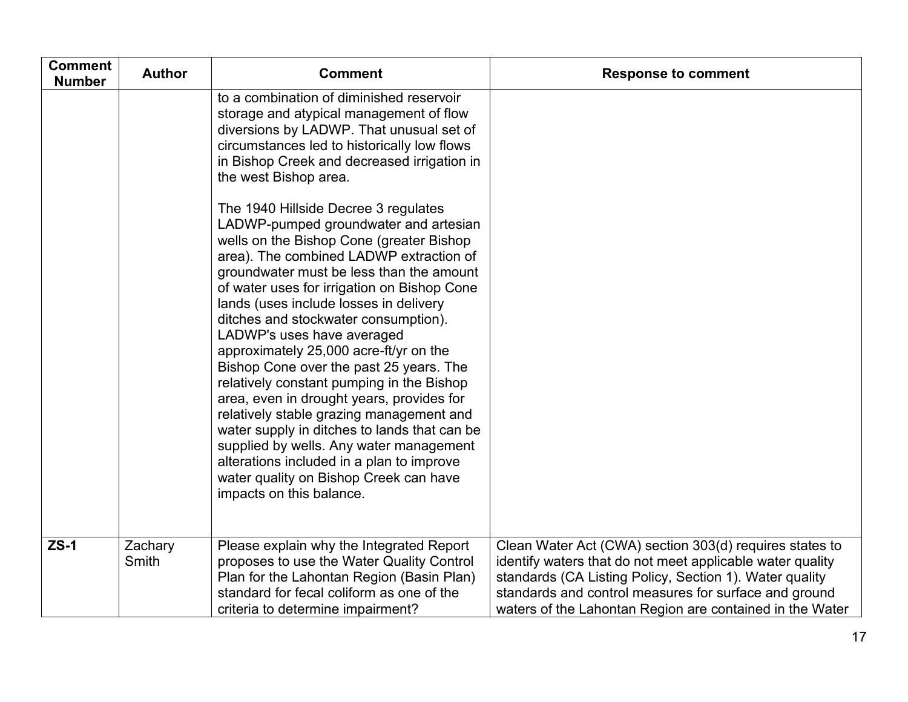| Comment Number | Author | Comment | Response to comment |
|---|---|---|---|
| | | to a combination of diminished reservoir storage and atypical management of flow diversions by LADWP. That unusual set of circumstances led to historically low flows in Bishop Creek and decreased irrigation in the west Bishop area.<br><br>The 1940 Hillside Decree 3 regulates LADWP-pumped groundwater and artesian wells on the Bishop Cone (greater Bishop area). The combined LADWP extraction of groundwater must be less than the amount of water uses for irrigation on Bishop Cone lands (uses include losses in delivery ditches and stockwater consumption). LADWP's uses have averaged approximately 25,000 acre-ft/yr on the Bishop Cone over the past 25 years. The relatively constant pumping in the Bishop area, even in drought years, provides for relatively stable grazing management and water supply in ditches to lands that can be supplied by wells. Any water management alterations included in a plan to improve water quality on Bishop Creek can have impacts on this balance. | |
| **ZS-1** | Zachary Smith | Please explain why the Integrated Report proposes to use the Water Quality Control Plan for the Lahontan Region (Basin Plan) standard for fecal coliform as one of the criteria to determine impairment? | Clean Water Act (CWA) section 303(d) requires states to identify waters that do not meet applicable water quality standards (CA Listing Policy, Section 1). Water quality standards and control measures for surface and ground waters of the Lahontan Region are contained in the Water |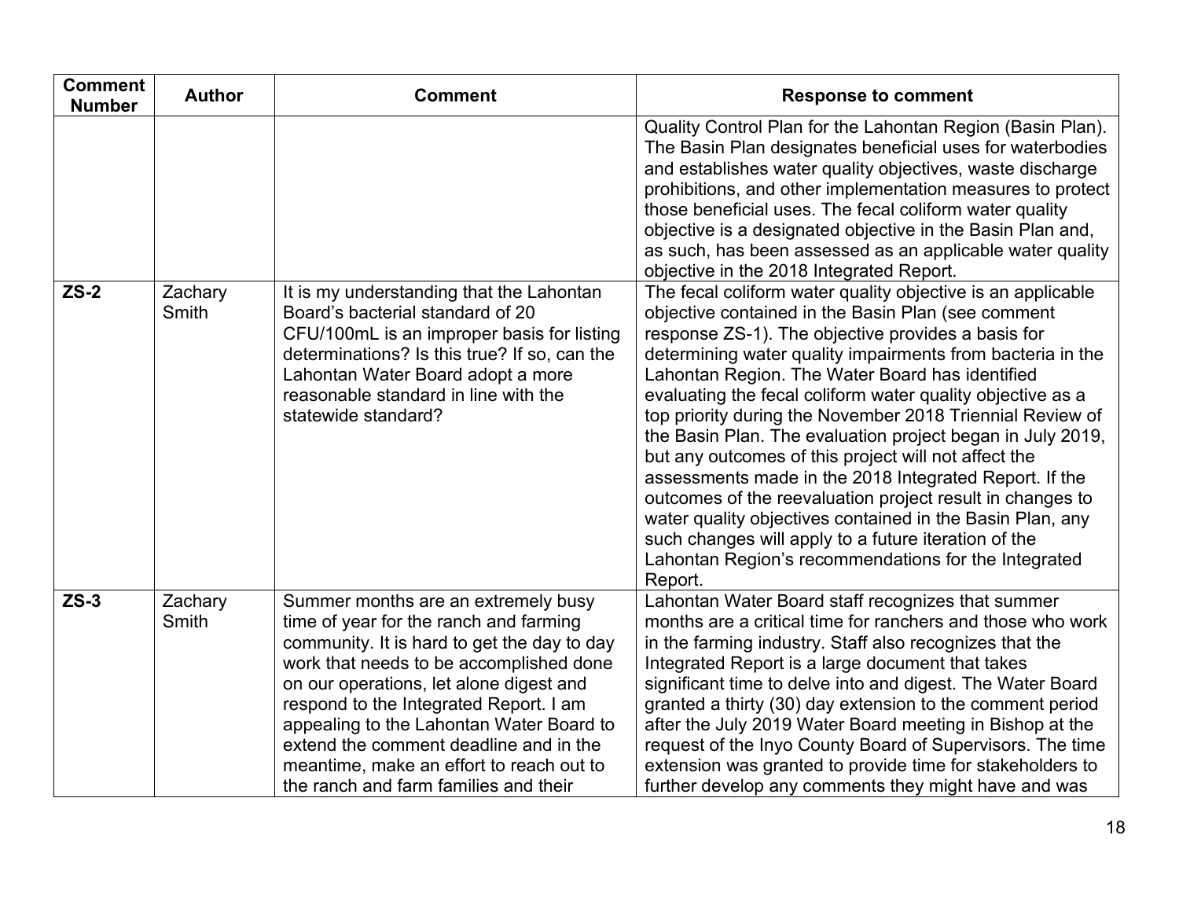| Comment Number | Author | Comment | Response to comment |
| --- | --- | --- | --- |
| | | | Quality Control Plan for the Lahontan Region (Basin Plan). The Basin Plan designates beneficial uses for waterbodies and establishes water quality objectives, waste discharge prohibitions, and other implementation measures to protect those beneficial uses. The fecal coliform water quality objective is a designated objective in the Basin Plan and, as such, has been assessed as an applicable water quality objective in the 2018 Integrated Report. |
| **ZS-2** | Zachary Smith | It is my understanding that the Lahontan Board's bacterial standard of 20 CFU/100mL is an improper basis for listing determinations? Is this true? If so, can the Lahontan Water Board adopt a more reasonable standard in line with the statewide standard? | The fecal coliform water quality objective is an applicable objective contained in the Basin Plan (see comment response ZS-1). The objective provides a basis for determining water quality impairments from bacteria in the Lahontan Region. The Water Board has identified evaluating the fecal coliform water quality objective as a top priority during the November 2018 Triennial Review of the Basin Plan. The evaluation project began in July 2019, but any outcomes of this project will not affect the assessments made in the 2018 Integrated Report. If the outcomes of the reevaluation project result in changes to water quality objectives contained in the Basin Plan, any such changes will apply to a future iteration of the Lahontan Region's recommendations for the Integrated Report. |
| **ZS-3** | Zachary Smith | Summer months are an extremely busy time of year for the ranch and farming community. It is hard to get the day to day work that needs to be accomplished done on our operations, let alone digest and respond to the Integrated Report. I am appealing to the Lahontan Water Board to extend the comment deadline and in the meantime, make an effort to reach out to the ranch and farm families and their | Lahontan Water Board staff recognizes that summer months are a critical time for ranchers and those who work in the farming industry. Staff also recognizes that the Integrated Report is a large document that takes significant time to delve into and digest. The Water Board granted a thirty (30) day extension to the comment period after the July 2019 Water Board meeting in Bishop at the request of the Inyo County Board of Supervisors. The time extension was granted to provide time for stakeholders to further develop any comments they might have and was |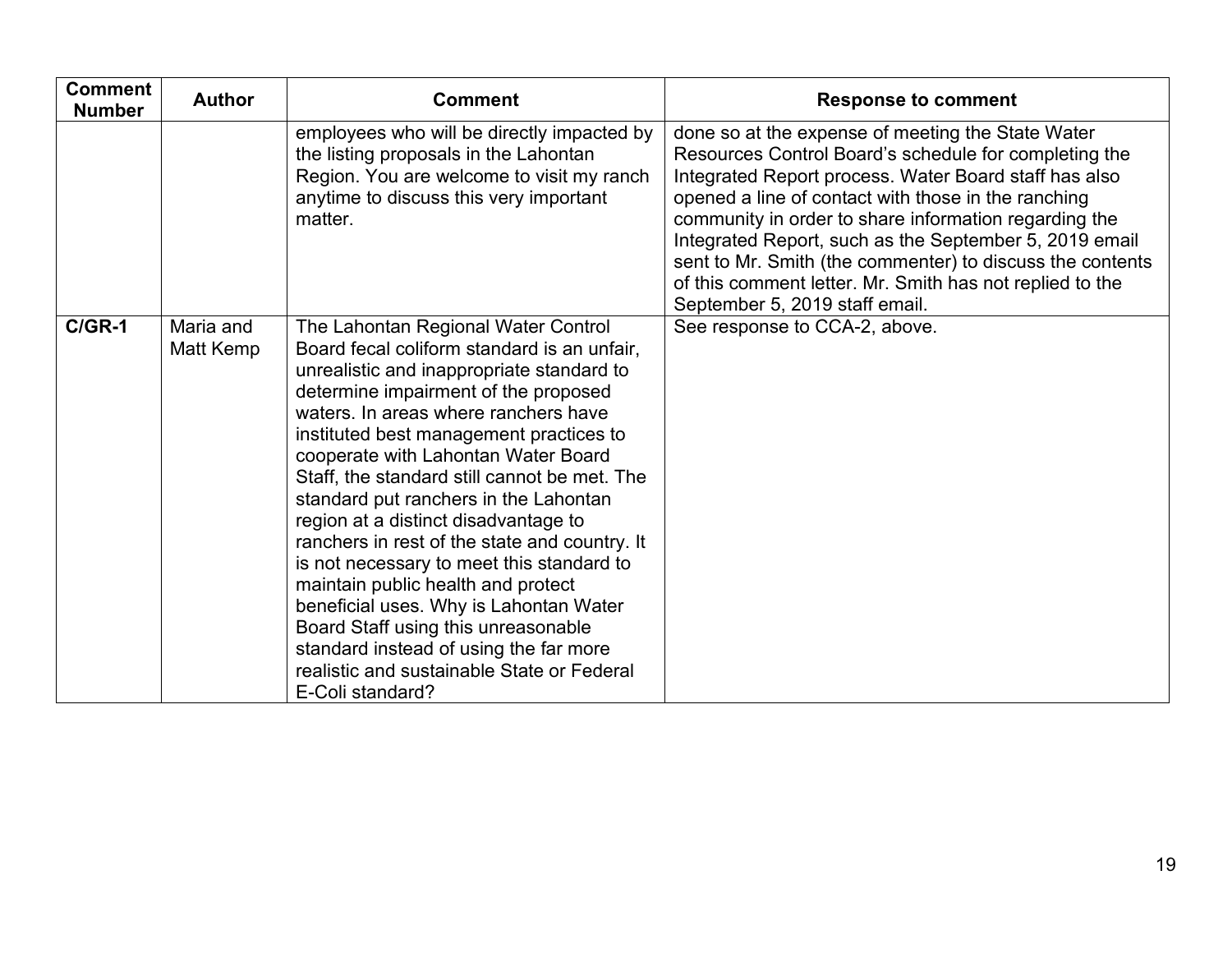| Comment Number | Author | Comment | Response to comment |
|---|---|---|---|
| | | employees who will be directly impacted by the listing proposals in the Lahontan Region. You are welcome to visit my ranch anytime to discuss this very important matter. | done so at the expense of meeting the State Water Resources Control Board's schedule for completing the Integrated Report process. Water Board staff has also opened a line of contact with those in the ranching community in order to share information regarding the Integrated Report, such as the September 5, 2019 email sent to Mr. Smith (the commenter) to discuss the contents of this comment letter. Mr. Smith has not replied to the September 5, 2019 staff email. |
| **C/GR-1** | Maria and Matt Kemp | The Lahontan Regional Water Control Board fecal coliform standard is an unfair, unrealistic and inappropriate standard to determine impairment of the proposed waters. In areas where ranchers have instituted best management practices to cooperate with Lahontan Water Board Staff, the standard still cannot be met. The standard put ranchers in the Lahontan region at a distinct disadvantage to ranchers in rest of the state and country. It is not necessary to meet this standard to maintain public health and protect beneficial uses. Why is Lahontan Water Board Staff using this unreasonable standard instead of using the far more realistic and sustainable State or Federal E-Coli standard? | See response to CCA-2, above. |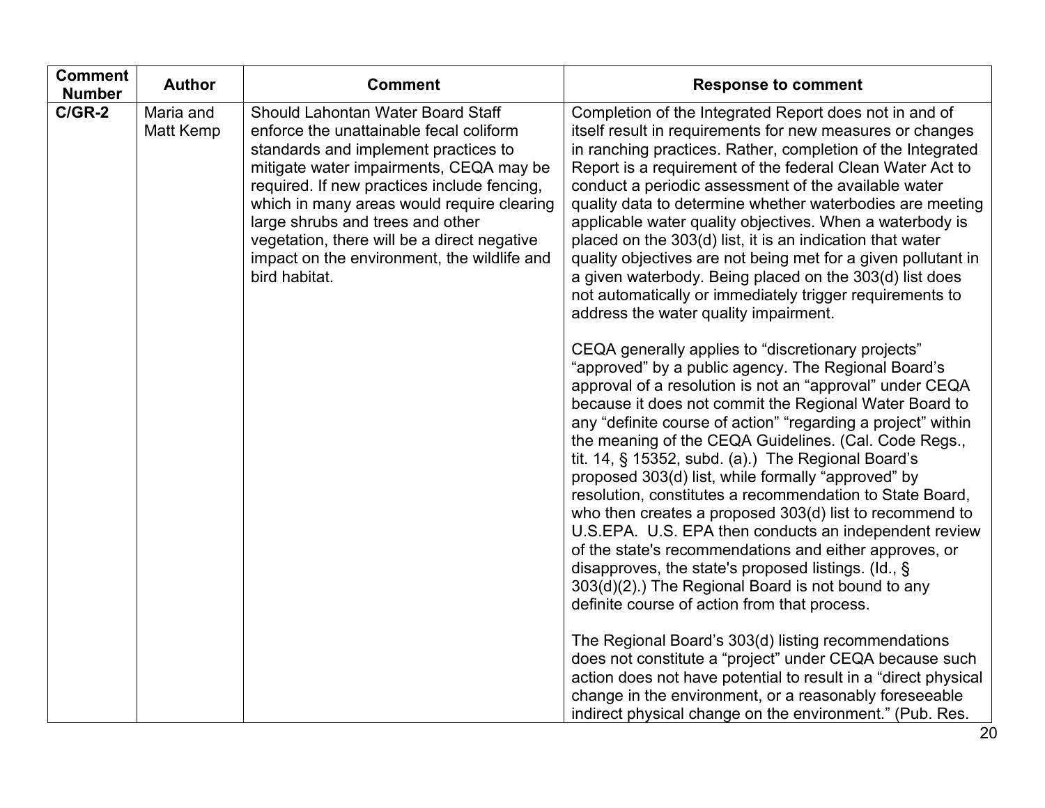| Comment Number | Author | Comment | Response to comment |
|---|---|---|---|
| **C/GR-2** | Maria and Matt Kemp | Should Lahontan Water Board Staff enforce the unattainable fecal coliform standards and implement practices to mitigate water impairments, CEQA may be required. If new practices include fencing, which in many areas would require clearing large shrubs and trees and other vegetation, there will be a direct negative impact on the environment, the wildlife and bird habitat. | Completion of the Integrated Report does not in and of itself result in requirements for new measures or changes in ranching practices. Rather, completion of the Integrated Report is a requirement of the federal Clean Water Act to conduct a periodic assessment of the available water quality data to determine whether waterbodies are meeting applicable water quality objectives. When a waterbody is placed on the 303(d) list, it is an indication that water quality objectives are not being met for a given pollutant in a given waterbody. Being placed on the 303(d) list does not automatically or immediately trigger requirements to address the water quality impairment.<br><br>CEQA generally applies to "discretionary projects" "approved" by a public agency. The Regional Board's approval of a resolution is not an "approval" under CEQA because it does not commit the Regional Water Board to any "definite course of action" "regarding a project" within the meaning of the CEQA Guidelines. (Cal. Code Regs., tit. 14, § 15352, subd. (a).) The Regional Board's proposed 303(d) list, while formally "approved" by resolution, constitutes a recommendation to State Board, who then creates a proposed 303(d) list to recommend to U.S.EPA. U.S. EPA then conducts an independent review of the state's recommendations and either approves, or disapproves, the state's proposed listings. (Id., § 303(d)(2).) The Regional Board is not bound to any definite course of action from that process.<br><br>The Regional Board's 303(d) listing recommendations does not constitute a "project" under CEQA because such action does not have potential to result in a "direct physical change in the environment, or a reasonably foreseeable indirect physical change on the environment." (Pub. Res. |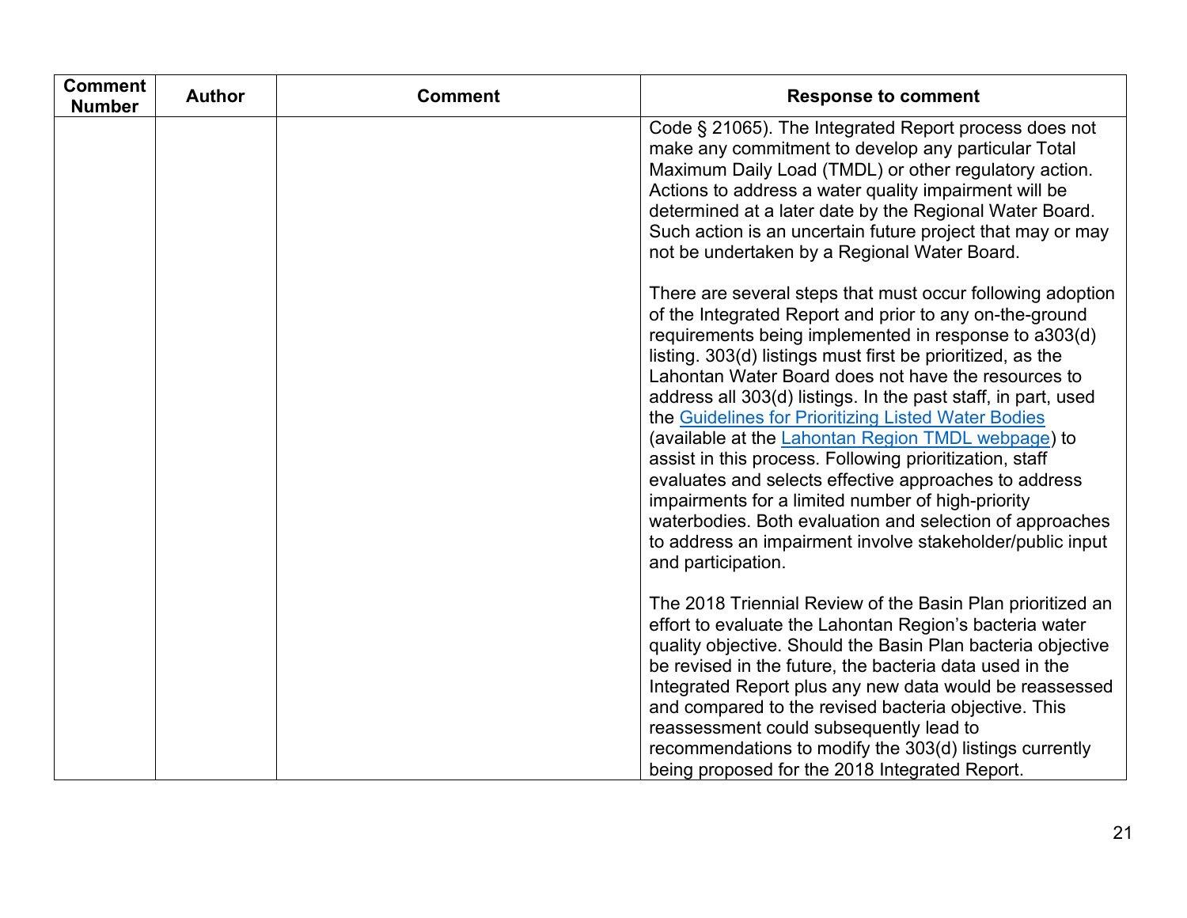| Comment Number | Author | Comment | Response to comment |
|---|---|---|---|
| | | | Code § 21065). The Integrated Report process does not make any commitment to develop any particular Total Maximum Daily Load (TMDL) or other regulatory action. Actions to address a water quality impairment will be determined at a later date by the Regional Water Board. Such action is an uncertain future project that may or may not be undertaken by a Regional Water Board.<br><br>There are several steps that must occur following adoption of the Integrated Report and prior to any on-the-ground requirements being implemented in response to a303(d) listing. 303(d) listings must first be prioritized, as the Lahontan Water Board does not have the resources to address all 303(d) listings. In the past staff, in part, used the Guidelines for Prioritizing Listed Water Bodies (available at the Lahontan Region TMDL webpage) to assist in this process. Following prioritization, staff evaluates and selects effective approaches to address impairments for a limited number of high-priority waterbodies. Both evaluation and selection of approaches to address an impairment involve stakeholder/public input and participation.<br><br>The 2018 Triennial Review of the Basin Plan prioritized an effort to evaluate the Lahontan Region's bacteria water quality objective. Should the Basin Plan bacteria objective be revised in the future, the bacteria data used in the Integrated Report plus any new data would be reassessed and compared to the revised bacteria objective. This reassessment could subsequently lead to recommendations to modify the 303(d) listings currently being proposed for the 2018 Integrated Report. |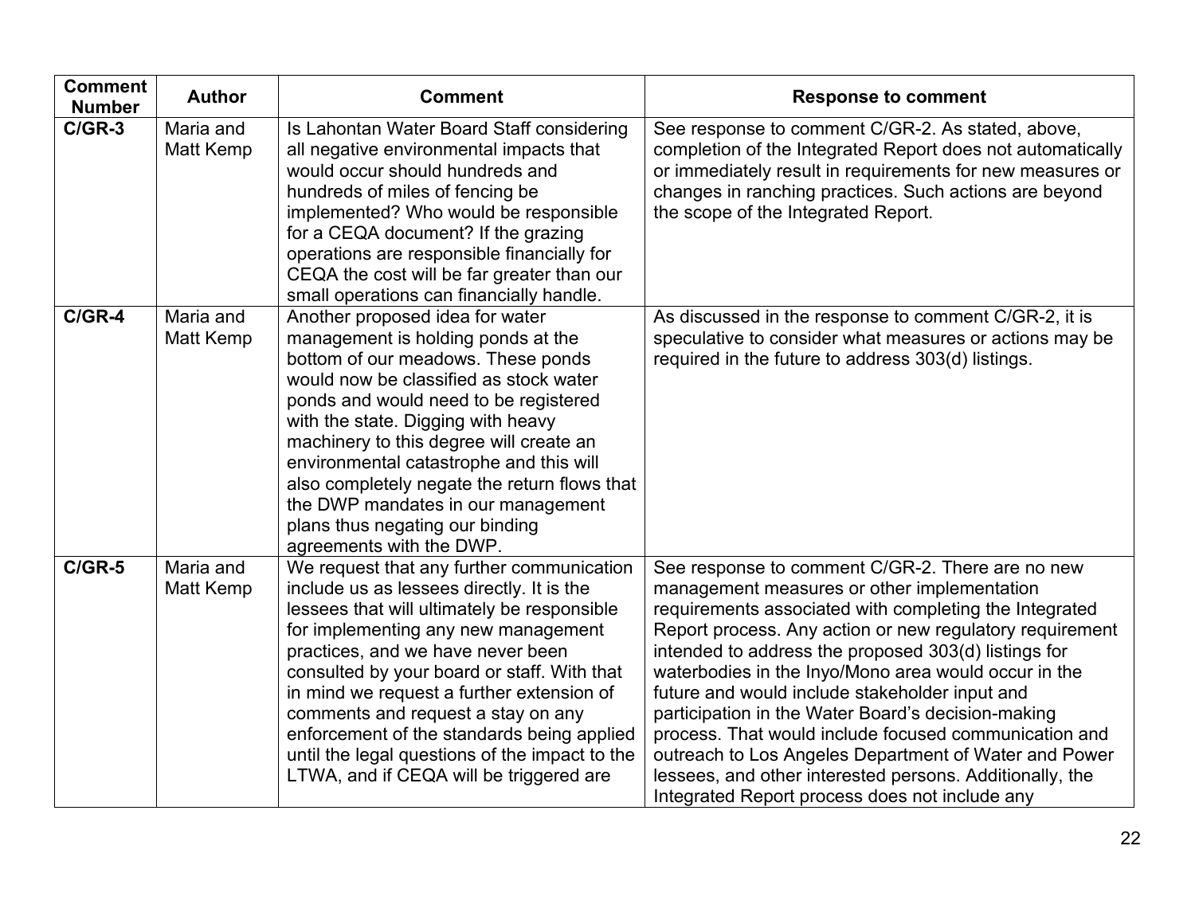| Comment Number | Author | Comment | Response to comment |
|---|---|---|---|
| **C/GR-3** | Maria and Matt Kemp | Is Lahontan Water Board Staff considering all negative environmental impacts that would occur should hundreds and hundreds of miles of fencing be implemented? Who would be responsible for a CEQA document? If the grazing operations are responsible financially for CEQA the cost will be far greater than our small operations can financially handle. | See response to comment C/GR-2. As stated, above, completion of the Integrated Report does not automatically or immediately result in requirements for new measures or changes in ranching practices. Such actions are beyond the scope of the Integrated Report. |
| **C/GR-4** | Maria and Matt Kemp | Another proposed idea for water management is holding ponds at the bottom of our meadows. These ponds would now be classified as stock water ponds and would need to be registered with the state. Digging with heavy machinery to this degree will create an environmental catastrophe and this will also completely negate the return flows that the DWP mandates in our management plans thus negating our binding agreements with the DWP. | As discussed in the response to comment C/GR-2, it is speculative to consider what measures or actions may be required in the future to address 303(d) listings. |
| **C/GR-5** | Maria and Matt Kemp | We request that any further communication include us as lessees directly. It is the lessees that will ultimately be responsible for implementing any new management practices, and we have never been consulted by your board or staff. With that in mind we request a further extension of comments and request a stay on any enforcement of the standards being applied until the legal questions of the impact to the LTWA, and if CEQA will be triggered are | See response to comment C/GR-2. There are no new management measures or other implementation requirements associated with completing the Integrated Report process. Any action or new regulatory requirement intended to address the proposed 303(d) listings for waterbodies in the Inyo/Mono area would occur in the future and would include stakeholder input and participation in the Water Board's decision-making process. That would include focused communication and outreach to Los Angeles Department of Water and Power lessees, and other interested persons. Additionally, the Integrated Report process does not include any |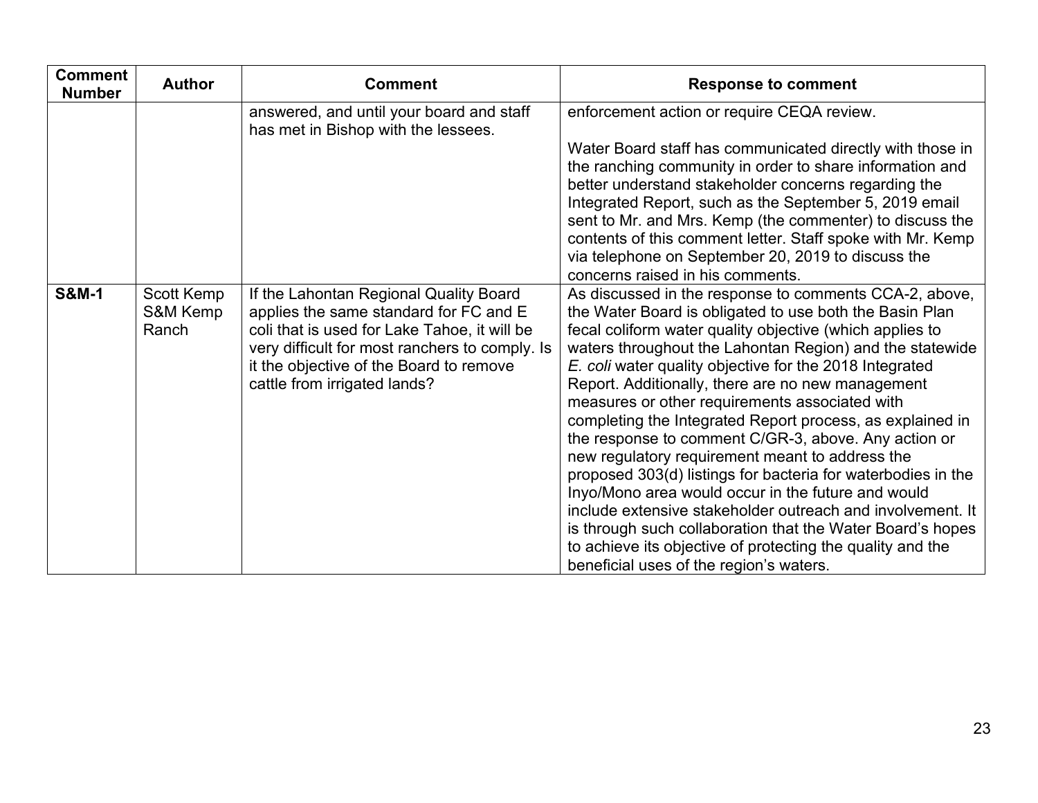| Comment Number | Author | Comment | Response to comment |
|---|---|---|---|
| | | answered, and until your board and staff has met in Bishop with the lessees. | enforcement action or require CEQA review.<br><br>Water Board staff has communicated directly with those in the ranching community in order to share information and better understand stakeholder concerns regarding the Integrated Report, such as the September 5, 2019 email sent to Mr. and Mrs. Kemp (the commenter) to discuss the contents of this comment letter. Staff spoke with Mr. Kemp via telephone on September 20, 2019 to discuss the concerns raised in his comments. |
| **S&M-1** | Scott Kemp S&M Kemp Ranch | If the Lahontan Regional Quality Board applies the same standard for FC and E coli that is used for Lake Tahoe, it will be very difficult for most ranchers to comply. Is it the objective of the Board to remove cattle from irrigated lands? | As discussed in the response to comments CCA-2, above, the Water Board is obligated to use both the Basin Plan fecal coliform water quality objective (which applies to waters throughout the Lahontan Region) and the statewide *E. coli* water quality objective for the 2018 Integrated Report. Additionally, there are no new management measures or other requirements associated with completing the Integrated Report process, as explained in the response to comment C/GR-3, above. Any action or new regulatory requirement meant to address the proposed 303(d) listings for bacteria for waterbodies in the Inyo/Mono area would occur in the future and would include extensive stakeholder outreach and involvement. It is through such collaboration that the Water Board's hopes to achieve its objective of protecting the quality and the beneficial uses of the region's waters. |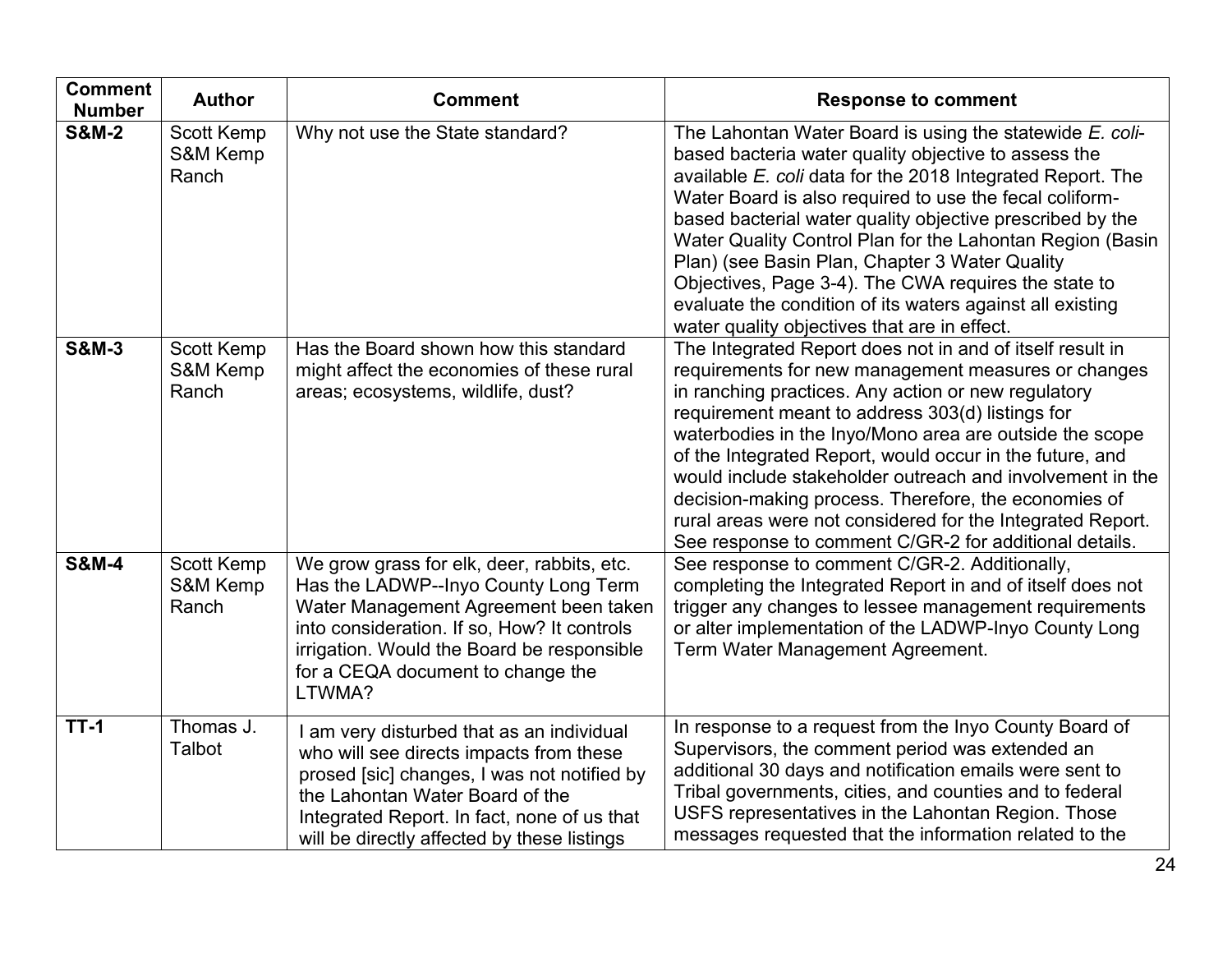| Comment Number | Author | Comment | Response to comment |
| --- | --- | --- | --- |
| **S&M-2** | Scott Kemp S&M Kemp Ranch | Why not use the State standard? | The Lahontan Water Board is using the statewide *E. coli*-based bacteria water quality objective to assess the available *E. coli* data for the 2018 Integrated Report. The Water Board is also required to use the fecal coliform-based bacterial water quality objective prescribed by the Water Quality Control Plan for the Lahontan Region (Basin Plan) (see Basin Plan, Chapter 3 Water Quality Objectives, Page 3-4). The CWA requires the state to evaluate the condition of its waters against all existing water quality objectives that are in effect. |
| **S&M-3** | Scott Kemp S&M Kemp Ranch | Has the Board shown how this standard might affect the economies of these rural areas; ecosystems, wildlife, dust? | The Integrated Report does not in and of itself result in requirements for new management measures or changes in ranching practices. Any action or new regulatory requirement meant to address 303(d) listings for waterbodies in the Inyo/Mono area are outside the scope of the Integrated Report, would occur in the future, and would include stakeholder outreach and involvement in the decision-making process. Therefore, the economies of rural areas were not considered for the Integrated Report. See response to comment C/GR-2 for additional details. |
| **S&M-4** | Scott Kemp S&M Kemp Ranch | We grow grass for elk, deer, rabbits, etc. Has the LADWP--Inyo County Long Term Water Management Agreement been taken into consideration. If so, How? It controls irrigation. Would the Board be responsible for a CEQA document to change the LTWMA? | See response to comment C/GR-2. Additionally, completing the Integrated Report in and of itself does not trigger any changes to lessee management requirements or alter implementation of the LADWP-Inyo County Long Term Water Management Agreement. |
| **TT-1** | Thomas J. Talbot | I am very disturbed that as an individual who will see directs impacts from these prosed [sic] changes, I was not notified by the Lahontan Water Board of the Integrated Report. In fact, none of us that will be directly affected by these listings | In response to a request from the Inyo County Board of Supervisors, the comment period was extended an additional 30 days and notification emails were sent to Tribal governments, cities, and counties and to federal USFS representatives in the Lahontan Region. Those messages requested that the information related to the |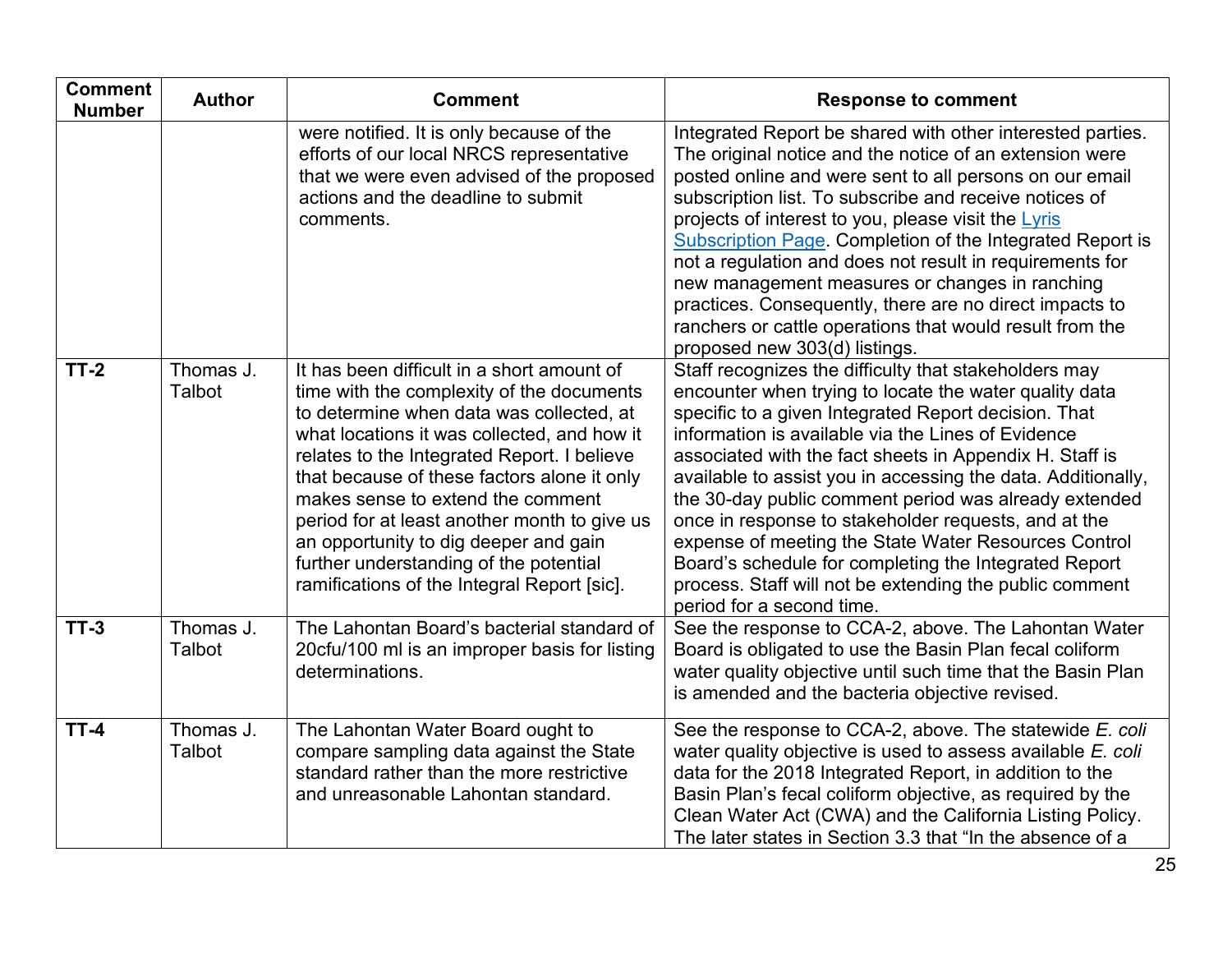| Comment Number | Author | Comment | Response to comment |
|---|---|---|---|
| | | were notified. It is only because of the efforts of our local NRCS representative that we were even advised of the proposed actions and the deadline to submit comments. | Integrated Report be shared with other interested parties. The original notice and the notice of an extension were posted online and were sent to all persons on our email subscription list. To subscribe and receive notices of projects of interest to you, please visit the [Lyris Subscription Page](). Completion of the Integrated Report is not a regulation and does not result in requirements for new management measures or changes in ranching practices. Consequently, there are no direct impacts to ranchers or cattle operations that would result from the proposed new 303(d) listings. |
| **TT-2** | Thomas J. Talbot | It has been difficult in a short amount of time with the complexity of the documents to determine when data was collected, at what locations it was collected, and how it relates to the Integrated Report. I believe that because of these factors alone it only makes sense to extend the comment period for at least another month to give us an opportunity to dig deeper and gain further understanding of the potential ramifications of the Integral Report [sic]. | Staff recognizes the difficulty that stakeholders may encounter when trying to locate the water quality data specific to a given Integrated Report decision. That information is available via the Lines of Evidence associated with the fact sheets in Appendix H. Staff is available to assist you in accessing the data. Additionally, the 30-day public comment period was already extended once in response to stakeholder requests, and at the expense of meeting the State Water Resources Control Board's schedule for completing the Integrated Report process. Staff will not be extending the public comment period for a second time. |
| **TT-3** | Thomas J. Talbot | The Lahontan Board's bacterial standard of 20cfu/100 ml is an improper basis for listing determinations. | See the response to CCA-2, above. The Lahontan Water Board is obligated to use the Basin Plan fecal coliform water quality objective until such time that the Basin Plan is amended and the bacteria objective revised. |
| **TT-4** | Thomas J. Talbot | The Lahontan Water Board ought to compare sampling data against the State standard rather than the more restrictive and unreasonable Lahontan standard. | See the response to CCA-2, above. The statewide *E. coli* water quality objective is used to assess available *E. coli* data for the 2018 Integrated Report, in addition to the Basin Plan's fecal coliform objective, as required by the Clean Water Act (CWA) and the California Listing Policy. The later states in Section 3.3 that "In the absence of a |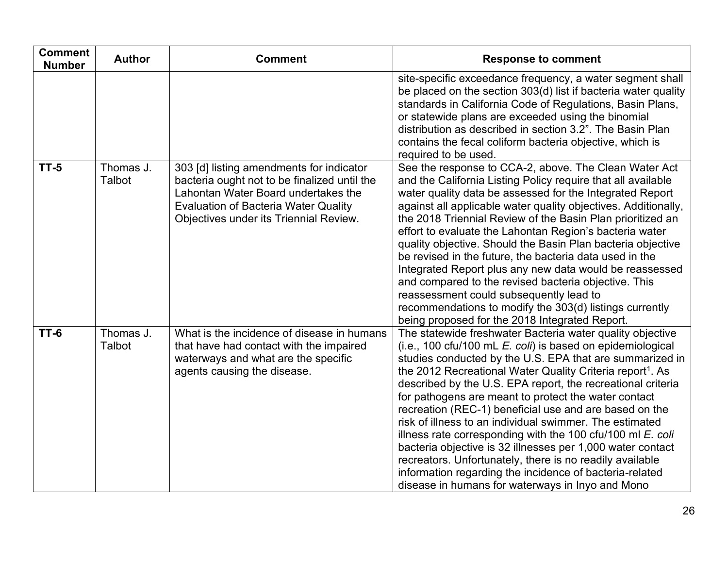| Comment Number | Author | Comment | Response to comment |
|---|---|---|---|
| | | | site-specific exceedance frequency, a water segment shall be placed on the section 303(d) list if bacteria water quality standards in California Code of Regulations, Basin Plans, or statewide plans are exceeded using the binomial distribution as described in section 3.2". The Basin Plan contains the fecal coliform bacteria objective, which is required to be used. |
| **TT-5** | Thomas J. Talbot | 303 [d] listing amendments for indicator bacteria ought not to be finalized until the Lahontan Water Board undertakes the Evaluation of Bacteria Water Quality Objectives under its Triennial Review. | See the response to CCA-2, above. The Clean Water Act and the California Listing Policy require that all available water quality data be assessed for the Integrated Report against all applicable water quality objectives. Additionally, the 2018 Triennial Review of the Basin Plan prioritized an effort to evaluate the Lahontan Region's bacteria water quality objective. Should the Basin Plan bacteria objective be revised in the future, the bacteria data used in the Integrated Report plus any new data would be reassessed and compared to the revised bacteria objective. This reassessment could subsequently lead to recommendations to modify the 303(d) listings currently being proposed for the 2018 Integrated Report. |
| **TT-6** | Thomas J. Talbot | What is the incidence of disease in humans that have had contact with the impaired waterways and what are the specific agents causing the disease. | The statewide freshwater Bacteria water quality objective (i.e., 100 cfu/100 mL *E. coli*) is based on epidemiological studies conducted by the U.S. EPA that are summarized in the 2012 Recreational Water Quality Criteria report[1]. As described by the U.S. EPA report, the recreational criteria for pathogens are meant to protect the water contact recreation (REC-1) beneficial use and are based on the risk of illness to an individual swimmer. The estimated illness rate corresponding with the 100 cfu/100 ml *E. coli* bacteria objective is 32 illnesses per 1,000 water contact recreators. Unfortunately, there is no readily available information regarding the incidence of bacteria-related disease in humans for waterways in Inyo and Mono |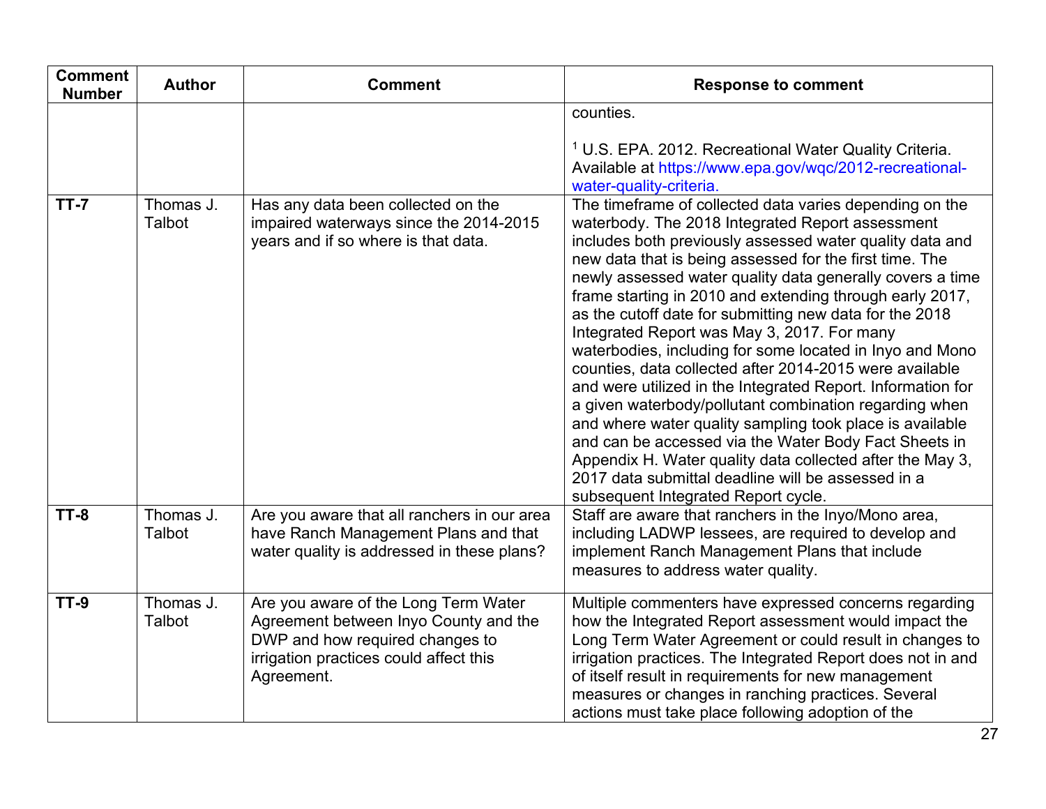| Comment Number | Author | Comment | Response to comment |
|---|---|---|---|
| | | | counties.<br><br>[1] U.S. EPA. 2012. Recreational Water Quality Criteria. Available at https://www.epa.gov/wqc/2012-recreational-water-quality-criteria. |
| **TT-7** | Thomas J. Talbot | Has any data been collected on the impaired waterways since the 2014-2015 years and if so where is that data. | The timeframe of collected data varies depending on the waterbody. The 2018 Integrated Report assessment includes both previously assessed water quality data and new data that is being assessed for the first time. The newly assessed water quality data generally covers a time frame starting in 2010 and extending through early 2017, as the cutoff date for submitting new data for the 2018 Integrated Report was May 3, 2017. For many waterbodies, including for some located in Inyo and Mono counties, data collected after 2014-2015 were available and were utilized in the Integrated Report. Information for a given waterbody/pollutant combination regarding when and where water quality sampling took place is available and can be accessed via the Water Body Fact Sheets in Appendix H. Water quality data collected after the May 3, 2017 data submittal deadline will be assessed in a subsequent Integrated Report cycle. |
| **TT-8** | Thomas J. Talbot | Are you aware that all ranchers in our area have Ranch Management Plans and that water quality is addressed in these plans? | Staff are aware that ranchers in the Inyo/Mono area, including LADWP lessees, are required to develop and implement Ranch Management Plans that include measures to address water quality. |
| **TT-9** | Thomas J. Talbot | Are you aware of the Long Term Water Agreement between Inyo County and the DWP and how required changes to irrigation practices could affect this Agreement. | Multiple commenters have expressed concerns regarding how the Integrated Report assessment would impact the Long Term Water Agreement or could result in changes to irrigation practices. The Integrated Report does not in and of itself result in requirements for new management measures or changes in ranching practices. Several actions must take place following adoption of the |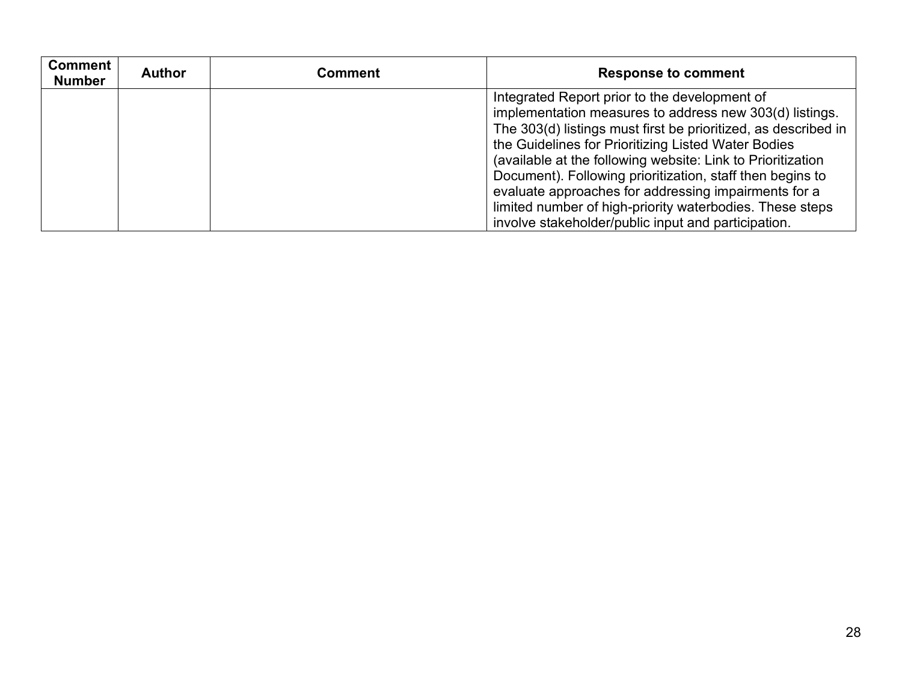| Comment Number | Author | Comment | Response to comment |
| --- | --- | --- | --- |
| | | | Integrated Report prior to the development of implementation measures to address new 303(d) listings. The 303(d) listings must first be prioritized, as described in the Guidelines for Prioritizing Listed Water Bodies (available at the following website: Link to Prioritization Document). Following prioritization, staff then begins to evaluate approaches for addressing impairments for a limited number of high-priority waterbodies. These steps involve stakeholder/public input and participation. |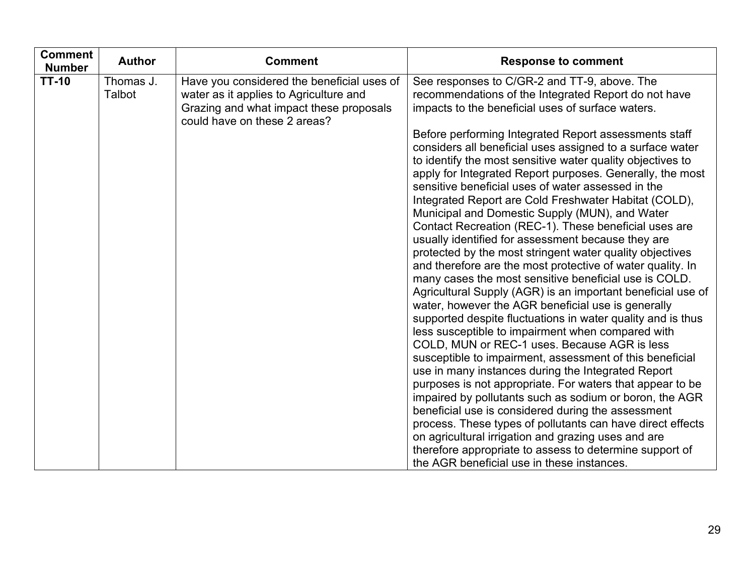| Comment Number | Author | Comment | Response to comment |
| --- | --- | --- | --- |
| **TT-10** | Thomas J. Talbot | Have you considered the beneficial uses of water as it applies to Agriculture and Grazing and what impact these proposals could have on these 2 areas? | See responses to C/GR-2 and TT-9, above. The recommendations of the Integrated Report do not have impacts to the beneficial uses of surface waters.<br><br>Before performing Integrated Report assessments staff considers all beneficial uses assigned to a surface water to identify the most sensitive water quality objectives to apply for Integrated Report purposes. Generally, the most sensitive beneficial uses of water assessed in the Integrated Report are Cold Freshwater Habitat (COLD), Municipal and Domestic Supply (MUN), and Water Contact Recreation (REC-1). These beneficial uses are usually identified for assessment because they are protected by the most stringent water quality objectives and therefore are the most protective of water quality. In many cases the most sensitive beneficial use is COLD. Agricultural Supply (AGR) is an important beneficial use of water, however the AGR beneficial use is generally supported despite fluctuations in water quality and is thus less susceptible to impairment when compared with COLD, MUN or REC-1 uses. Because AGR is less susceptible to impairment, assessment of this beneficial use in many instances during the Integrated Report purposes is not appropriate. For waters that appear to be impaired by pollutants such as sodium or boron, the AGR beneficial use is considered during the assessment process. These types of pollutants can have direct effects on agricultural irrigation and grazing uses and are therefore appropriate to assess to determine support of the AGR beneficial use in these instances. |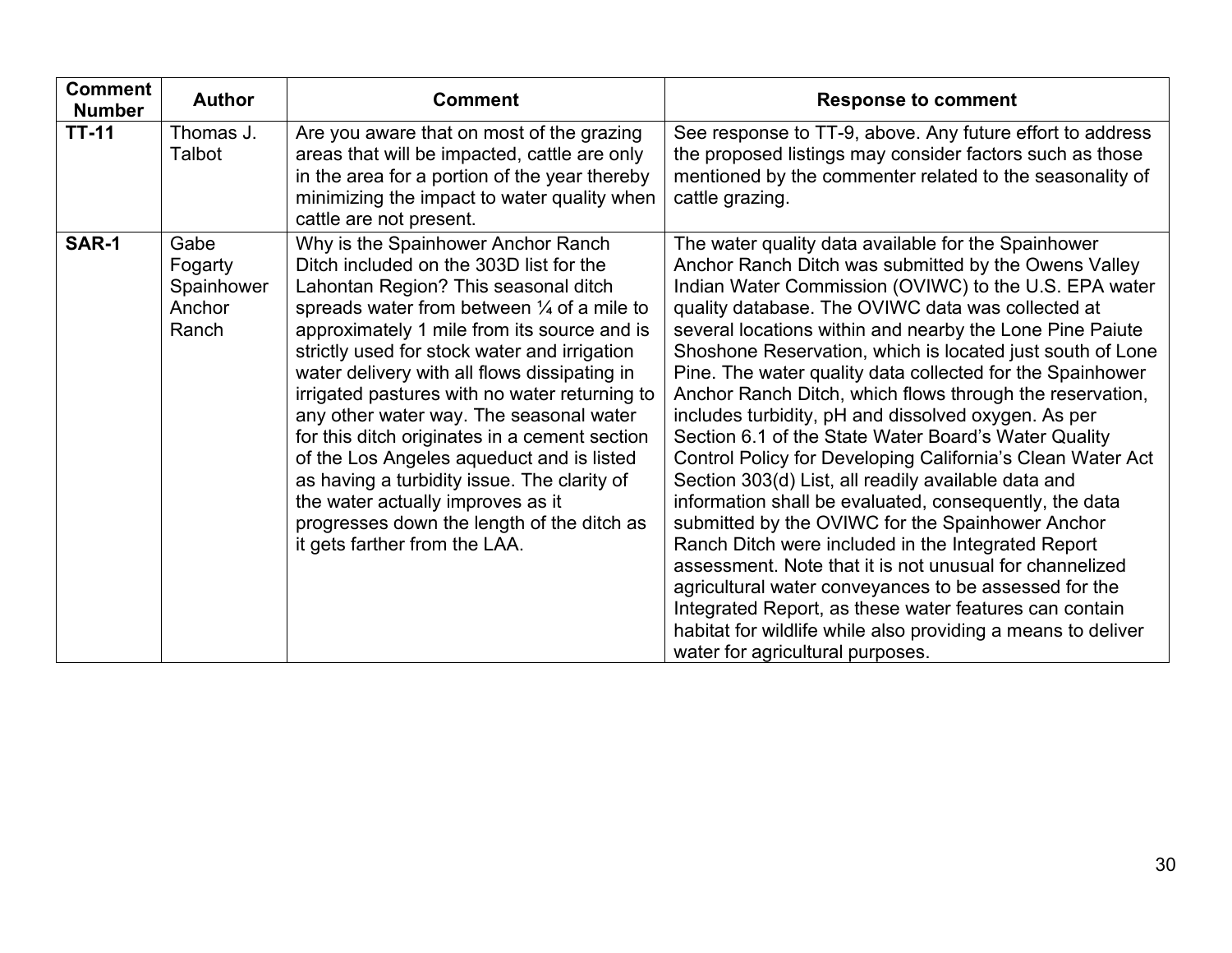| Comment Number | Author | Comment | Response to comment |
|---|---|---|---|
| **TT-11** | Thomas J. Talbot | Are you aware that on most of the grazing areas that will be impacted, cattle are only in the area for a portion of the year thereby minimizing the impact to water quality when cattle are not present. | See response to TT-9, above. Any future effort to address the proposed listings may consider factors such as those mentioned by the commenter related to the seasonality of cattle grazing. |
| **SAR-1** | Gabe Fogarty Spainhower Anchor Ranch | Why is the Spainhower Anchor Ranch Ditch included on the 303D list for the Lahontan Region? This seasonal ditch spreads water from between ¼ of a mile to approximately 1 mile from its source and is strictly used for stock water and irrigation water delivery with all flows dissipating in irrigated pastures with no water returning to any other water way. The seasonal water for this ditch originates in a cement section of the Los Angeles aqueduct and is listed as having a turbidity issue. The clarity of the water actually improves as it progresses down the length of the ditch as it gets farther from the LAA. | The water quality data available for the Spainhower Anchor Ranch Ditch was submitted by the Owens Valley Indian Water Commission (OVIWC) to the U.S. EPA water quality database. The OVIWC data was collected at several locations within and nearby the Lone Pine Paiute Shoshone Reservation, which is located just south of Lone Pine. The water quality data collected for the Spainhower Anchor Ranch Ditch, which flows through the reservation, includes turbidity, pH and dissolved oxygen. As per Section 6.1 of the State Water Board's Water Quality Control Policy for Developing California's Clean Water Act Section 303(d) List, all readily available data and information shall be evaluated, consequently, the data submitted by the OVIWC for the Spainhower Anchor Ranch Ditch were included in the Integrated Report assessment. Note that it is not unusual for channelized agricultural water conveyances to be assessed for the Integrated Report, as these water features can contain habitat for wildlife while also providing a means to deliver water for agricultural purposes. |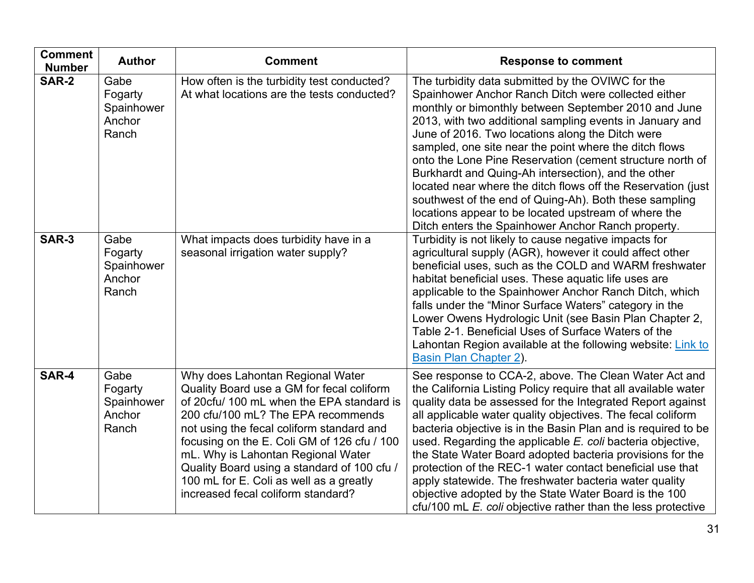| Comment Number | Author | Comment | Response to comment |
|---|---|---|---|
| **SAR-2** | Gabe Fogarty Spainhower Anchor Ranch | How often is the turbidity test conducted? At what locations are the tests conducted? | The turbidity data submitted by the OVIWC for the Spainhower Anchor Ranch Ditch were collected either monthly or bimonthly between September 2010 and June 2013, with two additional sampling events in January and June of 2016. Two locations along the Ditch were sampled, one site near the point where the ditch flows onto the Lone Pine Reservation (cement structure north of Burkhardt and Quing-Ah intersection), and the other located near where the ditch flows off the Reservation (just southwest of the end of Quing-Ah). Both these sampling locations appear to be located upstream of where the Ditch enters the Spainhower Anchor Ranch property. |
| **SAR-3** | Gabe Fogarty Spainhower Anchor Ranch | What impacts does turbidity have in a seasonal irrigation water supply? | Turbidity is not likely to cause negative impacts for agricultural supply (AGR), however it could affect other beneficial uses, such as the COLD and WARM freshwater habitat beneficial uses. These aquatic life uses are applicable to the Spainhower Anchor Ranch Ditch, which falls under the "Minor Surface Waters" category in the Lower Owens Hydrologic Unit (see Basin Plan Chapter 2, Table 2-1. Beneficial Uses of Surface Waters of the Lahontan Region available at the following website: [Link to Basin Plan Chapter 2](Link to Basin Plan Chapter 2)). |
| **SAR-4** | Gabe Fogarty Spainhower Anchor Ranch | Why does Lahontan Regional Water Quality Board use a GM for fecal coliform of 20cfu/ 100 mL when the EPA standard is 200 cfu/100 mL? The EPA recommends not using the fecal coliform standard and focusing on the E. Coli GM of 126 cfu / 100 mL. Why is Lahontan Regional Water Quality Board using a standard of 100 cfu / 100 mL for E. Coli as well as a greatly increased fecal coliform standard? | See response to CCA-2, above. The Clean Water Act and the California Listing Policy require that all available water quality data be assessed for the Integrated Report against all applicable water quality objectives. The fecal coliform bacteria objective is in the Basin Plan and is required to be used. Regarding the applicable *E. coli* bacteria objective, the State Water Board adopted bacteria provisions for the protection of the REC-1 water contact beneficial use that apply statewide. The freshwater bacteria water quality objective adopted by the State Water Board is the 100 cfu/100 mL *E. coli* objective rather than the less protective |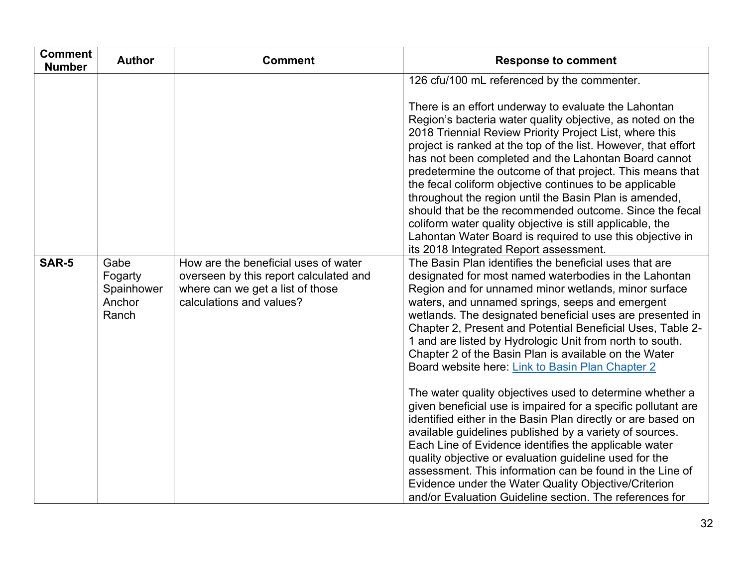| Comment Number | Author | Comment | Response to comment |
|---|---|---|---|
| | | | 126 cfu/100 mL referenced by the commenter.<br><br>There is an effort underway to evaluate the Lahontan Region's bacteria water quality objective, as noted on the 2018 Triennial Review Priority Project List, where this project is ranked at the top of the list. However, that effort has not been completed and the Lahontan Board cannot predetermine the outcome of that project. This means that the fecal coliform objective continues to be applicable throughout the region until the Basin Plan is amended, should that be the recommended outcome. Since the fecal coliform water quality objective is still applicable, the Lahontan Water Board is required to use this objective in its 2018 Integrated Report assessment. |
| **SAR-5** | Gabe Fogarty Spainhower Anchor Ranch | How are the beneficial uses of water overseen by this report calculated and where can we get a list of those calculations and values? | The Basin Plan identifies the beneficial uses that are designated for most named waterbodies in the Lahontan Region and for unnamed minor wetlands, minor surface waters, and unnamed springs, seeps and emergent wetlands. The designated beneficial uses are presented in Chapter 2, Present and Potential Beneficial Uses, Table 2-1 and are listed by Hydrologic Unit from north to south. Chapter 2 of the Basin Plan is available on the Water Board website here: Link to Basin Plan Chapter 2<br><br>The water quality objectives used to determine whether a given beneficial use is impaired for a specific pollutant are identified either in the Basin Plan directly or are based on available guidelines published by a variety of sources. Each Line of Evidence identifies the applicable water quality objective or evaluation guideline used for the assessment. This information can be found in the Line of Evidence under the Water Quality Objective/Criterion and/or Evaluation Guideline section. The references for |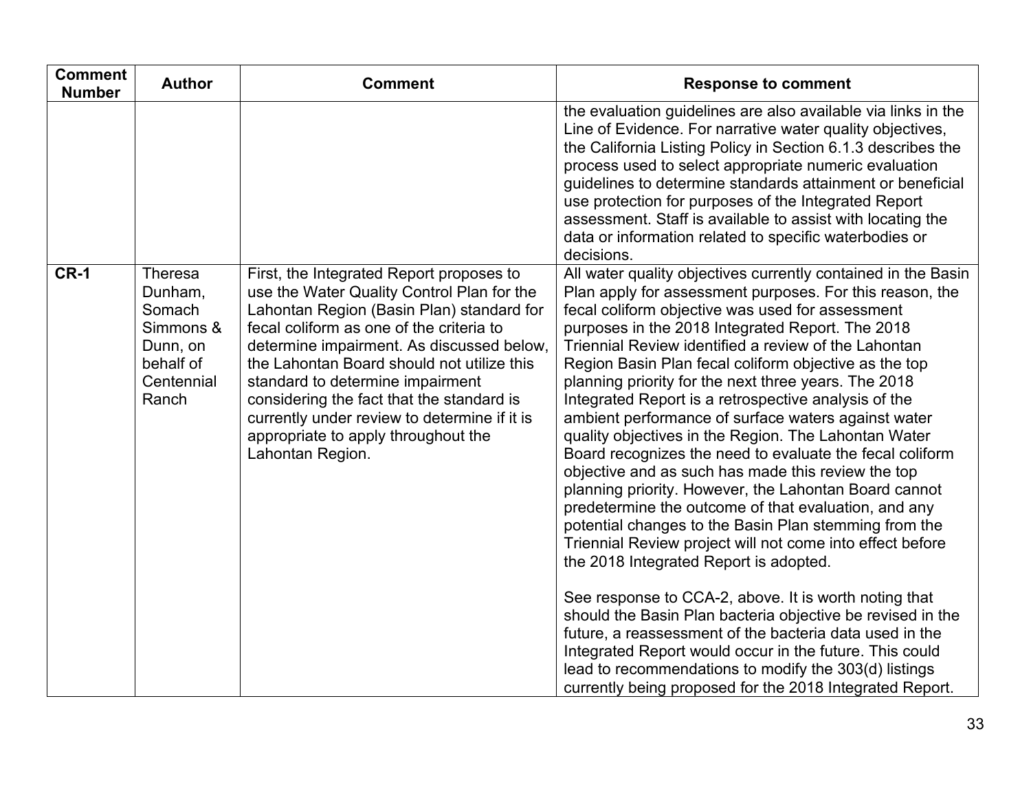| Comment Number | Author | Comment | Response to comment |
|---|---|---|---|
| | | | the evaluation guidelines are also available via links in the Line of Evidence. For narrative water quality objectives, the California Listing Policy in Section 6.1.3 describes the process used to select appropriate numeric evaluation guidelines to determine standards attainment or beneficial use protection for purposes of the Integrated Report assessment. Staff is available to assist with locating the data or information related to specific waterbodies or decisions. |
| **CR-1** | Theresa Dunham, Somach Simmons & Dunn, on behalf of Centennial Ranch | First, the Integrated Report proposes to use the Water Quality Control Plan for the Lahontan Region (Basin Plan) standard for fecal coliform as one of the criteria to determine impairment. As discussed below, the Lahontan Board should not utilize this standard to determine impairment considering the fact that the standard is currently under review to determine if it is appropriate to apply throughout the Lahontan Region. | All water quality objectives currently contained in the Basin Plan apply for assessment purposes. For this reason, the fecal coliform objective was used for assessment purposes in the 2018 Integrated Report. The 2018 Triennial Review identified a review of the Lahontan Region Basin Plan fecal coliform objective as the top planning priority for the next three years. The 2018 Integrated Report is a retrospective analysis of the ambient performance of surface waters against water quality objectives in the Region. The Lahontan Water Board recognizes the need to evaluate the fecal coliform objective and as such has made this review the top planning priority. However, the Lahontan Board cannot predetermine the outcome of that evaluation, and any potential changes to the Basin Plan stemming from the Triennial Review project will not come into effect before the 2018 Integrated Report is adopted.<br><br>See response to CCA-2, above. It is worth noting that should the Basin Plan bacteria objective be revised in the future, a reassessment of the bacteria data used in the Integrated Report would occur in the future. This could lead to recommendations to modify the 303(d) listings currently being proposed for the 2018 Integrated Report. |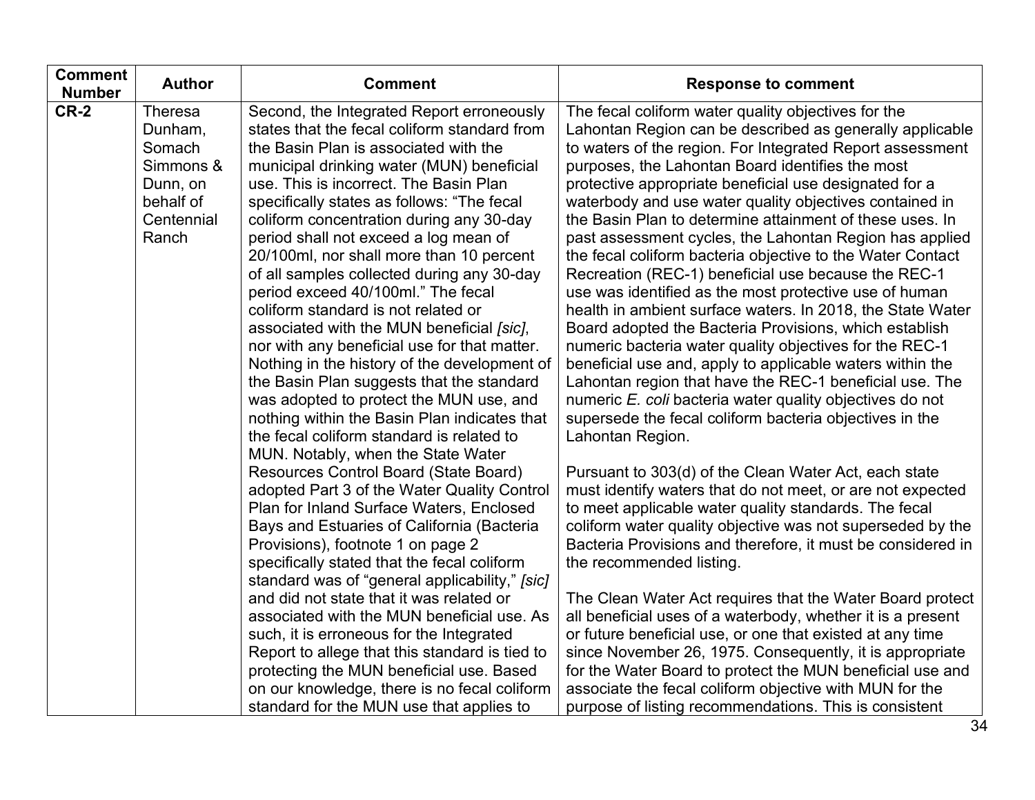| Comment Number | Author | Comment | Response to comment |
|---|---|---|---|
| **CR-2** | Theresa Dunham, Somach Simmons & Dunn, on behalf of Centennial Ranch | Second, the Integrated Report erroneously states that the fecal coliform standard from the Basin Plan is associated with the municipal drinking water (MUN) beneficial use. This is incorrect. The Basin Plan specifically states as follows: "The fecal coliform concentration during any 30-day period shall not exceed a log mean of 20/100ml, nor shall more than 10 percent of all samples collected during any 30-day period exceed 40/100ml." The fecal coliform standard is not related or associated with the MUN beneficial *[sic]*, nor with any beneficial use for that matter. Nothing in the history of the development of the Basin Plan suggests that the standard was adopted to protect the MUN use, and nothing within the Basin Plan indicates that the fecal coliform standard is related to MUN. Notably, when the State Water Resources Control Board (State Board) adopted Part 3 of the Water Quality Control Plan for Inland Surface Waters, Enclosed Bays and Estuaries of California (Bacteria Provisions), footnote 1 on page 2 specifically stated that the fecal coliform standard was of "general applicability," *[sic]* and did not state that it was related or associated with the MUN beneficial use. As such, it is erroneous for the Integrated Report to allege that this standard is tied to protecting the MUN beneficial use. Based on our knowledge, there is no fecal coliform standard for the MUN use that applies to | The fecal coliform water quality objectives for the Lahontan Region can be described as generally applicable to waters of the region. For Integrated Report assessment purposes, the Lahontan Board identifies the most protective appropriate beneficial use designated for a waterbody and use water quality objectives contained in the Basin Plan to determine attainment of these uses. In past assessment cycles, the Lahontan Region has applied the fecal coliform bacteria objective to the Water Contact Recreation (REC-1) beneficial use because the REC-1 use was identified as the most protective use of human health in ambient surface waters. In 2018, the State Water Board adopted the Bacteria Provisions, which establish numeric bacteria water quality objectives for the REC-1 beneficial use and, apply to applicable waters within the Lahontan region that have the REC-1 beneficial use. The numeric *E. coli* bacteria water quality objectives do not supersede the fecal coliform bacteria objectives in the Lahontan Region.<br><br>Pursuant to 303(d) of the Clean Water Act, each state must identify waters that do not meet, or are not expected to meet applicable water quality standards. The fecal coliform water quality objective was not superseded by the Bacteria Provisions and therefore, it must be considered in the recommended listing.<br><br>The Clean Water Act requires that the Water Board protect all beneficial uses of a waterbody, whether it is a present or future beneficial use, or one that existed at any time since November 26, 1975. Consequently, it is appropriate for the Water Board to protect the MUN beneficial use and associate the fecal coliform objective with MUN for the purpose of listing recommendations. This is consistent |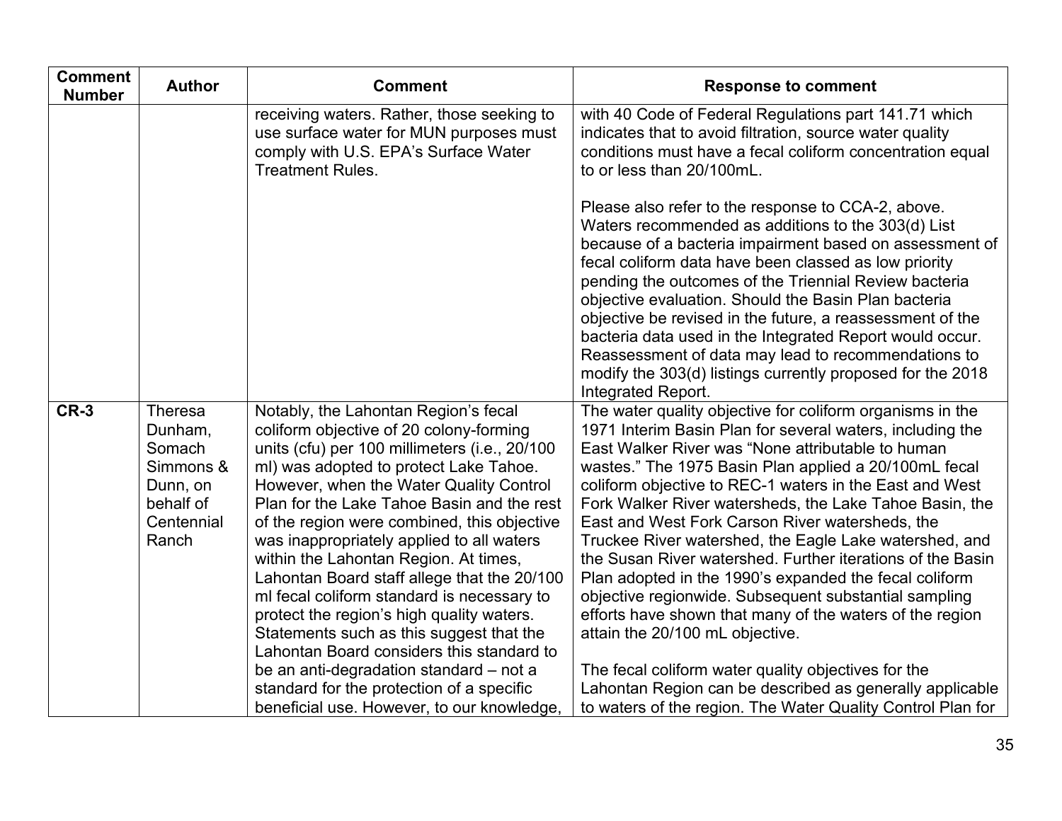| Comment Number | Author | Comment | Response to comment |
|---|---|---|---|
| | | receiving waters. Rather, those seeking to use surface water for MUN purposes must comply with U.S. EPA's Surface Water Treatment Rules. | with 40 Code of Federal Regulations part 141.71 which indicates that to avoid filtration, source water quality conditions must have a fecal coliform concentration equal to or less than 20/100mL.<br><br>Please also refer to the response to CCA-2, above. Waters recommended as additions to the 303(d) List because of a bacteria impairment based on assessment of fecal coliform data have been classed as low priority pending the outcomes of the Triennial Review bacteria objective evaluation. Should the Basin Plan bacteria objective be revised in the future, a reassessment of the bacteria data used in the Integrated Report would occur. Reassessment of data may lead to recommendations to modify the 303(d) listings currently proposed for the 2018 Integrated Report. |
| **CR-3** | Theresa Dunham, Somach Simmons & Dunn, on behalf of Centennial Ranch | Notably, the Lahontan Region's fecal coliform objective of 20 colony-forming units (cfu) per 100 millimeters (i.e., 20/100 ml) was adopted to protect Lake Tahoe. However, when the Water Quality Control Plan for the Lake Tahoe Basin and the rest of the region were combined, this objective was inappropriately applied to all waters within the Lahontan Region. At times, Lahontan Board staff allege that the 20/100 ml fecal coliform standard is necessary to protect the region's high quality waters. Statements such as this suggest that the Lahontan Board considers this standard to be an anti-degradation standard – not a standard for the protection of a specific beneficial use. However, to our knowledge, | The water quality objective for coliform organisms in the 1971 Interim Basin Plan for several waters, including the East Walker River was "None attributable to human wastes." The 1975 Basin Plan applied a 20/100mL fecal coliform objective to REC-1 waters in the East and West Fork Walker River watersheds, the Lake Tahoe Basin, the East and West Fork Carson River watersheds, the Truckee River watershed, the Eagle Lake watershed, and the Susan River watershed. Further iterations of the Basin Plan adopted in the 1990's expanded the fecal coliform objective regionwide. Subsequent substantial sampling efforts have shown that many of the waters of the region attain the 20/100 mL objective.<br><br>The fecal coliform water quality objectives for the Lahontan Region can be described as generally applicable to waters of the region. The Water Quality Control Plan for |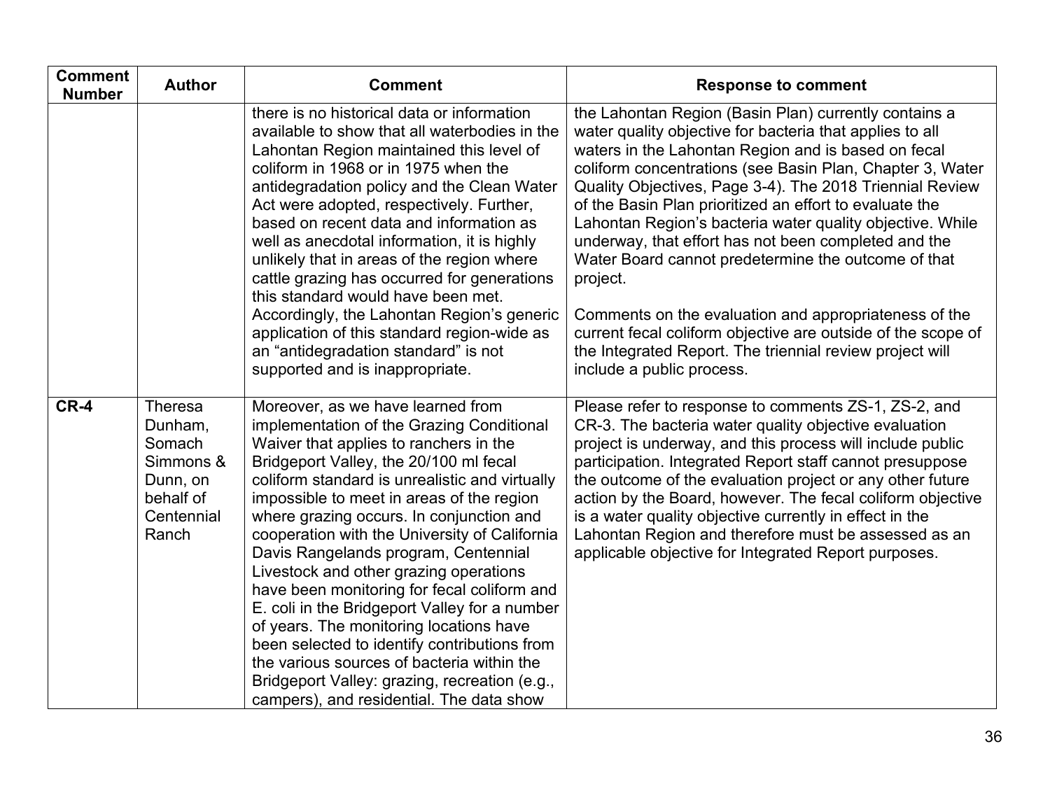| Comment Number | Author | Comment | Response to comment |
|---|---|---|---|
| | | there is no historical data or information available to show that all waterbodies in the Lahontan Region maintained this level of coliform in 1968 or in 1975 when the antidegradation policy and the Clean Water Act were adopted, respectively. Further, based on recent data and information as well as anecdotal information, it is highly unlikely that in areas of the region where cattle grazing has occurred for generations this standard would have been met. Accordingly, the Lahontan Region's generic application of this standard region-wide as an "antidegradation standard" is not supported and is inappropriate. | the Lahontan Region (Basin Plan) currently contains a water quality objective for bacteria that applies to all waters in the Lahontan Region and is based on fecal coliform concentrations (see Basin Plan, Chapter 3, Water Quality Objectives, Page 3-4). The 2018 Triennial Review of the Basin Plan prioritized an effort to evaluate the Lahontan Region's bacteria water quality objective. While underway, that effort has not been completed and the Water Board cannot predetermine the outcome of that project.<br><br>Comments on the evaluation and appropriateness of the current fecal coliform objective are outside of the scope of the Integrated Report. The triennial review project will include a public process. |
| **CR-4** | Theresa Dunham, Somach Simmons & Dunn, on behalf of Centennial Ranch | Moreover, as we have learned from implementation of the Grazing Conditional Waiver that applies to ranchers in the Bridgeport Valley, the 20/100 ml fecal coliform standard is unrealistic and virtually impossible to meet in areas of the region where grazing occurs. In conjunction and cooperation with the University of California Davis Rangelands program, Centennial Livestock and other grazing operations have been monitoring for fecal coliform and E. coli in the Bridgeport Valley for a number of years. The monitoring locations have been selected to identify contributions from the various sources of bacteria within the Bridgeport Valley: grazing, recreation (e.g., campers), and residential. The data show | Please refer to response to comments ZS-1, ZS-2, and CR-3. The bacteria water quality objective evaluation project is underway, and this process will include public participation. Integrated Report staff cannot presuppose the outcome of the evaluation project or any other future action by the Board, however. The fecal coliform objective is a water quality objective currently in effect in the Lahontan Region and therefore must be assessed as an applicable objective for Integrated Report purposes. |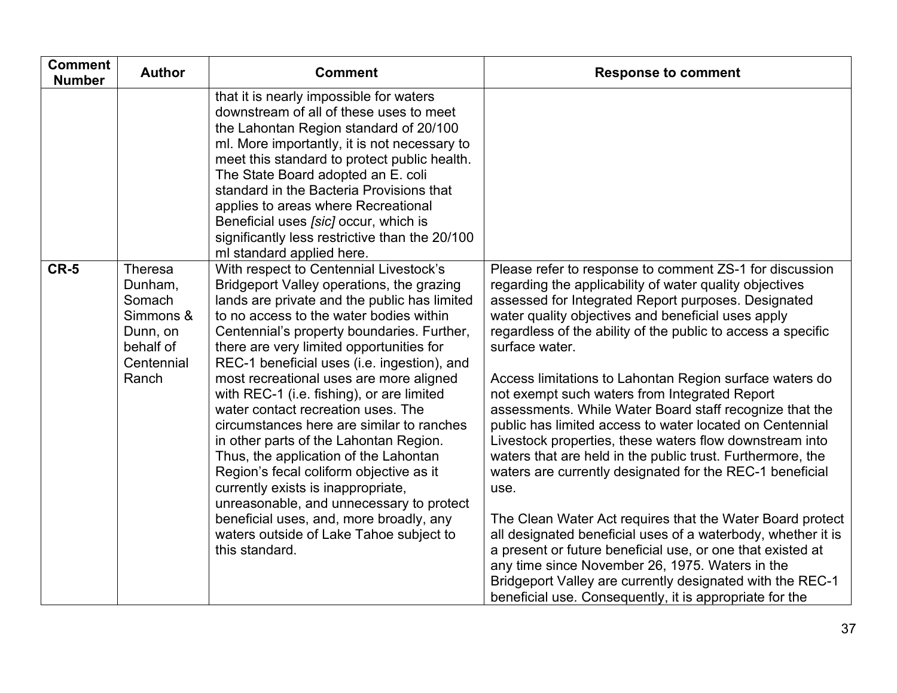| Comment Number | Author | Comment | Response to comment |
|---|---|---|---|
| | | that it is nearly impossible for waters downstream of all of these uses to meet the Lahontan Region standard of 20/100 ml. More importantly, it is not necessary to meet this standard to protect public health. The State Board adopted an E. coli standard in the Bacteria Provisions that applies to areas where Recreational Beneficial uses *[sic]* occur, which is significantly less restrictive than the 20/100 ml standard applied here. | |
| **CR-5** | Theresa Dunham, Somach Simmons & Dunn, on behalf of Centennial Ranch | With respect to Centennial Livestock's Bridgeport Valley operations, the grazing lands are private and the public has limited to no access to the water bodies within Centennial's property boundaries. Further, there are very limited opportunities for REC-1 beneficial uses (i.e. ingestion), and most recreational uses are more aligned with REC-1 (i.e. fishing), or are limited water contact recreation uses. The circumstances here are similar to ranches in other parts of the Lahontan Region. Thus, the application of the Lahontan Region's fecal coliform objective as it currently exists is inappropriate, unreasonable, and unnecessary to protect beneficial uses, and, more broadly, any waters outside of Lake Tahoe subject to this standard. | Please refer to response to comment ZS-1 for discussion regarding the applicability of water quality objectives assessed for Integrated Report purposes. Designated water quality objectives and beneficial uses apply regardless of the ability of the public to access a specific surface water.<br><br>Access limitations to Lahontan Region surface waters do not exempt such waters from Integrated Report assessments. While Water Board staff recognize that the public has limited access to water located on Centennial Livestock properties, these waters flow downstream into waters that are held in the public trust. Furthermore, the waters are currently designated for the REC-1 beneficial use.<br><br>The Clean Water Act requires that the Water Board protect all designated beneficial uses of a waterbody, whether it is a present or future beneficial use, or one that existed at any time since November 26, 1975. Waters in the Bridgeport Valley are currently designated with the REC-1 beneficial use. Consequently, it is appropriate for the |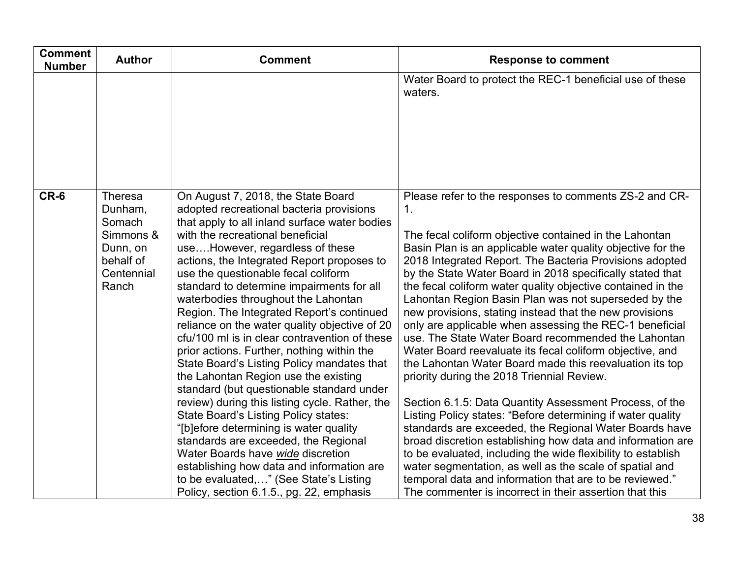| Comment Number | Author | Comment | Response to comment |
|---|---|---|---|
| | | | Water Board to protect the REC-1 beneficial use of these waters. |
| **CR-6** | Theresa Dunham, Somach Simmons & Dunn, on behalf of Centennial Ranch | On August 7, 2018, the State Board adopted recreational bacteria provisions that apply to all inland surface water bodies with the recreational beneficial use….However, regardless of these actions, the Integrated Report proposes to use the questionable fecal coliform standard to determine impairments for all waterbodies throughout the Lahontan Region. The Integrated Report's continued reliance on the water quality objective of 20 cfu/100 ml is in clear contravention of these prior actions. Further, nothing within the State Board's Listing Policy mandates that the Lahontan Region use the existing standard (but questionable standard under review) during this listing cycle. Rather, the State Board's Listing Policy states: "[b]efore determining is water quality standards are exceeded, the Regional Water Boards have ***wide*** discretion establishing how data and information are to be evaluated,…" (See State's Listing Policy, section 6.1.5., pg. 22, emphasis | Please refer to the responses to comments ZS-2 and CR-1.<br><br>The fecal coliform objective contained in the Lahontan Basin Plan is an applicable water quality objective for the 2018 Integrated Report. The Bacteria Provisions adopted by the State Water Board in 2018 specifically stated that the fecal coliform water quality objective contained in the Lahontan Region Basin Plan was not superseded by the new provisions, stating instead that the new provisions only are applicable when assessing the REC-1 beneficial use. The State Water Board recommended the Lahontan Water Board reevaluate its fecal coliform objective, and the Lahontan Water Board made this reevaluation its top priority during the 2018 Triennial Review.<br><br>Section 6.1.5: Data Quantity Assessment Process, of the Listing Policy states: "Before determining if water quality standards are exceeded, the Regional Water Boards have broad discretion establishing how data and information are to be evaluated, including the wide flexibility to establish water segmentation, as well as the scale of spatial and temporal data and information that are to be reviewed." The commenter is incorrect in their assertion that this |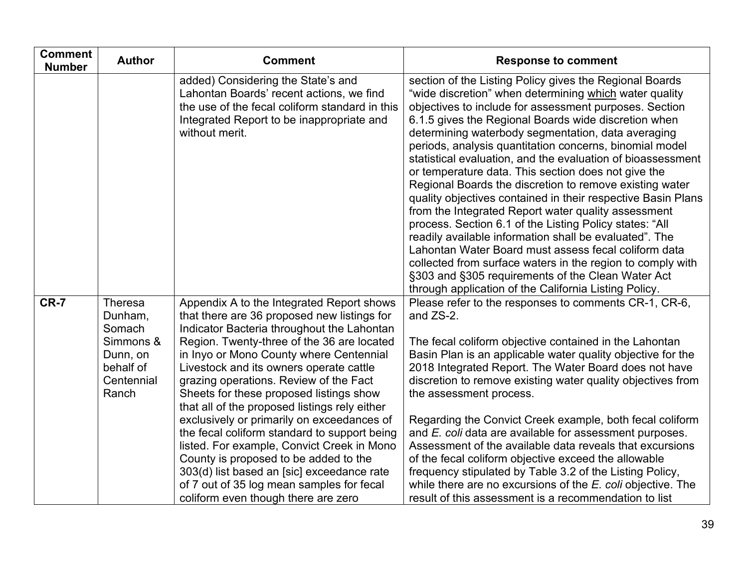| Comment Number | Author | Comment | Response to comment |
|---|---|---|---|
| | | added) Considering the State's and Lahontan Boards' recent actions, we find the use of the fecal coliform standard in this Integrated Report to be inappropriate and without merit. | section of the Listing Policy gives the Regional Boards "wide discretion" when determining which water quality objectives to include for assessment purposes. Section 6.1.5 gives the Regional Boards wide discretion when determining waterbody segmentation, data averaging periods, analysis quantitation concerns, binomial model statistical evaluation, and the evaluation of bioassessment or temperature data. This section does not give the Regional Boards the discretion to remove existing water quality objectives contained in their respective Basin Plans from the Integrated Report water quality assessment process. Section 6.1 of the Listing Policy states: "All readily available information shall be evaluated". The Lahontan Water Board must assess fecal coliform data collected from surface waters in the region to comply with §303 and §305 requirements of the Clean Water Act through application of the California Listing Policy. |
| **CR-7** | Theresa Dunham, Somach Simmons & Dunn, on behalf of Centennial Ranch | Appendix A to the Integrated Report shows that there are 36 proposed new listings for Indicator Bacteria throughout the Lahontan Region. Twenty-three of the 36 are located in Inyo or Mono County where Centennial Livestock and its owners operate cattle grazing operations. Review of the Fact Sheets for these proposed listings show that all of the proposed listings rely either exclusively or primarily on exceedances of the fecal coliform standard to support being listed. For example, Convict Creek in Mono County is proposed to be added to the 303(d) list based an [sic] exceedance rate of 7 out of 35 log mean samples for fecal coliform even though there are zero | Please refer to the responses to comments CR-1, CR-6, and ZS-2.<br><br>The fecal coliform objective contained in the Lahontan Basin Plan is an applicable water quality objective for the 2018 Integrated Report. The Water Board does not have discretion to remove existing water quality objectives from the assessment process.<br><br>Regarding the Convict Creek example, both fecal coliform and *E. coli* data are available for assessment purposes. Assessment of the available data reveals that excursions of the fecal coliform objective exceed the allowable frequency stipulated by Table 3.2 of the Listing Policy, while there are no excursions of the *E. coli* objective. The result of this assessment is a recommendation to list |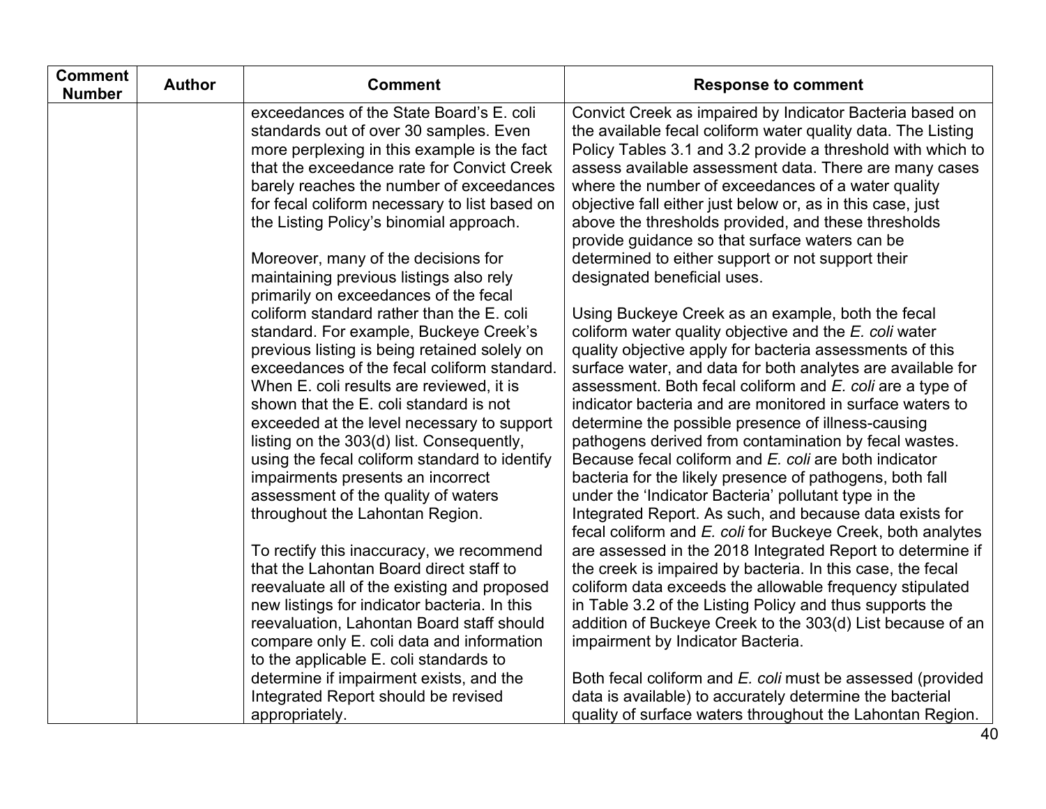| Comment Number | Author | Comment | Response to comment |
|---|---|---|---|
| | | exceedances of the State Board's E. coli standards out of over 30 samples. Even more perplexing in this example is the fact that the exceedance rate for Convict Creek barely reaches the number of exceedances for fecal coliform necessary to list based on the Listing Policy's binomial approach.<br><br>Moreover, many of the decisions for maintaining previous listings also rely primarily on exceedances of the fecal coliform standard rather than the E. coli standard. For example, Buckeye Creek's previous listing is being retained solely on exceedances of the fecal coliform standard. When E. coli results are reviewed, it is shown that the E. coli standard is not exceeded at the level necessary to support listing on the 303(d) list. Consequently, using the fecal coliform standard to identify impairments presents an incorrect assessment of the quality of waters throughout the Lahontan Region.<br><br>To rectify this inaccuracy, we recommend that the Lahontan Board direct staff to reevaluate all of the existing and proposed new listings for indicator bacteria. In this reevaluation, Lahontan Board staff should compare only E. coli data and information to the applicable E. coli standards to determine if impairment exists, and the Integrated Report should be revised appropriately. | Convict Creek as impaired by Indicator Bacteria based on the available fecal coliform water quality data. The Listing Policy Tables 3.1 and 3.2 provide a threshold with which to assess available assessment data. There are many cases where the number of exceedances of a water quality objective fall either just below or, as in this case, just above the thresholds provided, and these thresholds provide guidance so that surface waters can be determined to either support or not support their designated beneficial uses.<br><br>Using Buckeye Creek as an example, both the fecal coliform water quality objective and the *E. coli* water quality objective apply for bacteria assessments of this surface water, and data for both analytes are available for assessment. Both fecal coliform and *E. coli* are a type of indicator bacteria and are monitored in surface waters to determine the possible presence of illness-causing pathogens derived from contamination by fecal wastes. Because fecal coliform and *E. coli* are both indicator bacteria for the likely presence of pathogens, both fall under the 'Indicator Bacteria' pollutant type in the Integrated Report. As such, and because data exists for fecal coliform and *E. coli* for Buckeye Creek, both analytes are assessed in the 2018 Integrated Report to determine if the creek is impaired by bacteria. In this case, the fecal coliform data exceeds the allowable frequency stipulated in Table 3.2 of the Listing Policy and thus supports the addition of Buckeye Creek to the 303(d) List because of an impairment by Indicator Bacteria.<br><br>Both fecal coliform and *E. coli* must be assessed (provided data is available) to accurately determine the bacterial quality of surface waters throughout the Lahontan Region. |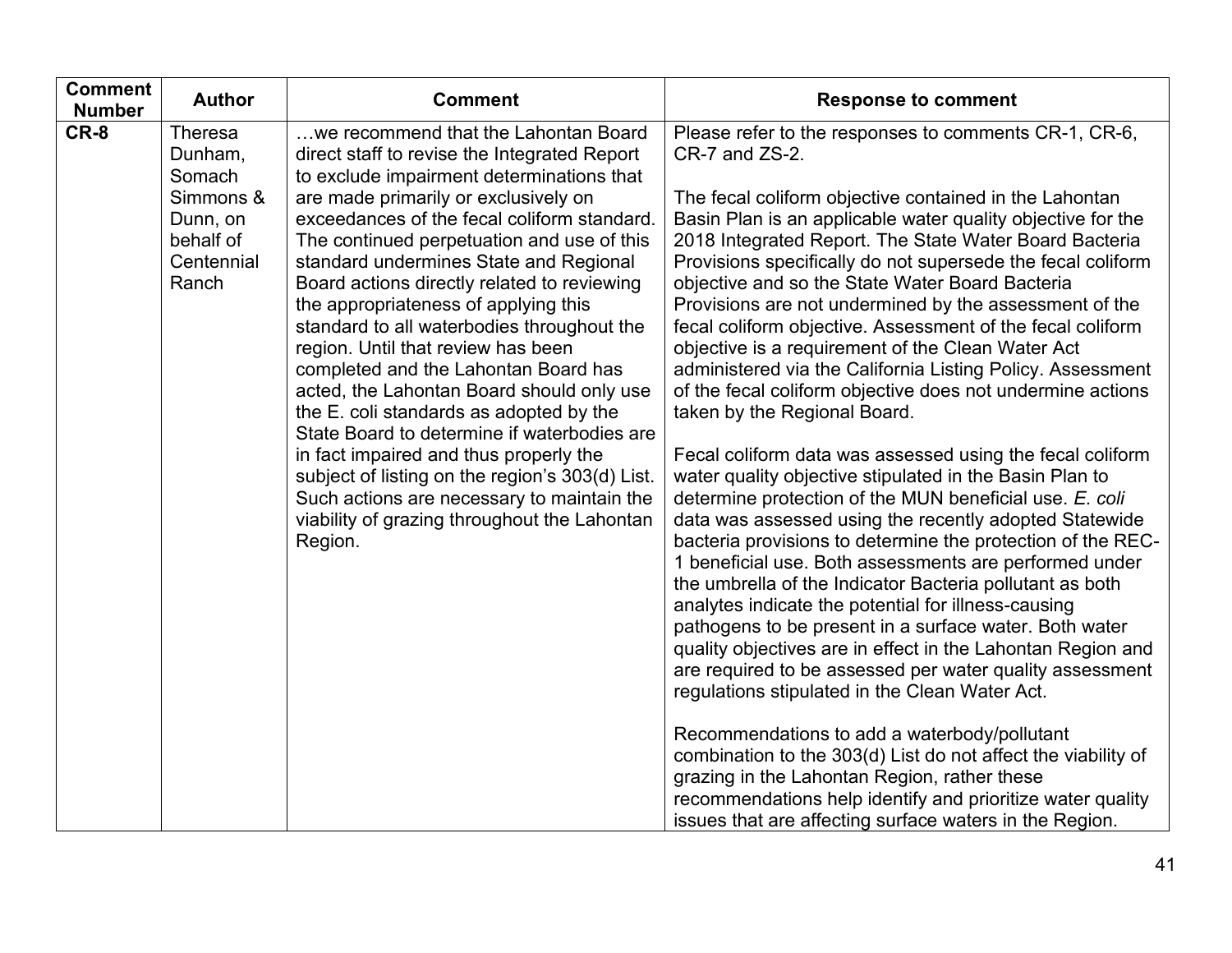| Comment Number | Author | Comment | Response to comment |
|---|---|---|---|
| **CR-8** | Theresa Dunham, Somach Simmons & Dunn, on behalf of Centennial Ranch | …we recommend that the Lahontan Board direct staff to revise the Integrated Report to exclude impairment determinations that are made primarily or exclusively on exceedances of the fecal coliform standard. The continued perpetuation and use of this standard undermines State and Regional Board actions directly related to reviewing the appropriateness of applying this standard to all waterbodies throughout the region. Until that review has been completed and the Lahontan Board has acted, the Lahontan Board should only use the E. coli standards as adopted by the State Board to determine if waterbodies are in fact impaired and thus properly the subject of listing on the region's 303(d) List. Such actions are necessary to maintain the viability of grazing throughout the Lahontan Region. | Please refer to the responses to comments CR-1, CR-6, CR-7 and ZS-2.<br><br>The fecal coliform objective contained in the Lahontan Basin Plan is an applicable water quality objective for the 2018 Integrated Report. The State Water Board Bacteria Provisions specifically do not supersede the fecal coliform objective and so the State Water Board Bacteria Provisions are not undermined by the assessment of the fecal coliform objective. Assessment of the fecal coliform objective is a requirement of the Clean Water Act administered via the California Listing Policy. Assessment of the fecal coliform objective does not undermine actions taken by the Regional Board.<br><br>Fecal coliform data was assessed using the fecal coliform water quality objective stipulated in the Basin Plan to determine protection of the MUN beneficial use. *E. coli* data was assessed using the recently adopted Statewide bacteria provisions to determine the protection of the REC-1 beneficial use. Both assessments are performed under the umbrella of the Indicator Bacteria pollutant as both analytes indicate the potential for illness-causing pathogens to be present in a surface water. Both water quality objectives are in effect in the Lahontan Region and are required to be assessed per water quality assessment regulations stipulated in the Clean Water Act.<br><br>Recommendations to add a waterbody/pollutant combination to the 303(d) List do not affect the viability of grazing in the Lahontan Region, rather these recommendations help identify and prioritize water quality issues that are affecting surface waters in the Region. |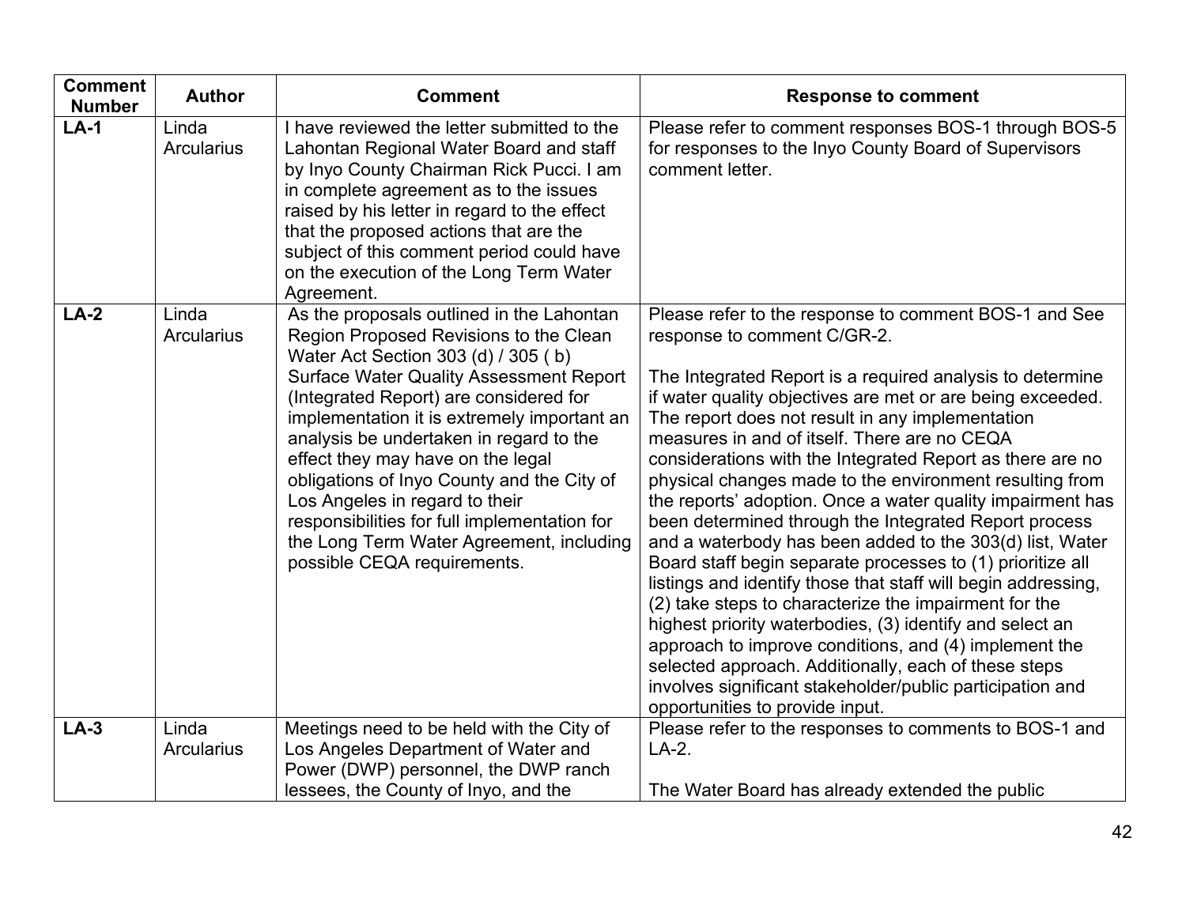| Comment Number | Author | Comment | Response to comment |
|---|---|---|---|
| **LA-1** | Linda Arcularius | I have reviewed the letter submitted to the Lahontan Regional Water Board and staff by Inyo County Chairman Rick Pucci. I am in complete agreement as to the issues raised by his letter in regard to the effect that the proposed actions that are the subject of this comment period could have on the execution of the Long Term Water Agreement. | Please refer to comment responses BOS-1 through BOS-5 for responses to the Inyo County Board of Supervisors comment letter. |
| **LA-2** | Linda Arcularius | As the proposals outlined in the Lahontan Region Proposed Revisions to the Clean Water Act Section 303 (d) / 305 ( b) Surface Water Quality Assessment Report (Integrated Report) are considered for implementation it is extremely important an analysis be undertaken in regard to the effect they may have on the legal obligations of Inyo County and the City of Los Angeles in regard to their responsibilities for full implementation for the Long Term Water Agreement, including possible CEQA requirements. | Please refer to the response to comment BOS-1 and See response to comment C/GR-2.<br><br>The Integrated Report is a required analysis to determine if water quality objectives are met or are being exceeded. The report does not result in any implementation measures in and of itself. There are no CEQA considerations with the Integrated Report as there are no physical changes made to the environment resulting from the reports' adoption. Once a water quality impairment has been determined through the Integrated Report process and a waterbody has been added to the 303(d) list, Water Board staff begin separate processes to (1) prioritize all listings and identify those that staff will begin addressing, (2) take steps to characterize the impairment for the highest priority waterbodies, (3) identify and select an approach to improve conditions, and (4) implement the selected approach. Additionally, each of these steps involves significant stakeholder/public participation and opportunities to provide input. |
| **LA-3** | Linda Arcularius | Meetings need to be held with the City of Los Angeles Department of Water and Power (DWP) personnel, the DWP ranch lessees, the County of Inyo, and the | Please refer to the responses to comments to BOS-1 and LA-2.<br><br>The Water Board has already extended the public |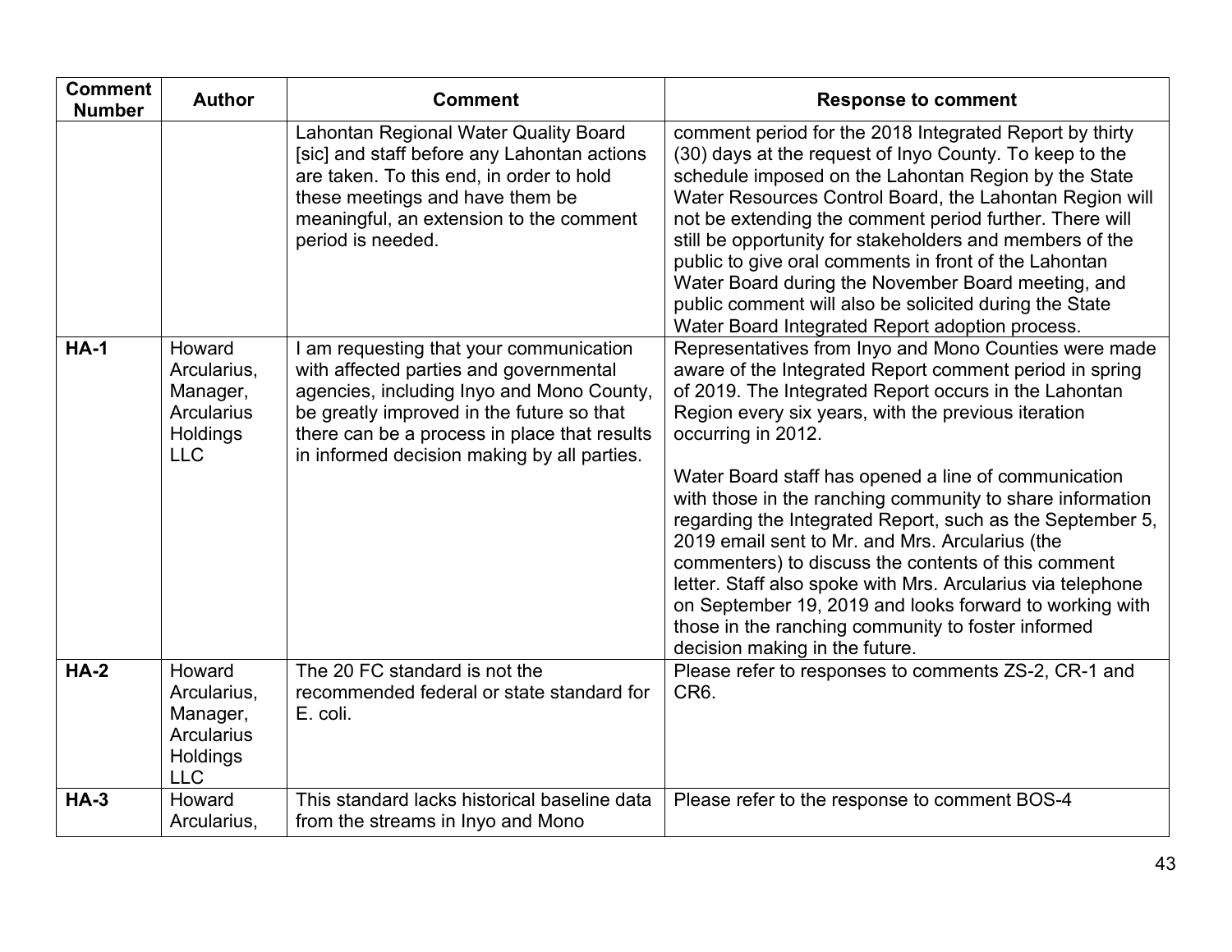| Comment Number | Author | Comment | Response to comment |
|---|---|---|---|
| | | Lahontan Regional Water Quality Board [sic] and staff before any Lahontan actions are taken. To this end, in order to hold these meetings and have them be meaningful, an extension to the comment period is needed. | comment period for the 2018 Integrated Report by thirty (30) days at the request of Inyo County. To keep to the schedule imposed on the Lahontan Region by the State Water Resources Control Board, the Lahontan Region will not be extending the comment period further. There will still be opportunity for stakeholders and members of the public to give oral comments in front of the Lahontan Water Board during the November Board meeting, and public comment will also be solicited during the State Water Board Integrated Report adoption process. |
| **HA-1** | Howard Arcularius, Manager, Arcularius Holdings LLC | I am requesting that your communication with affected parties and governmental agencies, including Inyo and Mono County, be greatly improved in the future so that there can be a process in place that results in informed decision making by all parties. | Representatives from Inyo and Mono Counties were made aware of the Integrated Report comment period in spring of 2019. The Integrated Report occurs in the Lahontan Region every six years, with the previous iteration occurring in 2012.<br><br>Water Board staff has opened a line of communication with those in the ranching community to share information regarding the Integrated Report, such as the September 5, 2019 email sent to Mr. and Mrs. Arcularius (the commenters) to discuss the contents of this comment letter. Staff also spoke with Mrs. Arcularius via telephone on September 19, 2019 and looks forward to working with those in the ranching community to foster informed decision making in the future. |
| **HA-2** | Howard Arcularius, Manager, Arcularius Holdings LLC | The 20 FC standard is not the recommended federal or state standard for E. coli. | Please refer to responses to comments ZS-2, CR-1 and CR6. |
| **HA-3** | Howard Arcularius, | This standard lacks historical baseline data from the streams in Inyo and Mono | Please refer to the response to comment BOS-4 |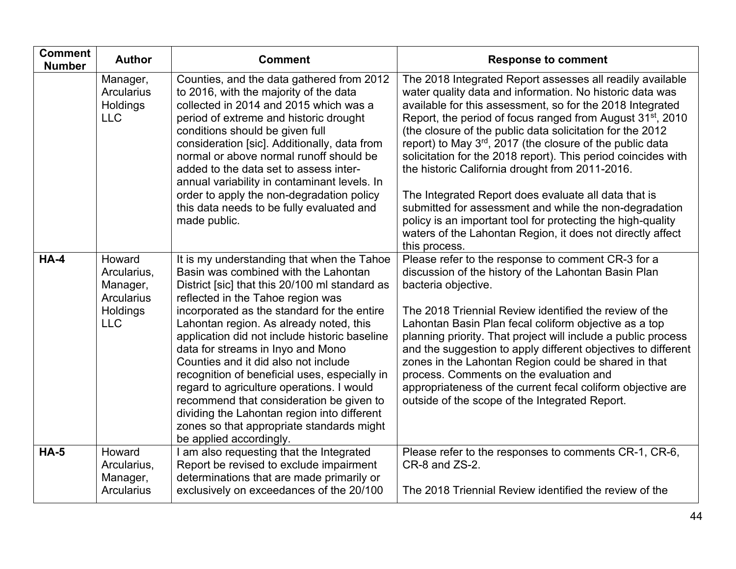| Comment Number | Author | Comment | Response to comment |
|---|---|---|---|
| | Manager, Arcularius Holdings LLC | Counties, and the data gathered from 2012 to 2016, with the majority of the data collected in 2014 and 2015 which was a period of extreme and historic drought conditions should be given full consideration [sic]. Additionally, data from normal or above normal runoff should be added to the data set to assess inter-annual variability in contaminant levels. In order to apply the non-degradation policy this data needs to be fully evaluated and made public. | The 2018 Integrated Report assesses all readily available water quality data and information. No historic data was available for this assessment, so for the 2018 Integrated Report, the period of focus ranged from August 31st, 2010 (the closure of the public data solicitation for the 2012 report) to May 3rd, 2017 (the closure of the public data solicitation for the 2018 report). This period coincides with the historic California drought from 2011-2016.<br><br>The Integrated Report does evaluate all data that is submitted for assessment and while the non-degradation policy is an important tool for protecting the high-quality waters of the Lahontan Region, it does not directly affect this process. |
| **HA-4** | Howard Arcularius, Manager, Arcularius Holdings LLC | It is my understanding that when the Tahoe Basin was combined with the Lahontan District [sic] that this 20/100 ml standard as reflected in the Tahoe region was incorporated as the standard for the entire Lahontan region. As already noted, this application did not include historic baseline data for streams in Inyo and Mono Counties and it did also not include recognition of beneficial uses, especially in regard to agriculture operations. I would recommend that consideration be given to dividing the Lahontan region into different zones so that appropriate standards might be applied accordingly. | Please refer to the response to comment CR-3 for a discussion of the history of the Lahontan Basin Plan bacteria objective.<br><br>The 2018 Triennial Review identified the review of the Lahontan Basin Plan fecal coliform objective as a top planning priority. That project will include a public process and the suggestion to apply different objectives to different zones in the Lahontan Region could be shared in that process. Comments on the evaluation and appropriateness of the current fecal coliform objective are outside of the scope of the Integrated Report. |
| **HA-5** | Howard Arcularius, Manager, Arcularius | I am also requesting that the Integrated Report be revised to exclude impairment determinations that are made primarily or exclusively on exceedances of the 20/100 | Please refer to the responses to comments CR-1, CR-6, CR-8 and ZS-2.<br><br>The 2018 Triennial Review identified the review of the |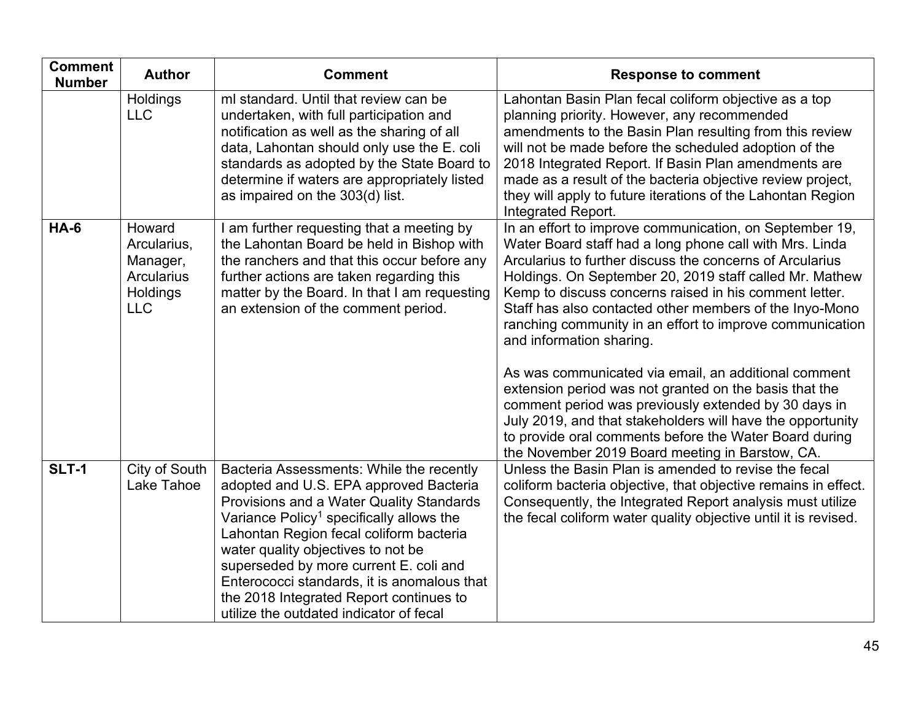| Comment Number | Author | Comment | Response to comment |
|---|---|---|---|
| | Holdings LLC | ml standard. Until that review can be undertaken, with full participation and notification as well as the sharing of all data, Lahontan should only use the E. coli standards as adopted by the State Board to determine if waters are appropriately listed as impaired on the 303(d) list. | Lahontan Basin Plan fecal coliform objective as a top planning priority. However, any recommended amendments to the Basin Plan resulting from this review will not be made before the scheduled adoption of the 2018 Integrated Report. If Basin Plan amendments are made as a result of the bacteria objective review project, they will apply to future iterations of the Lahontan Region Integrated Report. |
| **HA-6** | Howard Arcularius, Manager, Arcularius Holdings LLC | I am further requesting that a meeting by the Lahontan Board be held in Bishop with the ranchers and that this occur before any further actions are taken regarding this matter by the Board. In that I am requesting an extension of the comment period. | In an effort to improve communication, on September 19, Water Board staff had a long phone call with Mrs. Linda Arcularius to further discuss the concerns of Arcularius Holdings. On September 20, 2019 staff called Mr. Mathew Kemp to discuss concerns raised in his comment letter. Staff has also contacted other members of the Inyo-Mono ranching community in an effort to improve communication and information sharing.<br><br>As was communicated via email, an additional comment extension period was not granted on the basis that the comment period was previously extended by 30 days in July 2019, and that stakeholders will have the opportunity to provide oral comments before the Water Board during the November 2019 Board meeting in Barstow, CA. |
| **SLT-1** | City of South Lake Tahoe | Bacteria Assessments: While the recently adopted and U.S. EPA approved Bacteria Provisions and a Water Quality Standards Variance Policy[1] specifically allows the Lahontan Region fecal coliform bacteria water quality objectives to not be superseded by more current E. coli and Enterococci standards, it is anomalous that the 2018 Integrated Report continues to utilize the outdated indicator of fecal | Unless the Basin Plan is amended to revise the fecal coliform bacteria objective, that objective remains in effect. Consequently, the Integrated Report analysis must utilize the fecal coliform water quality objective until it is revised. |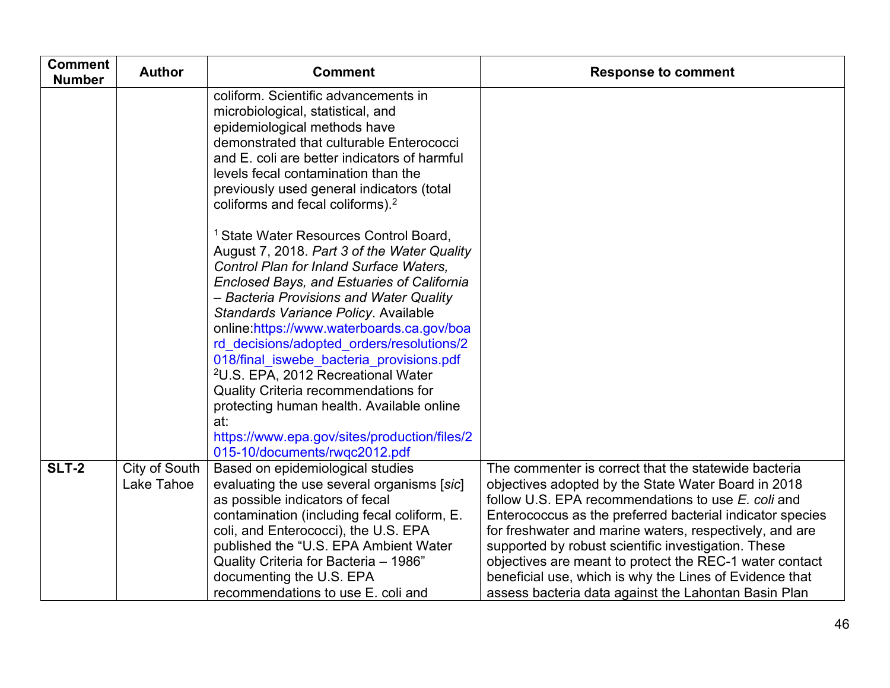| Comment Number | Author | Comment | Response to comment |
|---|---|---|---|
| | | coliform. Scientific advancements in microbiological, statistical, and epidemiological methods have demonstrated that culturable Enterococci and E. coli are better indicators of harmful levels fecal contamination than the previously used general indicators (total coliforms and fecal coliforms).[2]<br><br>[1] State Water Resources Control Board, August 7, 2018. *Part 3 of the Water Quality Control Plan for Inland Surface Waters, Enclosed Bays, and Estuaries of California – Bacteria Provisions and Water Quality Standards Variance Policy*. Available online:https://www.waterboards.ca.gov/board_decisions/adopted_orders/resolutions/2018/final_iswebe_bacteria_provisions.pdf<br>[2]U.S. EPA, 2012 Recreational Water Quality Criteria recommendations for protecting human health. Available online at: https://www.epa.gov/sites/production/files/2015-10/documents/rwqc2012.pdf | |
| **SLT-2** | City of South Lake Tahoe | Based on epidemiological studies evaluating the use several organisms [*sic*] as possible indicators of fecal contamination (including fecal coliform, E. coli, and Enterococci), the U.S. EPA published the “U.S. EPA Ambient Water Quality Criteria for Bacteria – 1986” documenting the U.S. EPA recommendations to use E. coli and | The commenter is correct that the statewide bacteria objectives adopted by the State Water Board in 2018 follow U.S. EPA recommendations to use *E. coli* and Enterococcus as the preferred bacterial indicator species for freshwater and marine waters, respectively, and are supported by robust scientific investigation. These objectives are meant to protect the REC-1 water contact beneficial use, which is why the Lines of Evidence that assess bacteria data against the Lahontan Basin Plan |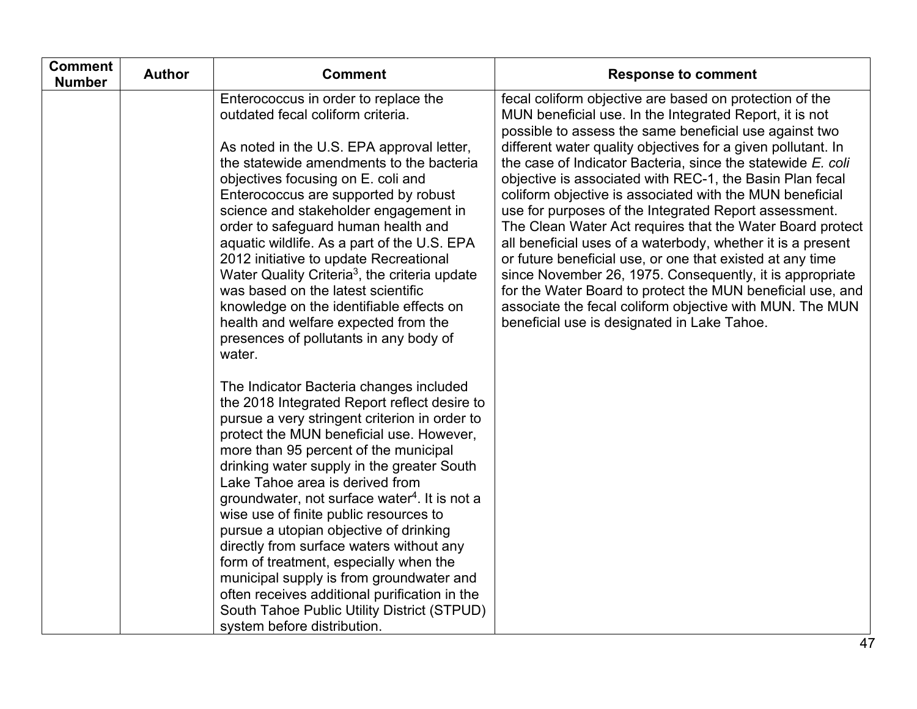| Comment Number | Author | Comment | Response to comment |
| --- | --- | --- | --- |
| | | Enterococcus in order to replace the outdated fecal coliform criteria.<br><br>As noted in the U.S. EPA approval letter, the statewide amendments to the bacteria objectives focusing on E. coli and Enterococcus are supported by robust science and stakeholder engagement in order to safeguard human health and aquatic wildlife. As a part of the U.S. EPA 2012 initiative to update Recreational Water Quality Criteria[3], the criteria update was based on the latest scientific knowledge on the identifiable effects on health and welfare expected from the presences of pollutants in any body of water.<br><br>The Indicator Bacteria changes included the 2018 Integrated Report reflect desire to pursue a very stringent criterion in order to protect the MUN beneficial use. However, more than 95 percent of the municipal drinking water supply in the greater South Lake Tahoe area is derived from groundwater, not surface water[4]. It is not a wise use of finite public resources to pursue a utopian objective of drinking directly from surface waters without any form of treatment, especially when the municipal supply is from groundwater and often receives additional purification in the South Tahoe Public Utility District (STPUD) system before distribution. | fecal coliform objective are based on protection of the MUN beneficial use. In the Integrated Report, it is not possible to assess the same beneficial use against two different water quality objectives for a given pollutant. In the case of Indicator Bacteria, since the statewide *E. coli* objective is associated with REC-1, the Basin Plan fecal coliform objective is associated with the MUN beneficial use for purposes of the Integrated Report assessment. The Clean Water Act requires that the Water Board protect all beneficial uses of a waterbody, whether it is a present or future beneficial use, or one that existed at any time since November 26, 1975. Consequently, it is appropriate for the Water Board to protect the MUN beneficial use, and associate the fecal coliform objective with MUN. The MUN beneficial use is designated in Lake Tahoe. |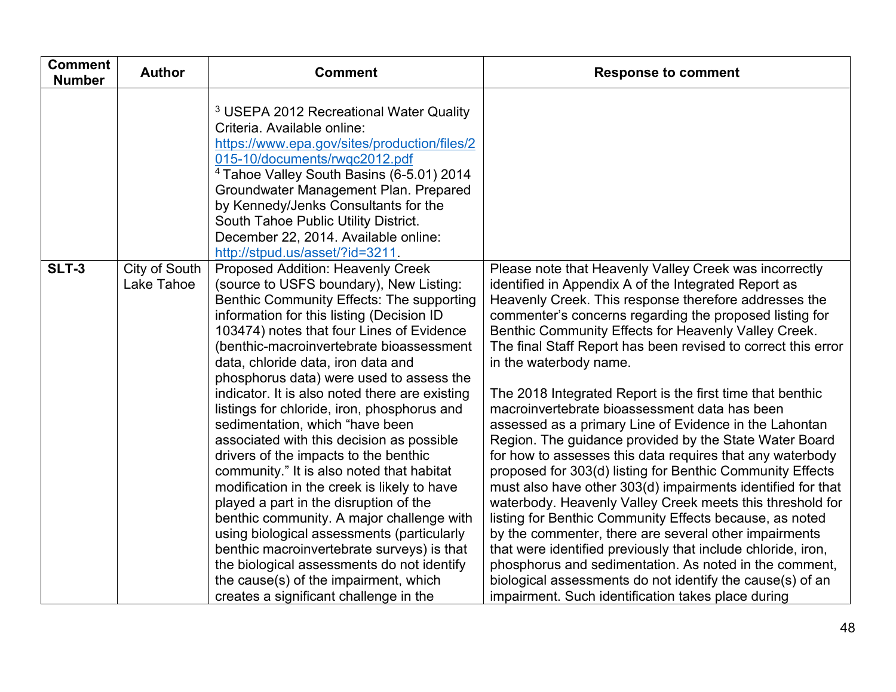| Comment Number | Author | Comment | Response to comment |
|---|---|---|---|
| | | [3] USEPA 2012 Recreational Water Quality Criteria. Available online: https://www.epa.gov/sites/production/files/2015-10/documents/rwqc2012.pdf<br>[4] Tahoe Valley South Basins (6-5.01) 2014 Groundwater Management Plan. Prepared by Kennedy/Jenks Consultants for the South Tahoe Public Utility District. December 22, 2014. Available online: http://stpud.us/asset/?id=3211. | |
| **SLT-3** | City of South Lake Tahoe | Proposed Addition: Heavenly Creek (source to USFS boundary), New Listing: Benthic Community Effects: The supporting information for this listing (Decision ID 103474) notes that four Lines of Evidence (benthic-macroinvertebrate bioassessment data, chloride data, iron data and phosphorus data) were used to assess the indicator. It is also noted there are existing listings for chloride, iron, phosphorus and sedimentation, which "have been associated with this decision as possible drivers of the impacts to the benthic community." It is also noted that habitat modification in the creek is likely to have played a part in the disruption of the benthic community. A major challenge with using biological assessments (particularly benthic macroinvertebrate surveys) is that the biological assessments do not identify the cause(s) of the impairment, which creates a significant challenge in the | Please note that Heavenly Valley Creek was incorrectly identified in Appendix A of the Integrated Report as Heavenly Creek. This response therefore addresses the commenter's concerns regarding the proposed listing for Benthic Community Effects for Heavenly Valley Creek. The final Staff Report has been revised to correct this error in the waterbody name.<br><br>The 2018 Integrated Report is the first time that benthic macroinvertebrate bioassessment data has been assessed as a primary Line of Evidence in the Lahontan Region. The guidance provided by the State Water Board for how to assesses this data requires that any waterbody proposed for 303(d) listing for Benthic Community Effects must also have other 303(d) impairments identified for that waterbody. Heavenly Valley Creek meets this threshold for listing for Benthic Community Effects because, as noted by the commenter, there are several other impairments that were identified previously that include chloride, iron, phosphorus and sedimentation. As noted in the comment, biological assessments do not identify the cause(s) of an impairment. Such identification takes place during |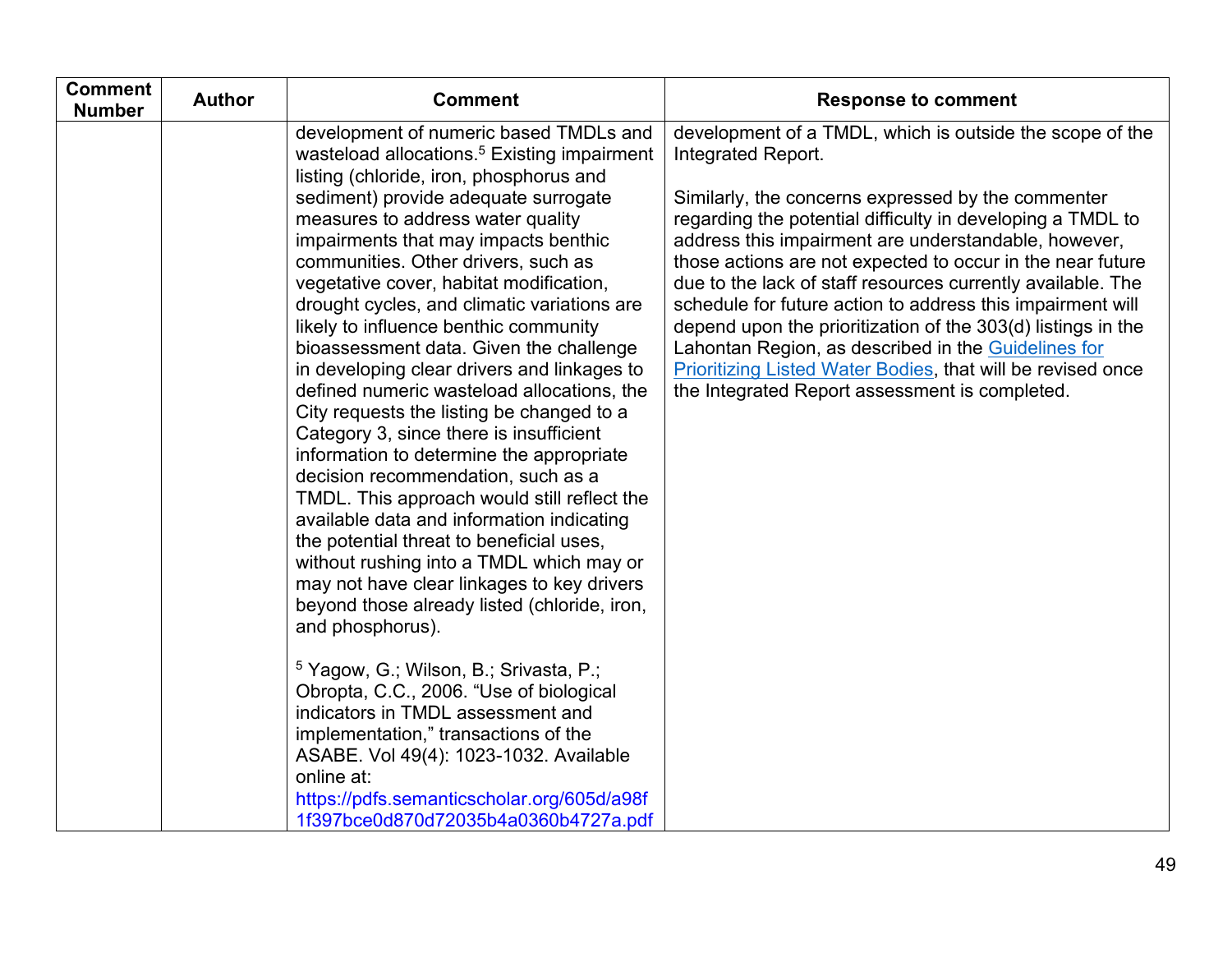| Comment Number | Author | Comment | Response to comment |
|---|---|---|---|
| | | development of numeric based TMDLs and wasteload allocations.[5] Existing impairment listing (chloride, iron, phosphorus and sediment) provide adequate surrogate measures to address water quality impairments that may impacts benthic communities. Other drivers, such as vegetative cover, habitat modification, drought cycles, and climatic variations are likely to influence benthic community bioassessment data. Given the challenge in developing clear drivers and linkages to defined numeric wasteload allocations, the City requests the listing be changed to a Category 3, since there is insufficient information to determine the appropriate decision recommendation, such as a TMDL. This approach would still reflect the available data and information indicating the potential threat to beneficial uses, without rushing into a TMDL which may or may not have clear linkages to key drivers beyond those already listed (chloride, iron, and phosphorus).<br><br>[5] Yagow, G.; Wilson, B.; Srivasta, P.; Obropta, C.C., 2006. "Use of biological indicators in TMDL assessment and implementation," transactions of the ASABE. Vol 49(4): 1023-1032. Available online at: https://pdfs.semanticscholar.org/605d/a98f1f397bce0d870d72035b4a0360b4727a.pdf | development of a TMDL, which is outside the scope of the Integrated Report.<br><br>Similarly, the concerns expressed by the commenter regarding the potential difficulty in developing a TMDL to address this impairment are understandable, however, those actions are not expected to occur in the near future due to the lack of staff resources currently available. The schedule for future action to address this impairment will depend upon the prioritization of the 303(d) listings in the Lahontan Region, as described in the Guidelines for Prioritizing Listed Water Bodies, that will be revised once the Integrated Report assessment is completed. |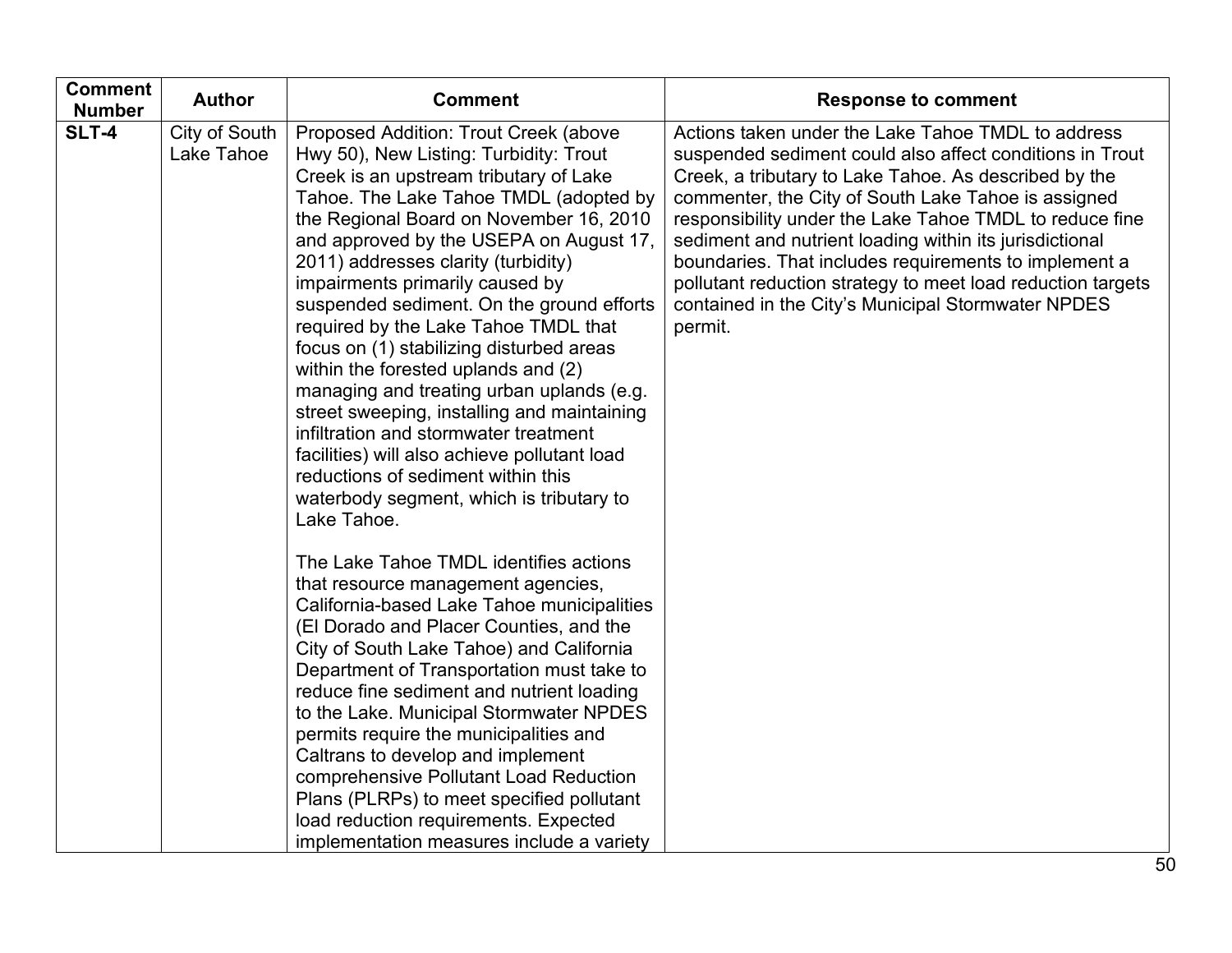| Comment Number | Author | Comment | Response to comment |
|---|---|---|---|
| **SLT-4** | City of South Lake Tahoe | Proposed Addition: Trout Creek (above Hwy 50), New Listing: Turbidity: Trout Creek is an upstream tributary of Lake Tahoe. The Lake Tahoe TMDL (adopted by the Regional Board on November 16, 2010 and approved by the USEPA on August 17, 2011) addresses clarity (turbidity) impairments primarily caused by suspended sediment. On the ground efforts required by the Lake Tahoe TMDL that focus on (1) stabilizing disturbed areas within the forested uplands and (2) managing and treating urban uplands (e.g. street sweeping, installing and maintaining infiltration and stormwater treatment facilities) will also achieve pollutant load reductions of sediment within this waterbody segment, which is tributary to Lake Tahoe.<br><br>The Lake Tahoe TMDL identifies actions that resource management agencies, California-based Lake Tahoe municipalities (El Dorado and Placer Counties, and the City of South Lake Tahoe) and California Department of Transportation must take to reduce fine sediment and nutrient loading to the Lake. Municipal Stormwater NPDES permits require the municipalities and Caltrans to develop and implement comprehensive Pollutant Load Reduction Plans (PLRPs) to meet specified pollutant load reduction requirements. Expected implementation measures include a variety | Actions taken under the Lake Tahoe TMDL to address suspended sediment could also affect conditions in Trout Creek, a tributary to Lake Tahoe. As described by the commenter, the City of South Lake Tahoe is assigned responsibility under the Lake Tahoe TMDL to reduce fine sediment and nutrient loading within its jurisdictional boundaries. That includes requirements to implement a pollutant reduction strategy to meet load reduction targets contained in the City's Municipal Stormwater NPDES permit. |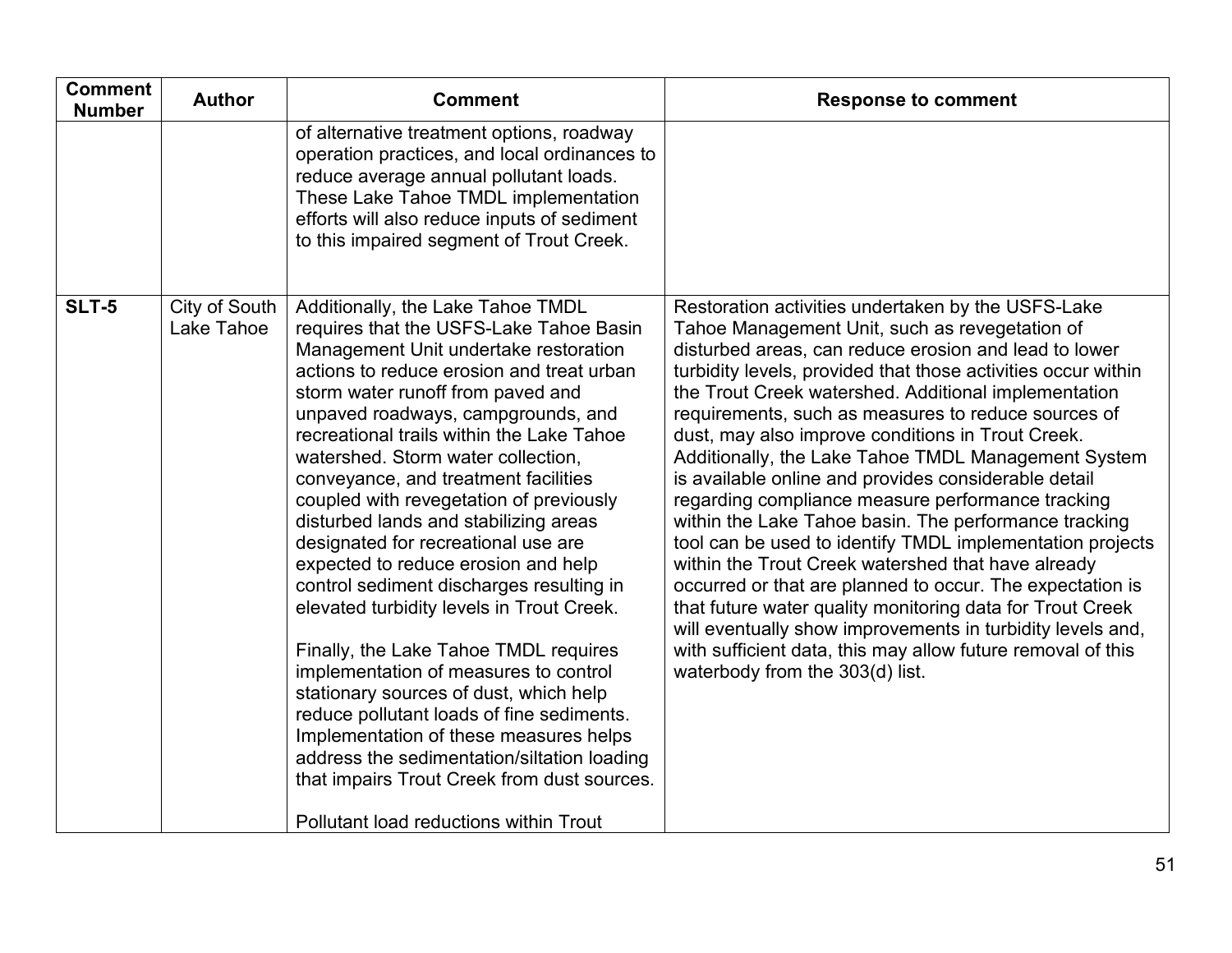| Comment Number | Author | Comment | Response to comment |
|---|---|---|---|
| | | of alternative treatment options, roadway operation practices, and local ordinances to reduce average annual pollutant loads. These Lake Tahoe TMDL implementation efforts will also reduce inputs of sediment to this impaired segment of Trout Creek. | |
| **SLT-5** | City of South Lake Tahoe | Additionally, the Lake Tahoe TMDL requires that the USFS-Lake Tahoe Basin Management Unit undertake restoration actions to reduce erosion and treat urban storm water runoff from paved and unpaved roadways, campgrounds, and recreational trails within the Lake Tahoe watershed. Storm water collection, conveyance, and treatment facilities coupled with revegetation of previously disturbed lands and stabilizing areas designated for recreational use are expected to reduce erosion and help control sediment discharges resulting in elevated turbidity levels in Trout Creek.<br><br>Finally, the Lake Tahoe TMDL requires implementation of measures to control stationary sources of dust, which help reduce pollutant loads of fine sediments. Implementation of these measures helps address the sedimentation/siltation loading that impairs Trout Creek from dust sources.<br><br>Pollutant load reductions within Trout | Restoration activities undertaken by the USFS-Lake Tahoe Management Unit, such as revegetation of disturbed areas, can reduce erosion and lead to lower turbidity levels, provided that those activities occur within the Trout Creek watershed. Additional implementation requirements, such as measures to reduce sources of dust, may also improve conditions in Trout Creek. Additionally, the Lake Tahoe TMDL Management System is available online and provides considerable detail regarding compliance measure performance tracking within the Lake Tahoe basin. The performance tracking tool can be used to identify TMDL implementation projects within the Trout Creek watershed that have already occurred or that are planned to occur. The expectation is that future water quality monitoring data for Trout Creek will eventually show improvements in turbidity levels and, with sufficient data, this may allow future removal of this waterbody from the 303(d) list. |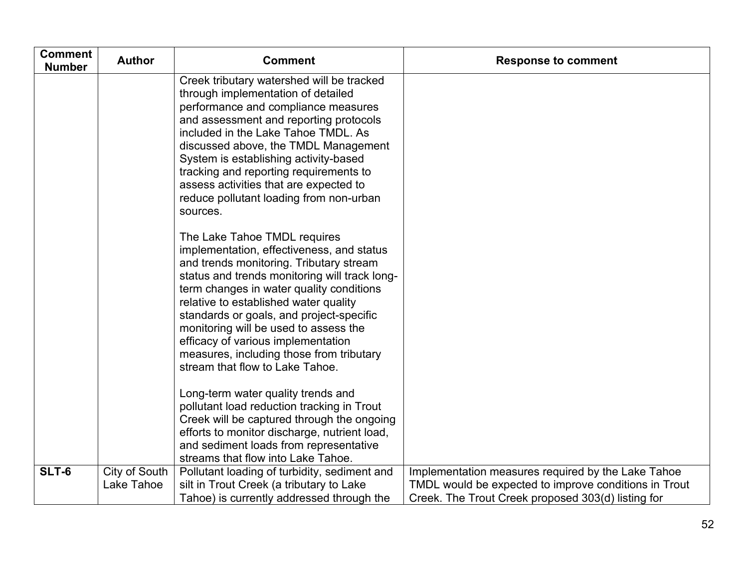| Comment Number | Author | Comment | Response to comment |
|---|---|---|---|
| | | Creek tributary watershed will be tracked through implementation of detailed performance and compliance measures and assessment and reporting protocols included in the Lake Tahoe TMDL. As discussed above, the TMDL Management System is establishing activity-based tracking and reporting requirements to assess activities that are expected to reduce pollutant loading from non-urban sources.<br><br>The Lake Tahoe TMDL requires implementation, effectiveness, and status and trends monitoring. Tributary stream status and trends monitoring will track long-term changes in water quality conditions relative to established water quality standards or goals, and project-specific monitoring will be used to assess the efficacy of various implementation measures, including those from tributary stream that flow to Lake Tahoe.<br><br>Long-term water quality trends and pollutant load reduction tracking in Trout Creek will be captured through the ongoing efforts to monitor discharge, nutrient load, and sediment loads from representative streams that flow into Lake Tahoe. | |
| **SLT-6** | City of South Lake Tahoe | Pollutant loading of turbidity, sediment and silt in Trout Creek (a tributary to Lake Tahoe) is currently addressed through the | Implementation measures required by the Lake Tahoe TMDL would be expected to improve conditions in Trout Creek. The Trout Creek proposed 303(d) listing for |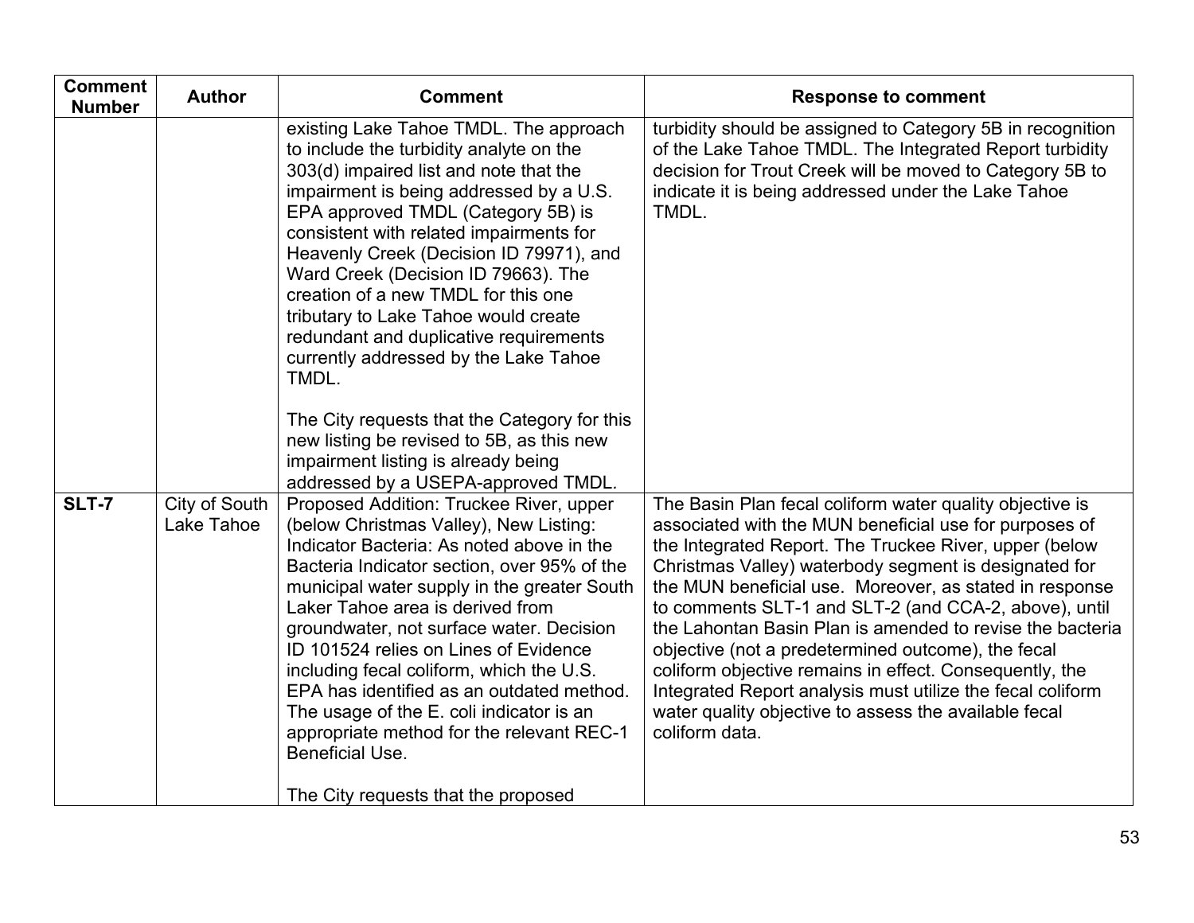| Comment Number | Author | Comment | Response to comment |
|---|---|---|---|
| | | existing Lake Tahoe TMDL. The approach to include the turbidity analyte on the 303(d) impaired list and note that the impairment is being addressed by a U.S. EPA approved TMDL (Category 5B) is consistent with related impairments for Heavenly Creek (Decision ID 79971), and Ward Creek (Decision ID 79663). The creation of a new TMDL for this one tributary to Lake Tahoe would create redundant and duplicative requirements currently addressed by the Lake Tahoe TMDL.<br><br>The City requests that the Category for this new listing be revised to 5B, as this new impairment listing is already being addressed by a USEPA-approved TMDL. | turbidity should be assigned to Category 5B in recognition of the Lake Tahoe TMDL. The Integrated Report turbidity decision for Trout Creek will be moved to Category 5B to indicate it is being addressed under the Lake Tahoe TMDL. |
| **SLT-7** | City of South Lake Tahoe | Proposed Addition: Truckee River, upper (below Christmas Valley), New Listing: Indicator Bacteria: As noted above in the Bacteria Indicator section, over 95% of the municipal water supply in the greater South Laker Tahoe area is derived from groundwater, not surface water. Decision ID 101524 relies on Lines of Evidence including fecal coliform, which the U.S. EPA has identified as an outdated method. The usage of the E. coli indicator is an appropriate method for the relevant REC-1 Beneficial Use.<br><br>The City requests that the proposed | The Basin Plan fecal coliform water quality objective is associated with the MUN beneficial use for purposes of the Integrated Report. The Truckee River, upper (below Christmas Valley) waterbody segment is designated for the MUN beneficial use. Moreover, as stated in response to comments SLT-1 and SLT-2 (and CCA-2, above), until the Lahontan Basin Plan is amended to revise the bacteria objective (not a predetermined outcome), the fecal coliform objective remains in effect. Consequently, the Integrated Report analysis must utilize the fecal coliform water quality objective to assess the available fecal coliform data. |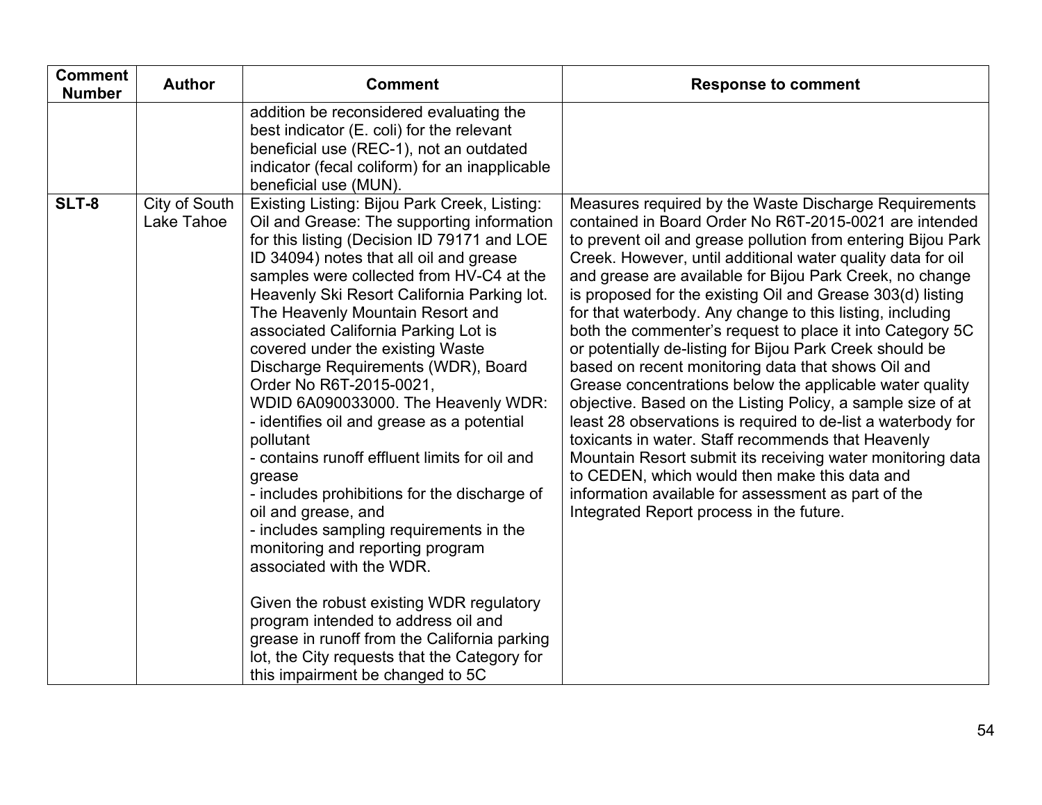| Comment Number | Author | Comment | Response to comment |
|---|---|---|---|
| | | addition be reconsidered evaluating the best indicator (E. coli) for the relevant beneficial use (REC-1), not an outdated indicator (fecal coliform) for an inapplicable beneficial use (MUN). | |
| **SLT-8** | City of South Lake Tahoe | Existing Listing: Bijou Park Creek, Listing: Oil and Grease: The supporting information for this listing (Decision ID 79171 and LOE ID 34094) notes that all oil and grease samples were collected from HV-C4 at the Heavenly Ski Resort California Parking lot. The Heavenly Mountain Resort and associated California Parking Lot is covered under the existing Waste Discharge Requirements (WDR), Board Order No R6T-2015-0021, WDID 6A090033000. The Heavenly WDR:<br>- identifies oil and grease as a potential pollutant<br>- contains runoff effluent limits for oil and grease<br>- includes prohibitions for the discharge of oil and grease, and<br>- includes sampling requirements in the monitoring and reporting program associated with the WDR.<br><br>Given the robust existing WDR regulatory program intended to address oil and grease in runoff from the California parking lot, the City requests that the Category for this impairment be changed to 5C | Measures required by the Waste Discharge Requirements contained in Board Order No R6T-2015-0021 are intended to prevent oil and grease pollution from entering Bijou Park Creek. However, until additional water quality data for oil and grease are available for Bijou Park Creek, no change is proposed for the existing Oil and Grease 303(d) listing for that waterbody. Any change to this listing, including both the commenter's request to place it into Category 5C or potentially de-listing for Bijou Park Creek should be based on recent monitoring data that shows Oil and Grease concentrations below the applicable water quality objective. Based on the Listing Policy, a sample size of at least 28 observations is required to de-list a waterbody for toxicants in water. Staff recommends that Heavenly Mountain Resort submit its receiving water monitoring data to CEDEN, which would then make this data and information available for assessment as part of the Integrated Report process in the future. |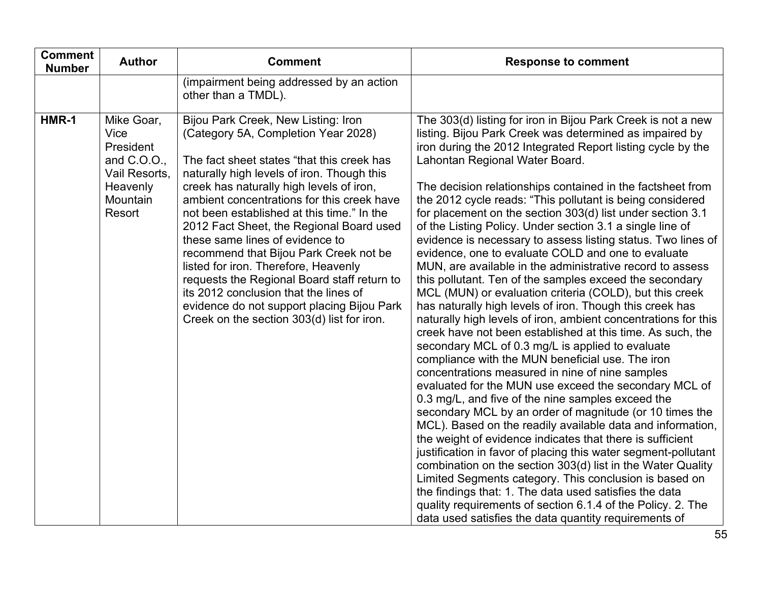| Comment Number | Author | Comment | Response to comment |
|---|---|---|---|
| | | (impairment being addressed by an action other than a TMDL). | |
| **HMR-1** | Mike Goar, Vice President and C.O.O., Vail Resorts, Heavenly Mountain Resort | Bijou Park Creek, New Listing: Iron (Category 5A, Completion Year 2028)<br><br>The fact sheet states "that this creek has naturally high levels of iron. Though this creek has naturally high levels of iron, ambient concentrations for this creek have not been established at this time." In the 2012 Fact Sheet, the Regional Board used these same lines of evidence to recommend that Bijou Park Creek not be listed for iron. Therefore, Heavenly requests the Regional Board staff return to its 2012 conclusion that the lines of evidence do not support placing Bijou Park Creek on the section 303(d) list for iron. | The 303(d) listing for iron in Bijou Park Creek is not a new listing. Bijou Park Creek was determined as impaired by iron during the 2012 Integrated Report listing cycle by the Lahontan Regional Water Board.<br><br>The decision relationships contained in the factsheet from the 2012 cycle reads: "This pollutant is being considered for placement on the section 303(d) list under section 3.1 of the Listing Policy. Under section 3.1 a single line of evidence is necessary to assess listing status. Two lines of evidence, one to evaluate COLD and one to evaluate MUN, are available in the administrative record to assess this pollutant. Ten of the samples exceed the secondary MCL (MUN) or evaluation criteria (COLD), but this creek has naturally high levels of iron. Though this creek has naturally high levels of iron, ambient concentrations for this creek have not been established at this time. As such, the secondary MCL of 0.3 mg/L is applied to evaluate compliance with the MUN beneficial use. The iron concentrations measured in nine of nine samples evaluated for the MUN use exceed the secondary MCL of 0.3 mg/L, and five of the nine samples exceed the secondary MCL by an order of magnitude (or 10 times the MCL). Based on the readily available data and information, the weight of evidence indicates that there is sufficient justification in favor of placing this water segment-pollutant combination on the section 303(d) list in the Water Quality Limited Segments category. This conclusion is based on the findings that: 1. The data used satisfies the data quality requirements of section 6.1.4 of the Policy. 2. The data used satisfies the data quantity requirements of |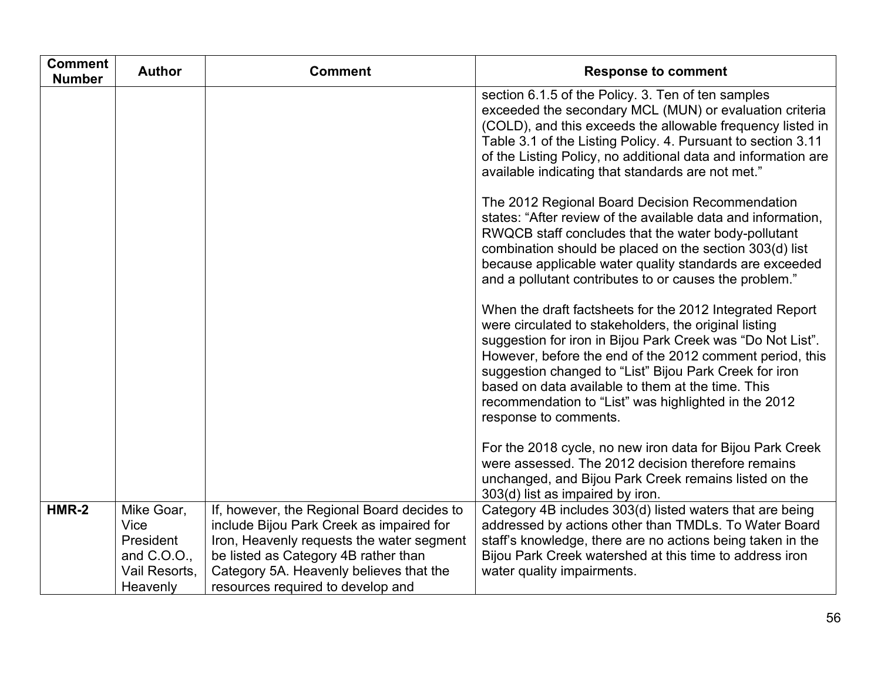| Comment Number | Author | Comment | Response to comment |
|---|---|---|---|
| | | | section 6.1.5 of the Policy. 3. Ten of ten samples exceeded the secondary MCL (MUN) or evaluation criteria (COLD), and this exceeds the allowable frequency listed in Table 3.1 of the Listing Policy. 4. Pursuant to section 3.11 of the Listing Policy, no additional data and information are available indicating that standards are not met."<br><br>The 2012 Regional Board Decision Recommendation states: "After review of the available data and information, RWQCB staff concludes that the water body-pollutant combination should be placed on the section 303(d) list because applicable water quality standards are exceeded and a pollutant contributes to or causes the problem."<br><br>When the draft factsheets for the 2012 Integrated Report were circulated to stakeholders, the original listing suggestion for iron in Bijou Park Creek was "Do Not List". However, before the end of the 2012 comment period, this suggestion changed to "List" Bijou Park Creek for iron based on data available to them at the time. This recommendation to "List" was highlighted in the 2012 response to comments.<br><br>For the 2018 cycle, no new iron data for Bijou Park Creek were assessed. The 2012 decision therefore remains unchanged, and Bijou Park Creek remains listed on the 303(d) list as impaired by iron. |
| **HMR-2** | Mike Goar, Vice President and C.O.O., Vail Resorts, Heavenly | If, however, the Regional Board decides to include Bijou Park Creek as impaired for Iron, Heavenly requests the water segment be listed as Category 4B rather than Category 5A. Heavenly believes that the resources required to develop and | Category 4B includes 303(d) listed waters that are being addressed by actions other than TMDLs. To Water Board staff's knowledge, there are no actions being taken in the Bijou Park Creek watershed at this time to address iron water quality impairments. |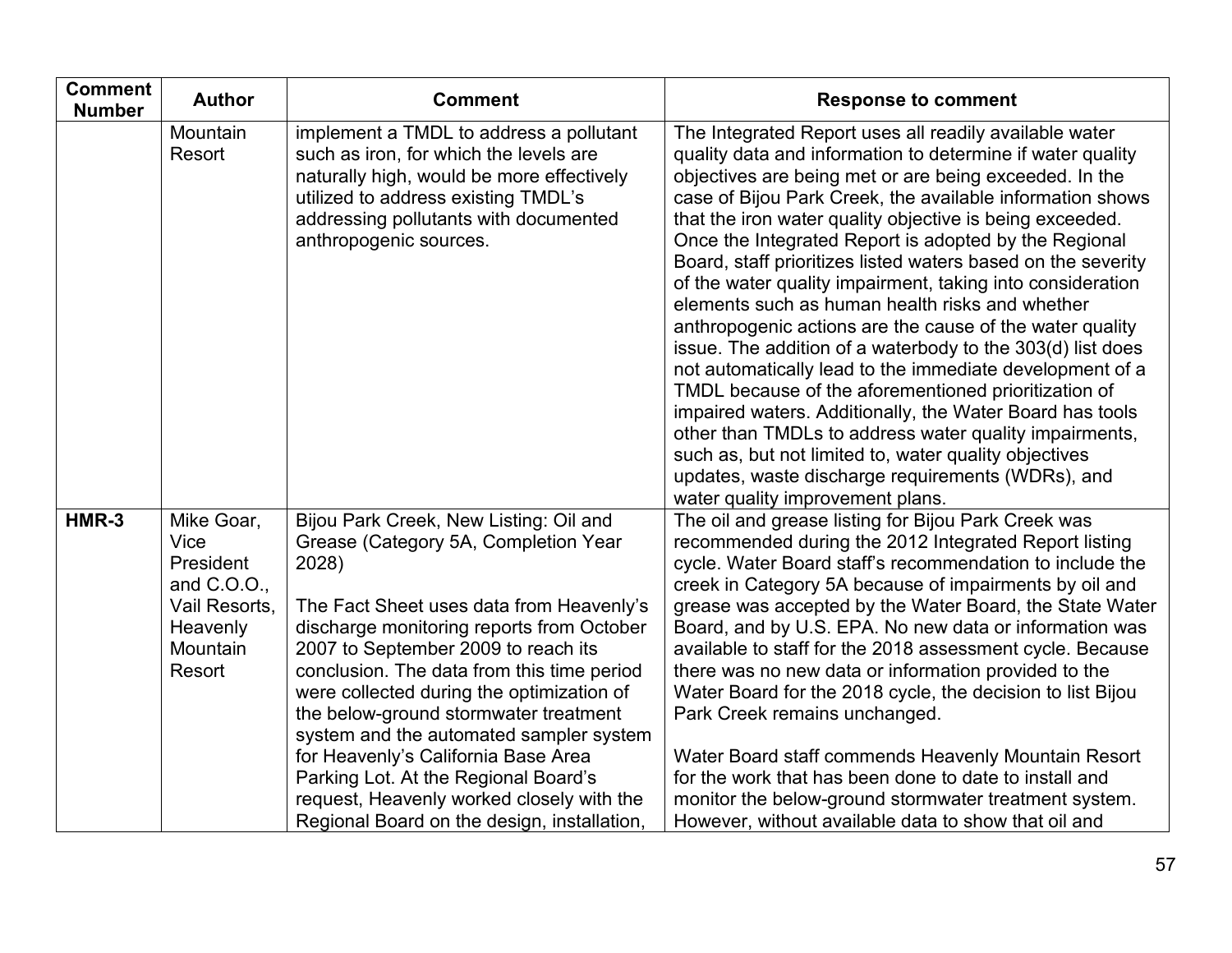| Comment Number | Author | Comment | Response to comment |
|---|---|---|---|
| | Mountain Resort | implement a TMDL to address a pollutant such as iron, for which the levels are naturally high, would be more effectively utilized to address existing TMDL's addressing pollutants with documented anthropogenic sources. | The Integrated Report uses all readily available water quality data and information to determine if water quality objectives are being met or are being exceeded. In the case of Bijou Park Creek, the available information shows that the iron water quality objective is being exceeded. Once the Integrated Report is adopted by the Regional Board, staff prioritizes listed waters based on the severity of the water quality impairment, taking into consideration elements such as human health risks and whether anthropogenic actions are the cause of the water quality issue. The addition of a waterbody to the 303(d) list does not automatically lead to the immediate development of a TMDL because of the aforementioned prioritization of impaired waters. Additionally, the Water Board has tools other than TMDLs to address water quality impairments, such as, but not limited to, water quality objectives updates, waste discharge requirements (WDRs), and water quality improvement plans. |
| **HMR-3** | Mike Goar, Vice President and C.O.O., Vail Resorts, Heavenly Mountain Resort | Bijou Park Creek, New Listing: Oil and Grease (Category 5A, Completion Year 2028)<br><br>The Fact Sheet uses data from Heavenly's discharge monitoring reports from October 2007 to September 2009 to reach its conclusion. The data from this time period were collected during the optimization of the below-ground stormwater treatment system and the automated sampler system for Heavenly's California Base Area Parking Lot. At the Regional Board's request, Heavenly worked closely with the Regional Board on the design, installation, | The oil and grease listing for Bijou Park Creek was recommended during the 2012 Integrated Report listing cycle. Water Board staff's recommendation to include the creek in Category 5A because of impairments by oil and grease was accepted by the Water Board, the State Water Board, and by U.S. EPA. No new data or information was available to staff for the 2018 assessment cycle. Because there was no new data or information provided to the Water Board for the 2018 cycle, the decision to list Bijou Park Creek remains unchanged.<br><br>Water Board staff commends Heavenly Mountain Resort for the work that has been done to date to install and monitor the below-ground stormwater treatment system. However, without available data to show that oil and |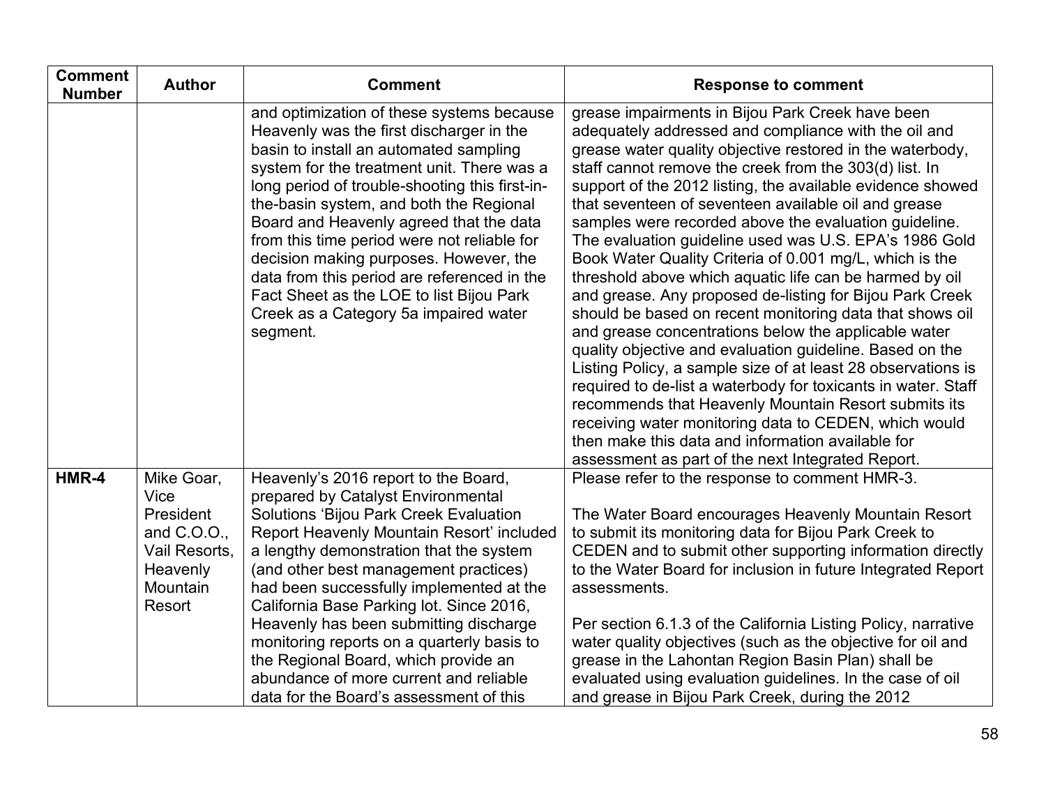| Comment Number | Author | Comment | Response to comment |
|---|---|---|---|
| | | and optimization of these systems because Heavenly was the first discharger in the basin to install an automated sampling system for the treatment unit. There was a long period of trouble-shooting this first-in-the-basin system, and both the Regional Board and Heavenly agreed that the data from this time period were not reliable for decision making purposes. However, the data from this period are referenced in the Fact Sheet as the LOE to list Bijou Park Creek as a Category 5a impaired water segment. | grease impairments in Bijou Park Creek have been adequately addressed and compliance with the oil and grease water quality objective restored in the waterbody, staff cannot remove the creek from the 303(d) list. In support of the 2012 listing, the available evidence showed that seventeen of seventeen available oil and grease samples were recorded above the evaluation guideline. The evaluation guideline used was U.S. EPA's 1986 Gold Book Water Quality Criteria of 0.001 mg/L, which is the threshold above which aquatic life can be harmed by oil and grease. Any proposed de-listing for Bijou Park Creek should be based on recent monitoring data that shows oil and grease concentrations below the applicable water quality objective and evaluation guideline. Based on the Listing Policy, a sample size of at least 28 observations is required to de-list a waterbody for toxicants in water. Staff recommends that Heavenly Mountain Resort submits its receiving water monitoring data to CEDEN, which would then make this data and information available for assessment as part of the next Integrated Report. |
| **HMR-4** | Mike Goar, Vice President and C.O.O., Vail Resorts, Heavenly Mountain Resort | Heavenly's 2016 report to the Board, prepared by Catalyst Environmental Solutions 'Bijou Park Creek Evaluation Report Heavenly Mountain Resort' included a lengthy demonstration that the system (and other best management practices) had been successfully implemented at the California Base Parking lot. Since 2016, Heavenly has been submitting discharge monitoring reports on a quarterly basis to the Regional Board, which provide an abundance of more current and reliable data for the Board's assessment of this | Please refer to the response to comment HMR-3.<br><br>The Water Board encourages Heavenly Mountain Resort to submit its monitoring data for Bijou Park Creek to CEDEN and to submit other supporting information directly to the Water Board for inclusion in future Integrated Report assessments.<br><br>Per section 6.1.3 of the California Listing Policy, narrative water quality objectives (such as the objective for oil and grease in the Lahontan Region Basin Plan) shall be evaluated using evaluation guidelines. In the case of oil and grease in Bijou Park Creek, during the 2012 |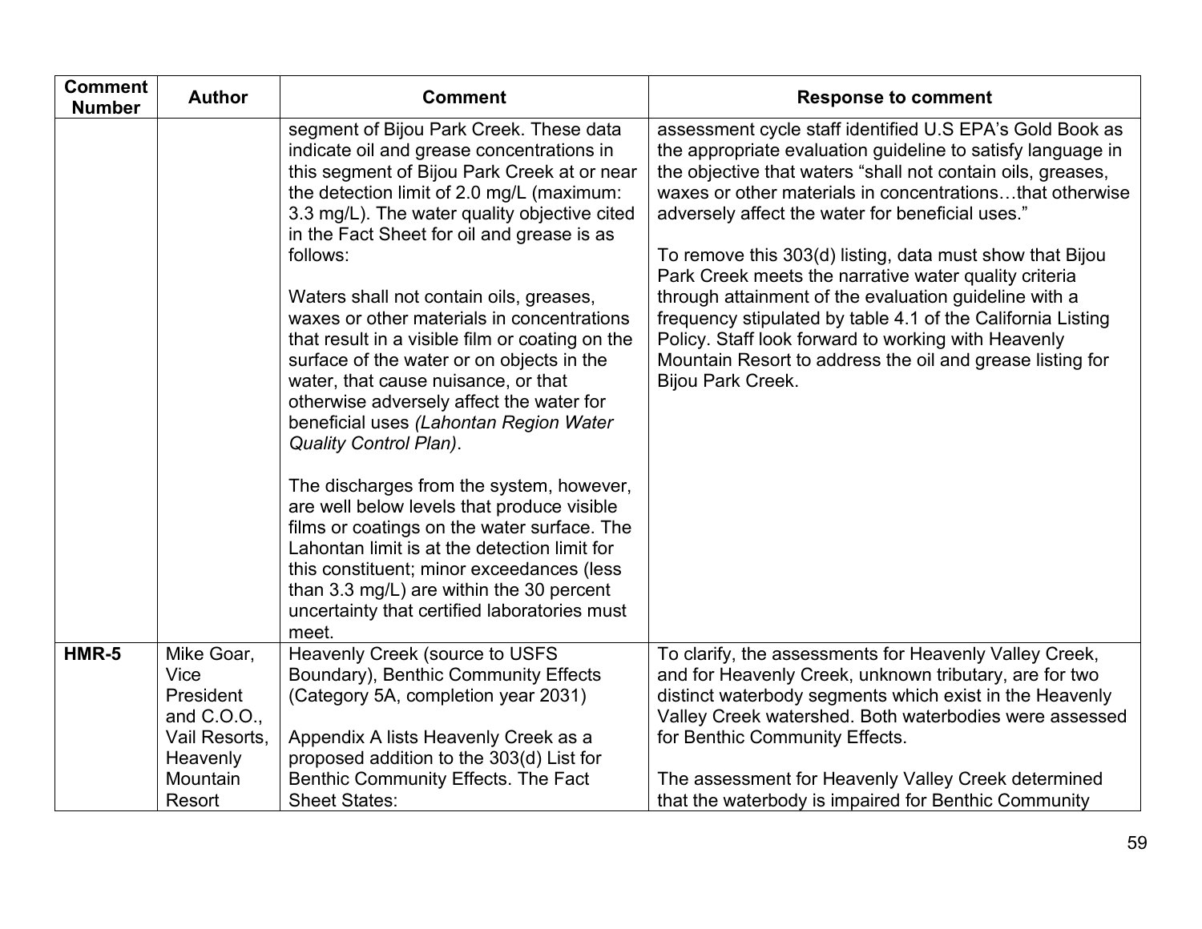| Comment Number | Author | Comment | Response to comment |
|---|---|---|---|
| | | segment of Bijou Park Creek. These data indicate oil and grease concentrations in this segment of Bijou Park Creek at or near the detection limit of 2.0 mg/L (maximum: 3.3 mg/L). The water quality objective cited in the Fact Sheet for oil and grease is as follows:<br><br>Waters shall not contain oils, greases, waxes or other materials in concentrations that result in a visible film or coating on the surface of the water or on objects in the water, that cause nuisance, or that otherwise adversely affect the water for beneficial uses *(Lahontan Region Water Quality Control Plan)*.<br><br>The discharges from the system, however, are well below levels that produce visible films or coatings on the water surface. The Lahontan limit is at the detection limit for this constituent; minor exceedances (less than 3.3 mg/L) are within the 30 percent uncertainty that certified laboratories must meet. | assessment cycle staff identified U.S EPA's Gold Book as the appropriate evaluation guideline to satisfy language in the objective that waters "shall not contain oils, greases, waxes or other materials in concentrations…that otherwise adversely affect the water for beneficial uses."<br><br>To remove this 303(d) listing, data must show that Bijou Park Creek meets the narrative water quality criteria through attainment of the evaluation guideline with a frequency stipulated by table 4.1 of the California Listing Policy. Staff look forward to working with Heavenly Mountain Resort to address the oil and grease listing for Bijou Park Creek. |
| **HMR-5** | Mike Goar, Vice President and C.O.O., Vail Resorts, Heavenly Mountain Resort | Heavenly Creek (source to USFS Boundary), Benthic Community Effects (Category 5A, completion year 2031)<br><br>Appendix A lists Heavenly Creek as a proposed addition to the 303(d) List for Benthic Community Effects. The Fact Sheet States: | To clarify, the assessments for Heavenly Valley Creek, and for Heavenly Creek, unknown tributary, are for two distinct waterbody segments which exist in the Heavenly Valley Creek watershed. Both waterbodies were assessed for Benthic Community Effects.<br><br>The assessment for Heavenly Valley Creek determined that the waterbody is impaired for Benthic Community |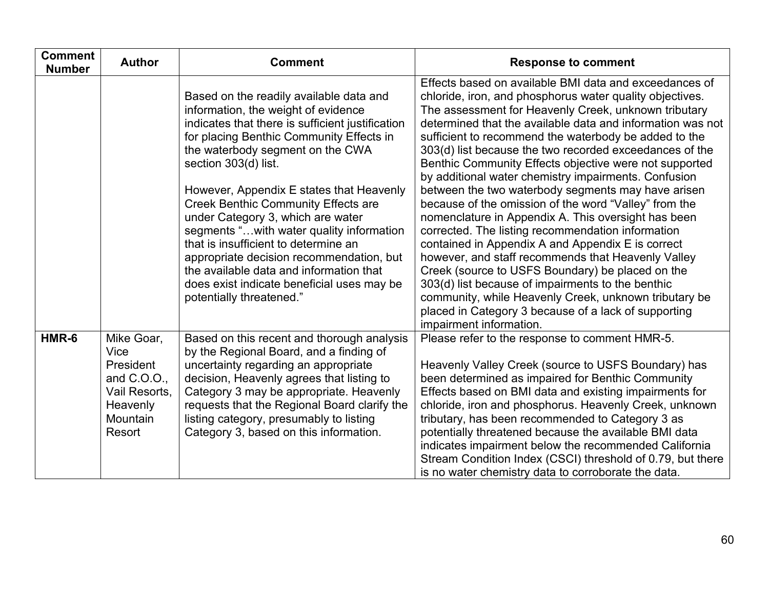| Comment Number | Author | Comment | Response to comment |
|---|---|---|---|
| | | Based on the readily available data and information, the weight of evidence indicates that there is sufficient justification for placing Benthic Community Effects in the waterbody segment on the CWA section 303(d) list.<br><br>However, Appendix E states that Heavenly Creek Benthic Community Effects are under Category 3, which are water segments "…with water quality information that is insufficient to determine an appropriate decision recommendation, but the available data and information that does exist indicate beneficial uses may be potentially threatened." | Effects based on available BMI data and exceedances of chloride, iron, and phosphorus water quality objectives. The assessment for Heavenly Creek, unknown tributary determined that the available data and information was not sufficient to recommend the waterbody be added to the 303(d) list because the two recorded exceedances of the Benthic Community Effects objective were not supported by additional water chemistry impairments. Confusion between the two waterbody segments may have arisen because of the omission of the word "Valley" from the nomenclature in Appendix A. This oversight has been corrected. The listing recommendation information contained in Appendix A and Appendix E is correct however, and staff recommends that Heavenly Valley Creek (source to USFS Boundary) be placed on the 303(d) list because of impairments to the benthic community, while Heavenly Creek, unknown tributary be placed in Category 3 because of a lack of supporting impairment information. |
| **HMR-6** | Mike Goar, Vice President and C.O.O., Vail Resorts, Heavenly Mountain Resort | Based on this recent and thorough analysis by the Regional Board, and a finding of uncertainty regarding an appropriate decision, Heavenly agrees that listing to Category 3 may be appropriate. Heavenly requests that the Regional Board clarify the listing category, presumably to listing Category 3, based on this information. | Please refer to the response to comment HMR-5.<br><br>Heavenly Valley Creek (source to USFS Boundary) has been determined as impaired for Benthic Community Effects based on BMI data and existing impairments for chloride, iron and phosphorus. Heavenly Creek, unknown tributary, has been recommended to Category 3 as potentially threatened because the available BMI data indicates impairment below the recommended California Stream Condition Index (CSCI) threshold of 0.79, but there is no water chemistry data to corroborate the data. |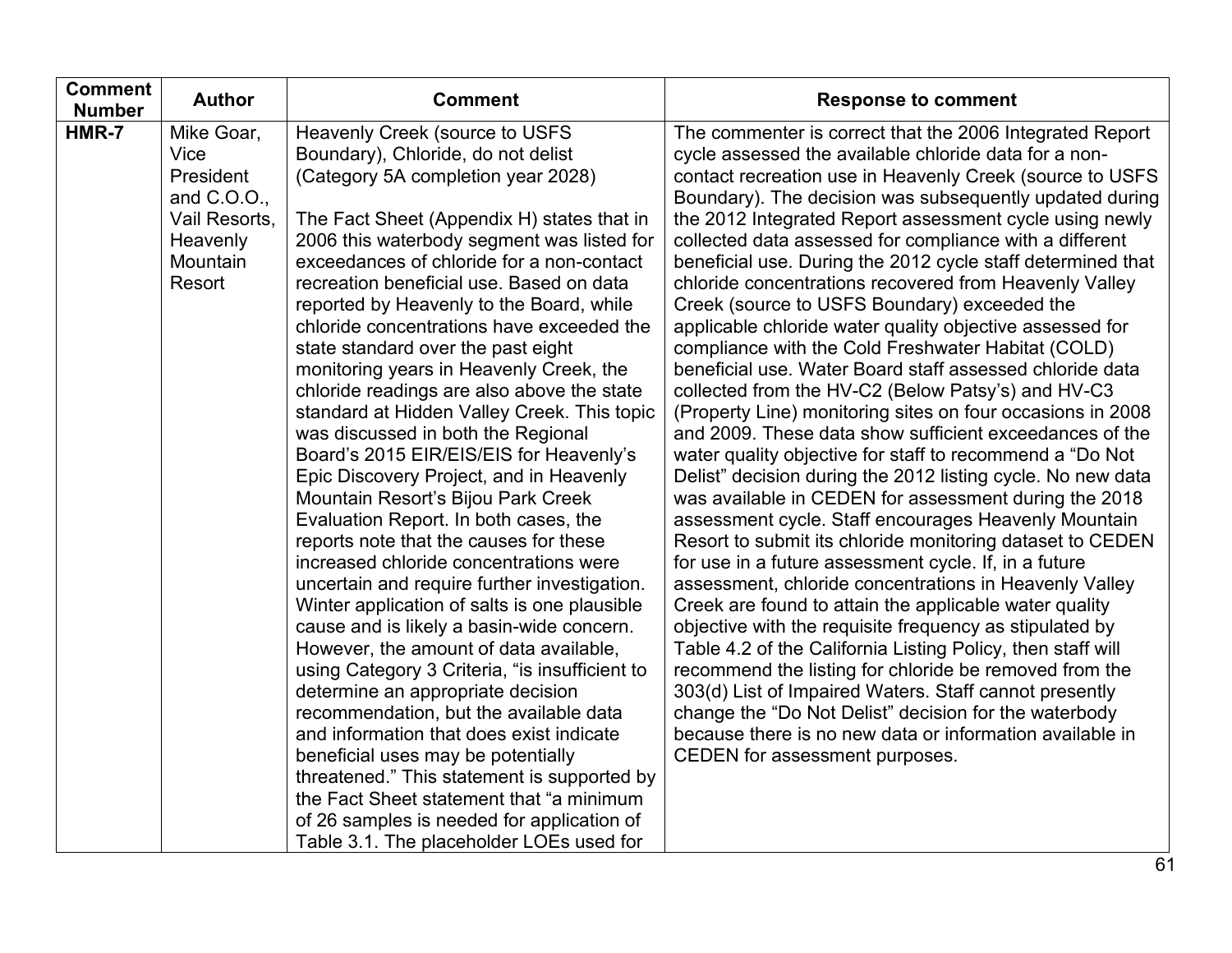| Comment Number | Author | Comment | Response to comment |
|---|---|---|---|
| **HMR-7** | Mike Goar, Vice President and C.O.O., Vail Resorts, Heavenly Mountain Resort | Heavenly Creek (source to USFS Boundary), Chloride, do not delist (Category 5A completion year 2028)<br><br>The Fact Sheet (Appendix H) states that in 2006 this waterbody segment was listed for exceedances of chloride for a non-contact recreation beneficial use. Based on data reported by Heavenly to the Board, while chloride concentrations have exceeded the state standard over the past eight monitoring years in Heavenly Creek, the chloride readings are also above the state standard at Hidden Valley Creek. This topic was discussed in both the Regional Board's 2015 EIR/EIS/EIS for Heavenly's Epic Discovery Project, and in Heavenly Mountain Resort's Bijou Park Creek Evaluation Report. In both cases, the reports note that the causes for these increased chloride concentrations were uncertain and require further investigation. Winter application of salts is one plausible cause and is likely a basin-wide concern. However, the amount of data available, using Category 3 Criteria, "is insufficient to determine an appropriate decision recommendation, but the available data and information that does exist indicate beneficial uses may be potentially threatened." This statement is supported by the Fact Sheet statement that "a minimum of 26 samples is needed for application of Table 3.1. The placeholder LOEs used for | The commenter is correct that the 2006 Integrated Report cycle assessed the available chloride data for a non-contact recreation use in Heavenly Creek (source to USFS Boundary). The decision was subsequently updated during the 2012 Integrated Report assessment cycle using newly collected data assessed for compliance with a different beneficial use. During the 2012 cycle staff determined that chloride concentrations recovered from Heavenly Valley Creek (source to USFS Boundary) exceeded the applicable chloride water quality objective assessed for compliance with the Cold Freshwater Habitat (COLD) beneficial use. Water Board staff assessed chloride data collected from the HV-C2 (Below Patsy's) and HV-C3 (Property Line) monitoring sites on four occasions in 2008 and 2009. These data show sufficient exceedances of the water quality objective for staff to recommend a "Do Not Delist" decision during the 2012 listing cycle. No new data was available in CEDEN for assessment during the 2018 assessment cycle. Staff encourages Heavenly Mountain Resort to submit its chloride monitoring dataset to CEDEN for use in a future assessment cycle. If, in a future assessment, chloride concentrations in Heavenly Valley Creek are found to attain the applicable water quality objective with the requisite frequency as stipulated by Table 4.2 of the California Listing Policy, then staff will recommend the listing for chloride be removed from the 303(d) List of Impaired Waters. Staff cannot presently change the "Do Not Delist" decision for the waterbody because there is no new data or information available in CEDEN for assessment purposes. |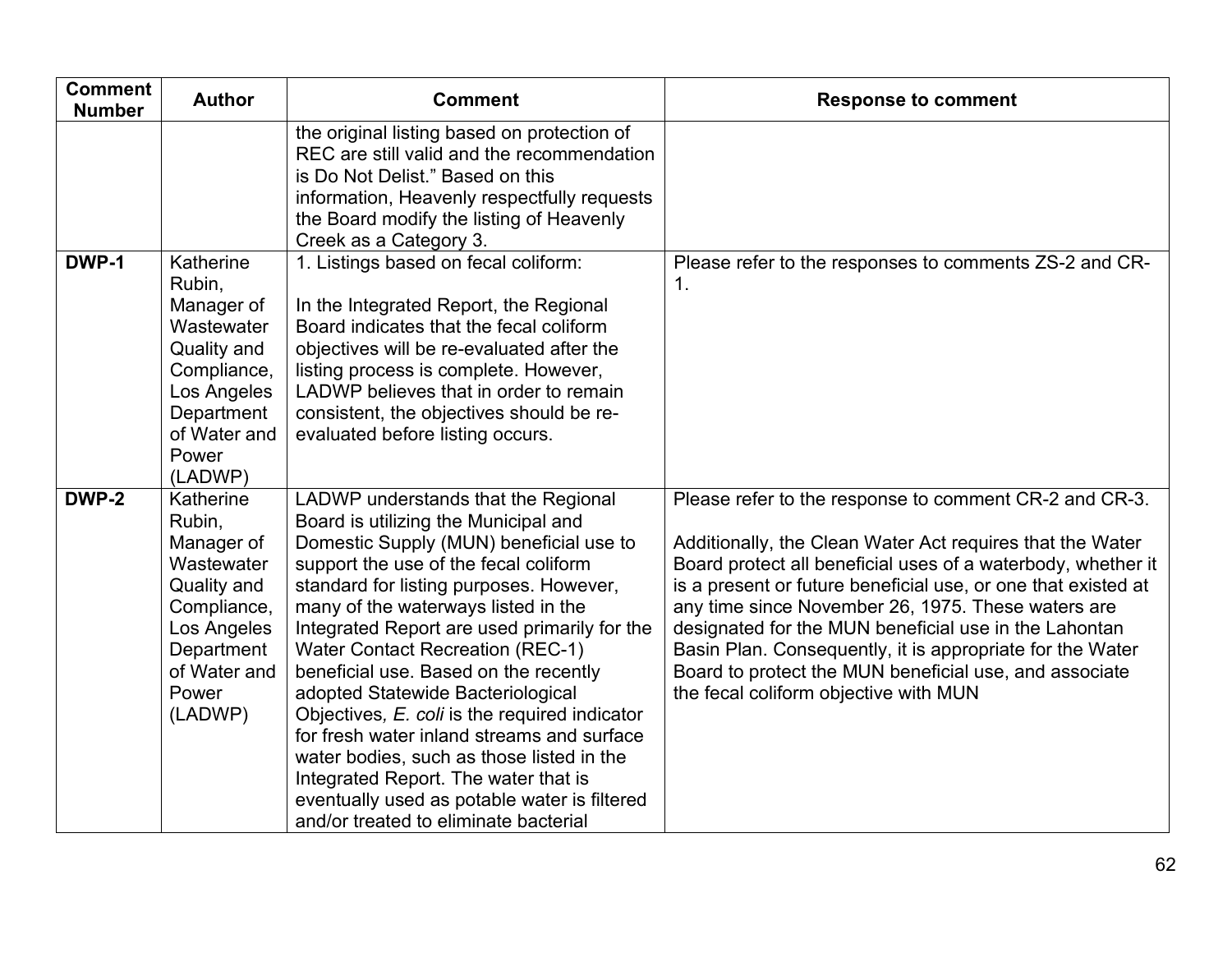| Comment Number | Author | Comment | Response to comment |
|---|---|---|---|
| | | the original listing based on protection of REC are still valid and the recommendation is Do Not Delist." Based on this information, Heavenly respectfully requests the Board modify the listing of Heavenly Creek as a Category 3. | |
| **DWP-1** | Katherine Rubin, Manager of Wastewater Quality and Compliance, Los Angeles Department of Water and Power (LADWP) | 1. Listings based on fecal coliform:<br><br>In the Integrated Report, the Regional Board indicates that the fecal coliform objectives will be re-evaluated after the listing process is complete. However, LADWP believes that in order to remain consistent, the objectives should be re-evaluated before listing occurs. | Please refer to the responses to comments ZS-2 and CR-1. |
| **DWP-2** | Katherine Rubin, Manager of Wastewater Quality and Compliance, Los Angeles Department of Water and Power (LADWP) | LADWP understands that the Regional Board is utilizing the Municipal and Domestic Supply (MUN) beneficial use to support the use of the fecal coliform standard for listing purposes. However, many of the waterways listed in the Integrated Report are used primarily for the Water Contact Recreation (REC-1) beneficial use. Based on the recently adopted Statewide Bacteriological Objectives, *E. coli* is the required indicator for fresh water inland streams and surface water bodies, such as those listed in the Integrated Report. The water that is eventually used as potable water is filtered and/or treated to eliminate bacterial | Please refer to the response to comment CR-2 and CR-3.<br><br>Additionally, the Clean Water Act requires that the Water Board protect all beneficial uses of a waterbody, whether it is a present or future beneficial use, or one that existed at any time since November 26, 1975. These waters are designated for the MUN beneficial use in the Lahontan Basin Plan. Consequently, it is appropriate for the Water Board to protect the MUN beneficial use, and associate the fecal coliform objective with MUN |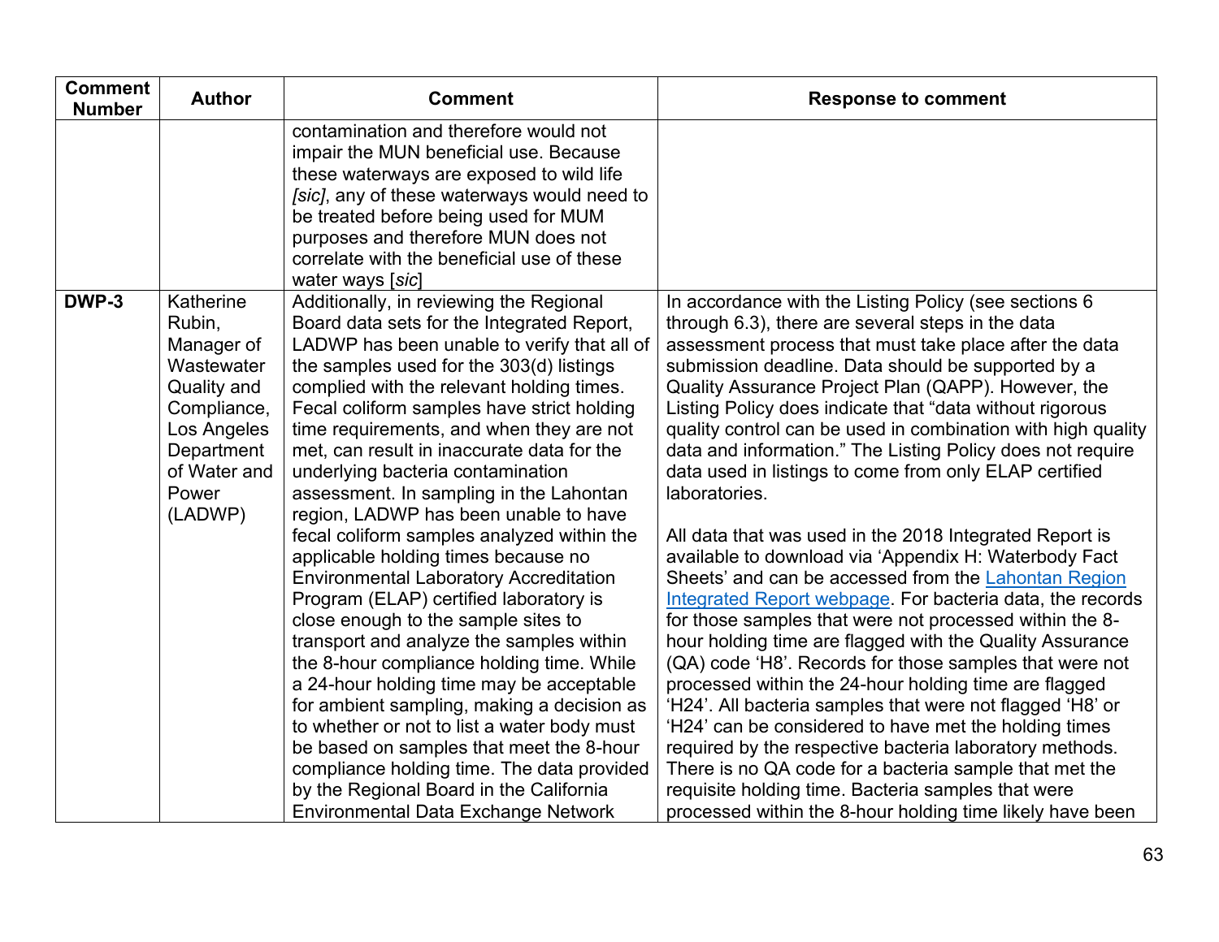| Comment Number | Author | Comment | Response to comment |
|---|---|---|---|
| | | contamination and therefore would not impair the MUN beneficial use. Because these waterways are exposed to wild life *[sic]*, any of these waterways would need to be treated before being used for MUM purposes and therefore MUN does not correlate with the beneficial use of these water ways [*sic*] | |
| **DWP-3** | Katherine Rubin, Manager of Wastewater Quality and Compliance, Los Angeles Department of Water and Power (LADWP) | Additionally, in reviewing the Regional Board data sets for the Integrated Report, LADWP has been unable to verify that all of the samples used for the 303(d) listings complied with the relevant holding times. Fecal coliform samples have strict holding time requirements, and when they are not met, can result in inaccurate data for the underlying bacteria contamination assessment. In sampling in the Lahontan region, LADWP has been unable to have fecal coliform samples analyzed within the applicable holding times because no Environmental Laboratory Accreditation Program (ELAP) certified laboratory is close enough to the sample sites to transport and analyze the samples within the 8-hour compliance holding time. While a 24-hour holding time may be acceptable for ambient sampling, making a decision as to whether or not to list a water body must be based on samples that meet the 8-hour compliance holding time. The data provided by the Regional Board in the California Environmental Data Exchange Network | In accordance with the Listing Policy (see sections 6 through 6.3), there are several steps in the data assessment process that must take place after the data submission deadline. Data should be supported by a Quality Assurance Project Plan (QAPP). However, the Listing Policy does indicate that "data without rigorous quality control can be used in combination with high quality data and information." The Listing Policy does not require data used in listings to come from only ELAP certified laboratories.<br><br>All data that was used in the 2018 Integrated Report is available to download via 'Appendix H: Waterbody Fact Sheets' and can be accessed from the Lahontan Region Integrated Report webpage. For bacteria data, the records for those samples that were not processed within the 8-hour holding time are flagged with the Quality Assurance (QA) code 'H8'. Records for those samples that were not processed within the 24-hour holding time are flagged 'H24'. All bacteria samples that were not flagged 'H8' or 'H24' can be considered to have met the holding times required by the respective bacteria laboratory methods. There is no QA code for a bacteria sample that met the requisite holding time. Bacteria samples that were processed within the 8-hour holding time likely have been |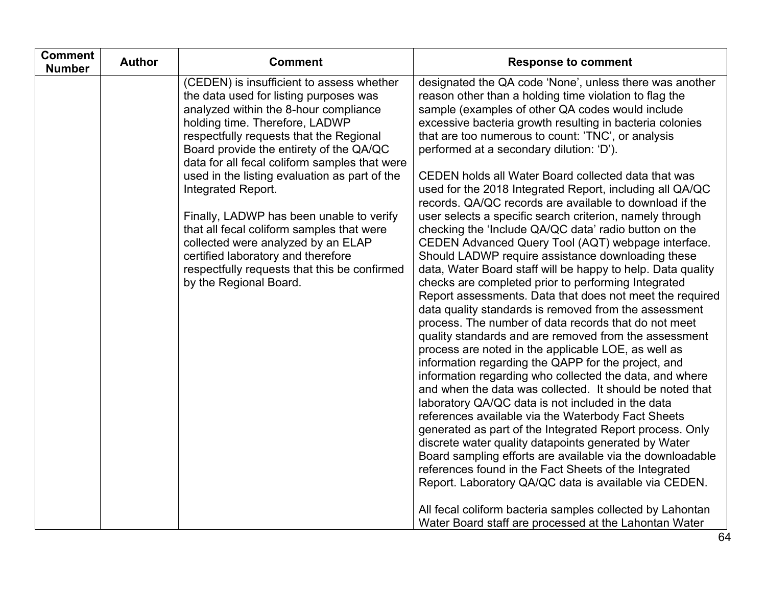| Comment Number | Author | Comment | Response to comment |
|---|---|---|---|
| | | (CEDEN) is insufficient to assess whether the data used for listing purposes was analyzed within the 8-hour compliance holding time. Therefore, LADWP respectfully requests that the Regional Board provide the entirety of the QA/QC data for all fecal coliform samples that were used in the listing evaluation as part of the Integrated Report.<br><br>Finally, LADWP has been unable to verify that all fecal coliform samples that were collected were analyzed by an ELAP certified laboratory and therefore respectfully requests that this be confirmed by the Regional Board. | designated the QA code 'None', unless there was another reason other than a holding time violation to flag the sample (examples of other QA codes would include excessive bacteria growth resulting in bacteria colonies that are too numerous to count: 'TNC', or analysis performed at a secondary dilution: 'D').<br><br>CEDEN holds all Water Board collected data that was used for the 2018 Integrated Report, including all QA/QC records. QA/QC records are available to download if the user selects a specific search criterion, namely through checking the 'Include QA/QC data' radio button on the CEDEN Advanced Query Tool (AQT) webpage interface. Should LADWP require assistance downloading these data, Water Board staff will be happy to help. Data quality checks are completed prior to performing Integrated Report assessments. Data that does not meet the required data quality standards is removed from the assessment process. The number of data records that do not meet quality standards and are removed from the assessment process are noted in the applicable LOE, as well as information regarding the QAPP for the project, and information regarding who collected the data, and where and when the data was collected. It should be noted that laboratory QA/QC data is not included in the data references available via the Waterbody Fact Sheets generated as part of the Integrated Report process. Only discrete water quality datapoints generated by Water Board sampling efforts are available via the downloadable references found in the Fact Sheets of the Integrated Report. Laboratory QA/QC data is available via CEDEN.<br><br>All fecal coliform bacteria samples collected by Lahontan Water Board staff are processed at the Lahontan Water |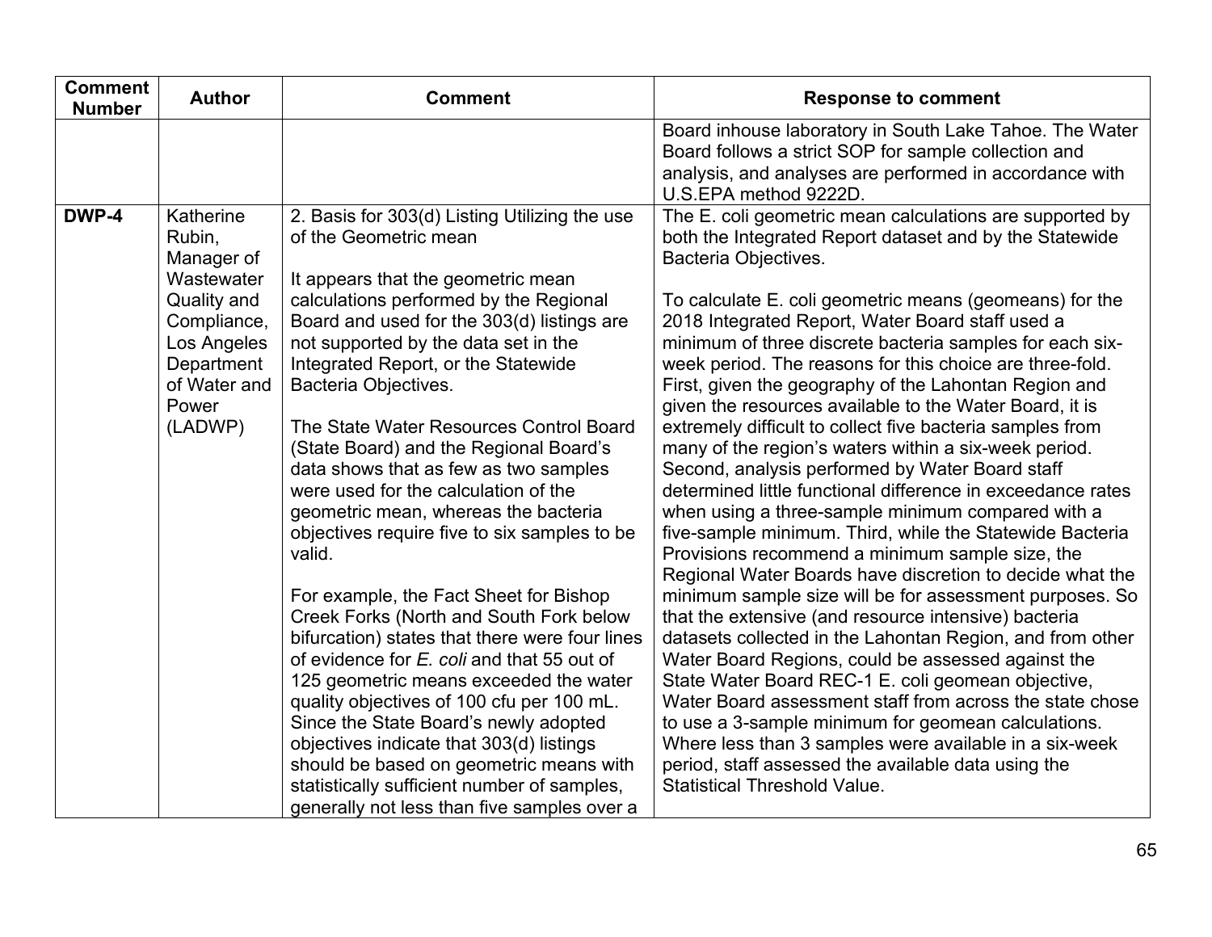| Comment Number | Author | Comment | Response to comment |
|---|---|---|---|
| | | | Board inhouse laboratory in South Lake Tahoe. The Water Board follows a strict SOP for sample collection and analysis, and analyses are performed in accordance with U.S.EPA method 9222D. |
| **DWP-4** | Katherine Rubin, Manager of Wastewater Quality and Compliance, Los Angeles Department of Water and Power (LADWP) | 2. Basis for 303(d) Listing Utilizing the use of the Geometric mean<br><br>It appears that the geometric mean calculations performed by the Regional Board and used for the 303(d) listings are not supported by the data set in the Integrated Report, or the Statewide Bacteria Objectives.<br><br>The State Water Resources Control Board (State Board) and the Regional Board's data shows that as few as two samples were used for the calculation of the geometric mean, whereas the bacteria objectives require five to six samples to be valid.<br><br>For example, the Fact Sheet for Bishop Creek Forks (North and South Fork below bifurcation) states that there were four lines of evidence for *E. coli* and that 55 out of 125 geometric means exceeded the water quality objectives of 100 cfu per 100 mL. Since the State Board's newly adopted objectives indicate that 303(d) listings should be based on geometric means with statistically sufficient number of samples, generally not less than five samples over a | The E. coli geometric mean calculations are supported by both the Integrated Report dataset and by the Statewide Bacteria Objectives.<br><br>To calculate E. coli geometric means (geomeans) for the 2018 Integrated Report, Water Board staff used a minimum of three discrete bacteria samples for each six-week period. The reasons for this choice are three-fold. First, given the geography of the Lahontan Region and given the resources available to the Water Board, it is extremely difficult to collect five bacteria samples from many of the region's waters within a six-week period. Second, analysis performed by Water Board staff determined little functional difference in exceedance rates when using a three-sample minimum compared with a five-sample minimum. Third, while the Statewide Bacteria Provisions recommend a minimum sample size, the Regional Water Boards have discretion to decide what the minimum sample size will be for assessment purposes. So that the extensive (and resource intensive) bacteria datasets collected in the Lahontan Region, and from other Water Board Regions, could be assessed against the State Water Board REC-1 E. coli geomean objective, Water Board assessment staff from across the state chose to use a 3-sample minimum for geomean calculations. Where less than 3 samples were available in a six-week period, staff assessed the available data using the Statistical Threshold Value. |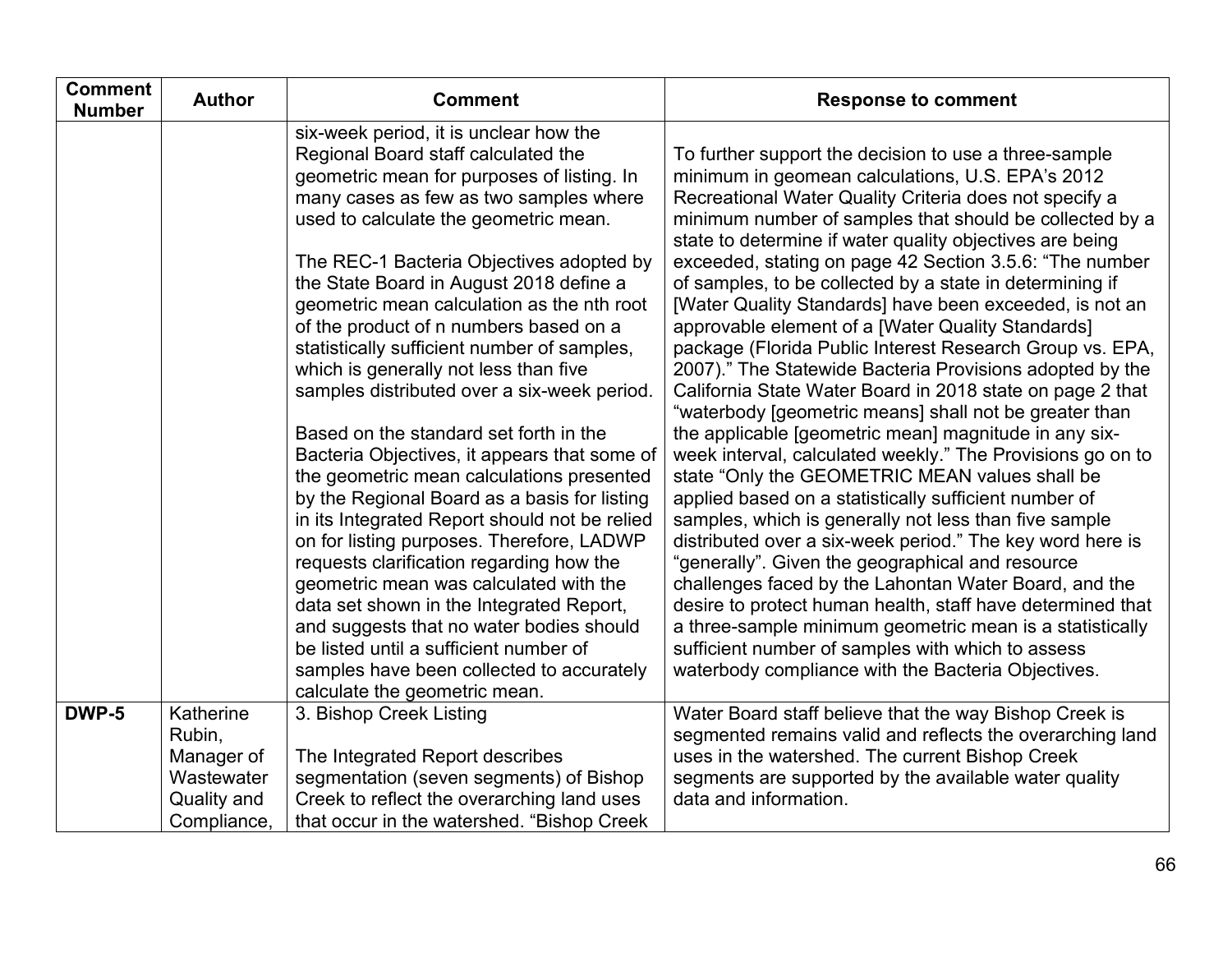| Comment Number | Author | Comment | Response to comment |
|---|---|---|---|
| | | six-week period, it is unclear how the Regional Board staff calculated the geometric mean for purposes of listing. In many cases as few as two samples where used to calculate the geometric mean.<br><br>The REC-1 Bacteria Objectives adopted by the State Board in August 2018 define a geometric mean calculation as the nth root of the product of n numbers based on a statistically sufficient number of samples, which is generally not less than five samples distributed over a six-week period.<br><br>Based on the standard set forth in the Bacteria Objectives, it appears that some of the geometric mean calculations presented by the Regional Board as a basis for listing in its Integrated Report should not be relied on for listing purposes. Therefore, LADWP requests clarification regarding how the geometric mean was calculated with the data set shown in the Integrated Report, and suggests that no water bodies should be listed until a sufficient number of samples have been collected to accurately calculate the geometric mean. | To further support the decision to use a three-sample minimum in geomean calculations, U.S. EPA's 2012 Recreational Water Quality Criteria does not specify a minimum number of samples that should be collected by a state to determine if water quality objectives are being exceeded, stating on page 42 Section 3.5.6: "The number of samples, to be collected by a state in determining if [Water Quality Standards] have been exceeded, is not an approvable element of a [Water Quality Standards] package (Florida Public Interest Research Group vs. EPA, 2007)." The Statewide Bacteria Provisions adopted by the California State Water Board in 2018 state on page 2 that "waterbody [geometric means] shall not be greater than the applicable [geometric mean] magnitude in any six-week interval, calculated weekly." The Provisions go on to state "Only the GEOMETRIC MEAN values shall be applied based on a statistically sufficient number of samples, which is generally not less than five sample distributed over a six-week period." The key word here is "generally". Given the geographical and resource challenges faced by the Lahontan Water Board, and the desire to protect human health, staff have determined that a three-sample minimum geometric mean is a statistically sufficient number of samples with which to assess waterbody compliance with the Bacteria Objectives. |
| **DWP-5** | Katherine Rubin, Manager of Wastewater Quality and Compliance, | 3. Bishop Creek Listing<br><br>The Integrated Report describes segmentation (seven segments) of Bishop Creek to reflect the overarching land uses that occur in the watershed. "Bishop Creek | Water Board staff believe that the way Bishop Creek is segmented remains valid and reflects the overarching land uses in the watershed. The current Bishop Creek segments are supported by the available water quality data and information. |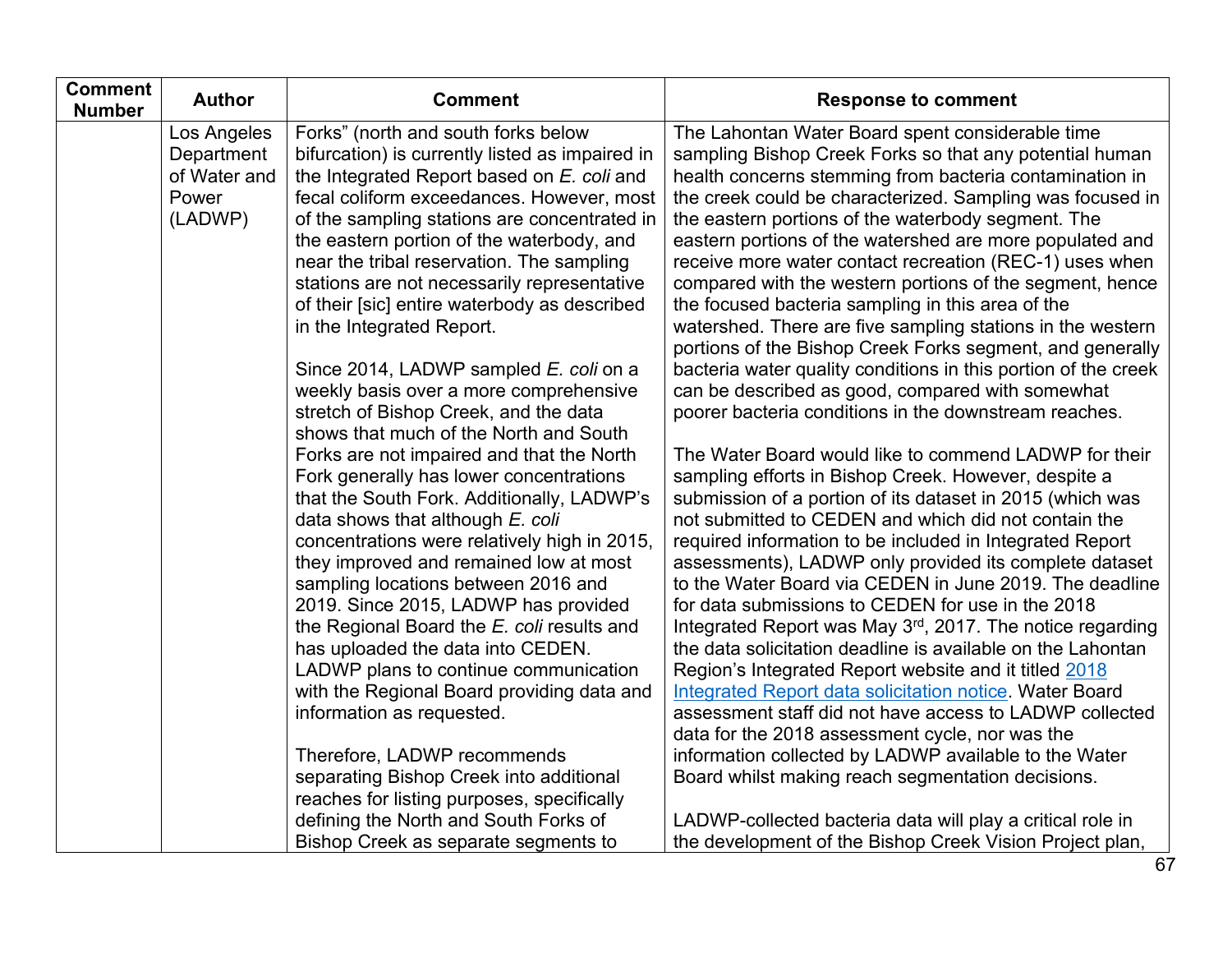| Comment Number | Author | Comment | Response to comment |
|---|---|---|---|
| | Los Angeles Department of Water and Power (LADWP) | Forks" (north and south forks below bifurcation) is currently listed as impaired in the Integrated Report based on *E. coli* and fecal coliform exceedances. However, most of the sampling stations are concentrated in the eastern portion of the waterbody, and near the tribal reservation. The sampling stations are not necessarily representative of their [sic] entire waterbody as described in the Integrated Report.<br><br>Since 2014, LADWP sampled *E. coli* on a weekly basis over a more comprehensive stretch of Bishop Creek, and the data shows that much of the North and South Forks are not impaired and that the North Fork generally has lower concentrations that the South Fork. Additionally, LADWP's data shows that although *E. coli* concentrations were relatively high in 2015, they improved and remained low at most sampling locations between 2016 and 2019. Since 2015, LADWP has provided the Regional Board the *E. coli* results and has uploaded the data into CEDEN. LADWP plans to continue communication with the Regional Board providing data and information as requested.<br><br>Therefore, LADWP recommends separating Bishop Creek into additional reaches for listing purposes, specifically defining the North and South Forks of Bishop Creek as separate segments to | The Lahontan Water Board spent considerable time sampling Bishop Creek Forks so that any potential human health concerns stemming from bacteria contamination in the creek could be characterized. Sampling was focused in the eastern portions of the waterbody segment. The eastern portions of the watershed are more populated and receive more water contact recreation (REC-1) uses when compared with the western portions of the segment, hence the focused bacteria sampling in this area of the watershed. There are five sampling stations in the western portions of the Bishop Creek Forks segment, and generally bacteria water quality conditions in this portion of the creek can be described as good, compared with somewhat poorer bacteria conditions in the downstream reaches.<br><br>The Water Board would like to commend LADWP for their sampling efforts in Bishop Creek. However, despite a submission of a portion of its dataset in 2015 (which was not submitted to CEDEN and which did not contain the required information to be included in Integrated Report assessments), LADWP only provided its complete dataset to the Water Board via CEDEN in June 2019. The deadline for data submissions to CEDEN for use in the 2018 Integrated Report was May 3rd, 2017. The notice regarding the data solicitation deadline is available on the Lahontan Region's Integrated Report website and it titled [2018 Integrated Report data solicitation notice](). Water Board assessment staff did not have access to LADWP collected data for the 2018 assessment cycle, nor was the information collected by LADWP available to the Water Board whilst making reach segmentation decisions.<br><br>LADWP-collected bacteria data will play a critical role in the development of the Bishop Creek Vision Project plan, |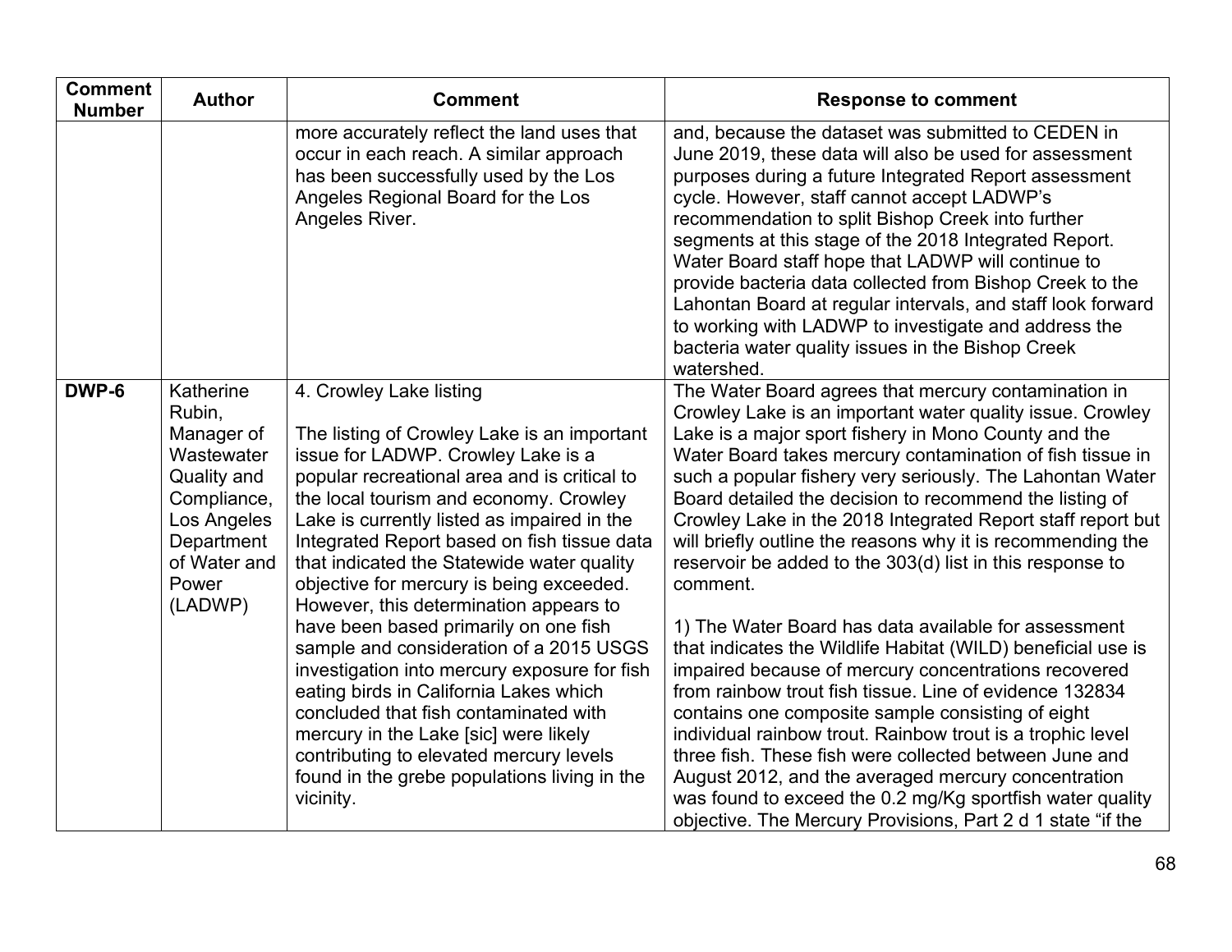| Comment Number | Author | Comment | Response to comment |
|---|---|---|---|
| | | more accurately reflect the land uses that occur in each reach. A similar approach has been successfully used by the Los Angeles Regional Board for the Los Angeles River. | and, because the dataset was submitted to CEDEN in June 2019, these data will also be used for assessment purposes during a future Integrated Report assessment cycle. However, staff cannot accept LADWP's recommendation to split Bishop Creek into further segments at this stage of the 2018 Integrated Report. Water Board staff hope that LADWP will continue to provide bacteria data collected from Bishop Creek to the Lahontan Board at regular intervals, and staff look forward to working with LADWP to investigate and address the bacteria water quality issues in the Bishop Creek watershed. |
| **DWP-6** | Katherine Rubin, Manager of Wastewater Quality and Compliance, Los Angeles Department of Water and Power (LADWP) | 4. Crowley Lake listing<br><br>The listing of Crowley Lake is an important issue for LADWP. Crowley Lake is a popular recreational area and is critical to the local tourism and economy. Crowley Lake is currently listed as impaired in the Integrated Report based on fish tissue data that indicated the Statewide water quality objective for mercury is being exceeded. However, this determination appears to have been based primarily on one fish sample and consideration of a 2015 USGS investigation into mercury exposure for fish eating birds in California Lakes which concluded that fish contaminated with mercury in the Lake [sic] were likely contributing to elevated mercury levels found in the grebe populations living in the vicinity. | The Water Board agrees that mercury contamination in Crowley Lake is an important water quality issue. Crowley Lake is a major sport fishery in Mono County and the Water Board takes mercury contamination of fish tissue in such a popular fishery very seriously. The Lahontan Water Board detailed the decision to recommend the listing of Crowley Lake in the 2018 Integrated Report staff report but will briefly outline the reasons why it is recommending the reservoir be added to the 303(d) list in this response to comment.<br><br>1) The Water Board has data available for assessment that indicates the Wildlife Habitat (WILD) beneficial use is impaired because of mercury concentrations recovered from rainbow trout fish tissue. Line of evidence 132834 contains one composite sample consisting of eight individual rainbow trout. Rainbow trout is a trophic level three fish. These fish were collected between June and August 2012, and the averaged mercury concentration was found to exceed the 0.2 mg/Kg sportfish water quality objective. The Mercury Provisions, Part 2 d 1 state "if the |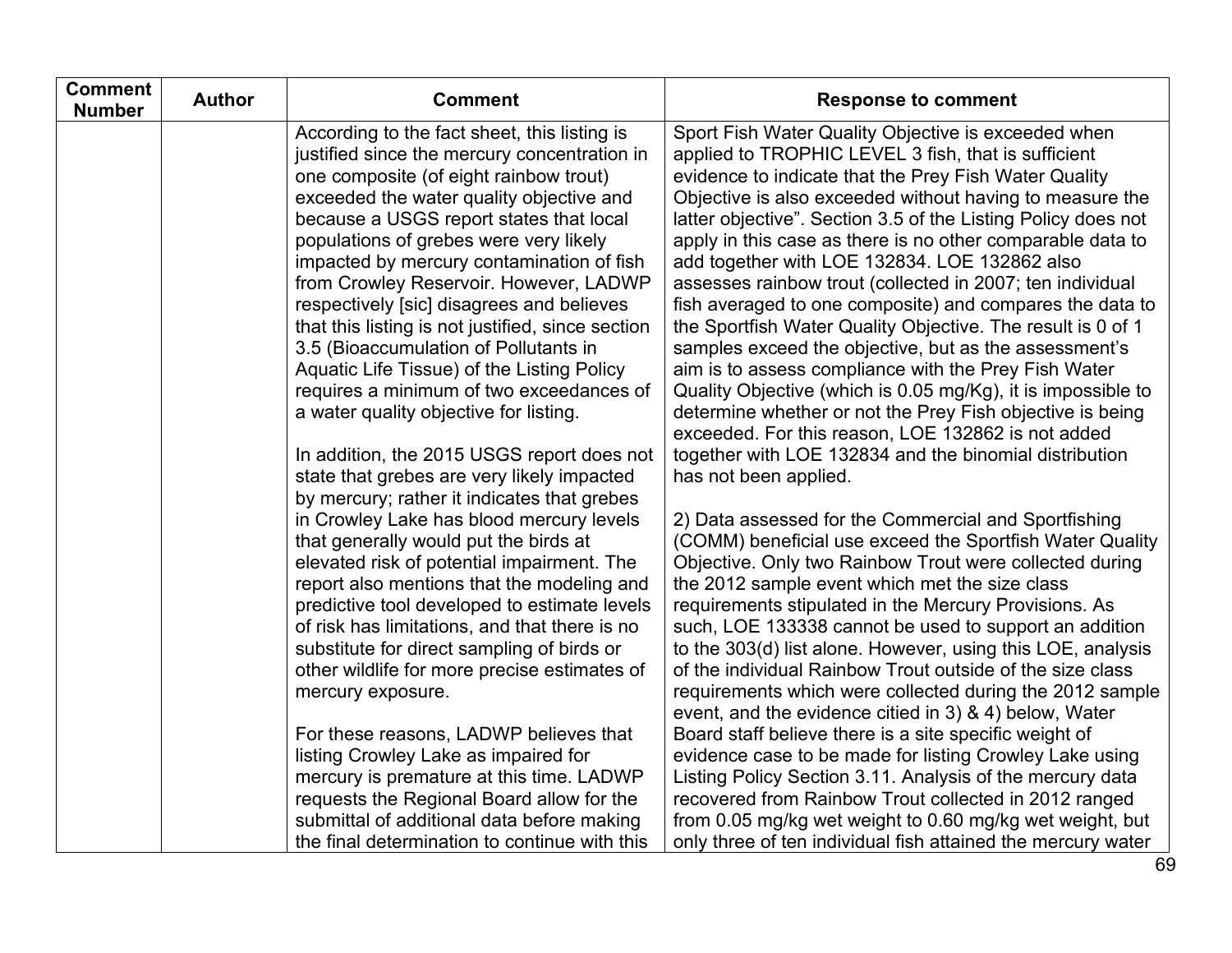| Comment Number | Author | Comment | Response to comment |
|---|---|---|---|
| | | According to the fact sheet, this listing is justified since the mercury concentration in one composite (of eight rainbow trout) exceeded the water quality objective and because a USGS report states that local populations of grebes were very likely impacted by mercury contamination of fish from Crowley Reservoir. However, LADWP respectively [sic] disagrees and believes that this listing is not justified, since section 3.5 (Bioaccumulation of Pollutants in Aquatic Life Tissue) of the Listing Policy requires a minimum of two exceedances of a water quality objective for listing.<br><br>In addition, the 2015 USGS report does not state that grebes are very likely impacted by mercury; rather it indicates that grebes in Crowley Lake has blood mercury levels that generally would put the birds at elevated risk of potential impairment. The report also mentions that the modeling and predictive tool developed to estimate levels of risk has limitations, and that there is no substitute for direct sampling of birds or other wildlife for more precise estimates of mercury exposure.<br><br>For these reasons, LADWP believes that listing Crowley Lake as impaired for mercury is premature at this time. LADWP requests the Regional Board allow for the submittal of additional data before making the final determination to continue with this | Sport Fish Water Quality Objective is exceeded when applied to TROPHIC LEVEL 3 fish, that is sufficient evidence to indicate that the Prey Fish Water Quality Objective is also exceeded without having to measure the latter objective". Section 3.5 of the Listing Policy does not apply in this case as there is no other comparable data to add together with LOE 132834. LOE 132862 also assesses rainbow trout (collected in 2007; ten individual fish averaged to one composite) and compares the data to the Sportfish Water Quality Objective. The result is 0 of 1 samples exceed the objective, but as the assessment's aim is to assess compliance with the Prey Fish Water Quality Objective (which is 0.05 mg/Kg), it is impossible to determine whether or not the Prey Fish objective is being exceeded. For this reason, LOE 132862 is not added together with LOE 132834 and the binomial distribution has not been applied.<br><br>2) Data assessed for the Commercial and Sportfishing (COMM) beneficial use exceed the Sportfish Water Quality Objective. Only two Rainbow Trout were collected during the 2012 sample event which met the size class requirements stipulated in the Mercury Provisions. As such, LOE 133338 cannot be used to support an addition to the 303(d) list alone. However, using this LOE, analysis of the individual Rainbow Trout outside of the size class requirements which were collected during the 2012 sample event, and the evidence citied in 3) & 4) below, Water Board staff believe there is a site specific weight of evidence case to be made for listing Crowley Lake using Listing Policy Section 3.11. Analysis of the mercury data recovered from Rainbow Trout collected in 2012 ranged from 0.05 mg/kg wet weight to 0.60 mg/kg wet weight, but only three of ten individual fish attained the mercury water |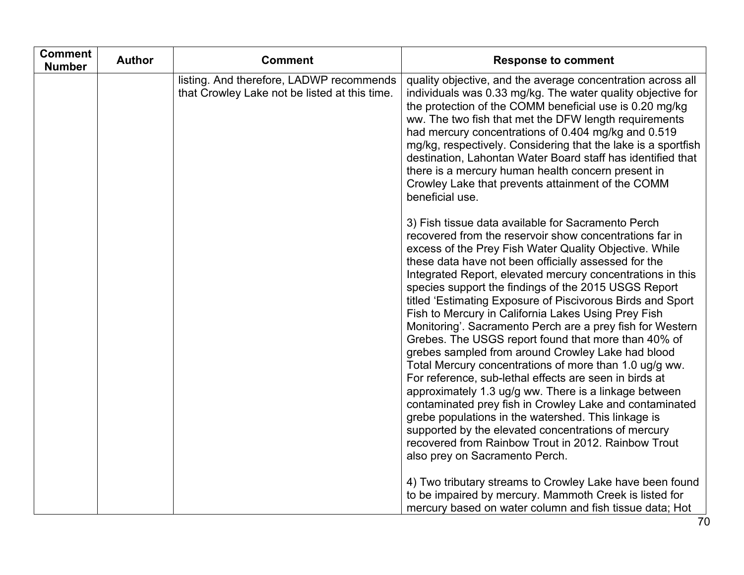| Comment Number | Author | Comment | Response to comment |
|---|---|---|---|
| | | listing. And therefore, LADWP recommends that Crowley Lake not be listed at this time. | quality objective, and the average concentration across all individuals was 0.33 mg/kg. The water quality objective for the protection of the COMM beneficial use is 0.20 mg/kg ww. The two fish that met the DFW length requirements had mercury concentrations of 0.404 mg/kg and 0.519 mg/kg, respectively. Considering that the lake is a sportfish destination, Lahontan Water Board staff has identified that there is a mercury human health concern present in Crowley Lake that prevents attainment of the COMM beneficial use.<br><br>3) Fish tissue data available for Sacramento Perch recovered from the reservoir show concentrations far in excess of the Prey Fish Water Quality Objective. While these data have not been officially assessed for the Integrated Report, elevated mercury concentrations in this species support the findings of the 2015 USGS Report titled 'Estimating Exposure of Piscivorous Birds and Sport Fish to Mercury in California Lakes Using Prey Fish Monitoring'. Sacramento Perch are a prey fish for Western Grebes. The USGS report found that more than 40% of grebes sampled from around Crowley Lake had blood Total Mercury concentrations of more than 1.0 ug/g ww. For reference, sub-lethal effects are seen in birds at approximately 1.3 ug/g ww. There is a linkage between contaminated prey fish in Crowley Lake and contaminated grebe populations in the watershed. This linkage is supported by the elevated concentrations of mercury recovered from Rainbow Trout in 2012. Rainbow Trout also prey on Sacramento Perch.<br><br>4) Two tributary streams to Crowley Lake have been found to be impaired by mercury. Mammoth Creek is listed for mercury based on water column and fish tissue data; Hot |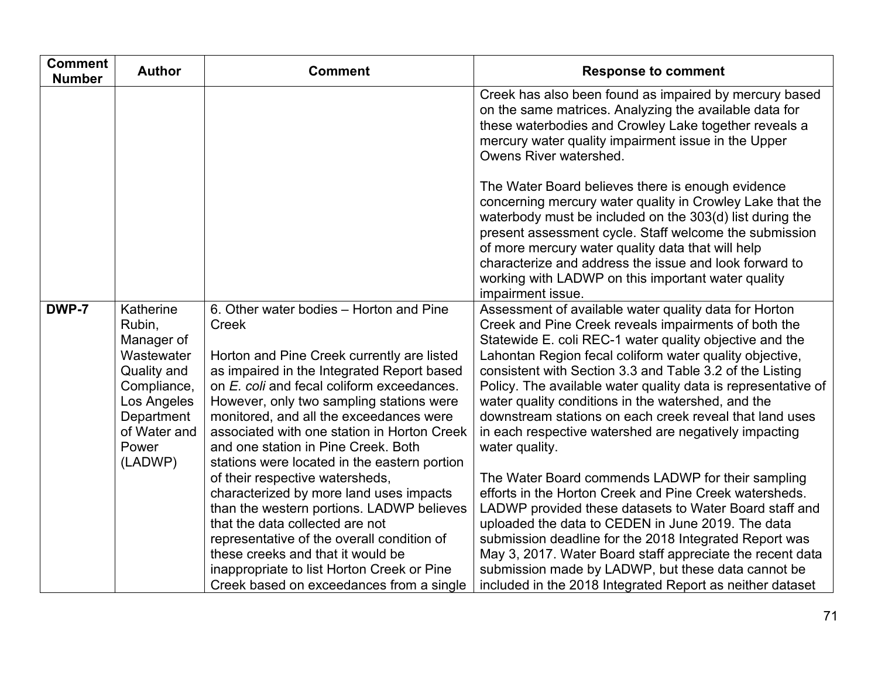| Comment Number | Author | Comment | Response to comment |
|---|---|---|---|
| | | | Creek has also been found as impaired by mercury based on the same matrices. Analyzing the available data for these waterbodies and Crowley Lake together reveals a mercury water quality impairment issue in the Upper Owens River watershed.<br><br>The Water Board believes there is enough evidence concerning mercury water quality in Crowley Lake that the waterbody must be included on the 303(d) list during the present assessment cycle. Staff welcome the submission of more mercury water quality data that will help characterize and address the issue and look forward to working with LADWP on this important water quality impairment issue. |
| **DWP-7** | Katherine Rubin, Manager of Wastewater Quality and Compliance, Los Angeles Department of Water and Power (LADWP) | 6. Other water bodies – Horton and Pine Creek<br><br>Horton and Pine Creek currently are listed as impaired in the Integrated Report based on *E. coli* and fecal coliform exceedances. However, only two sampling stations were monitored, and all the exceedances were associated with one station in Horton Creek and one station in Pine Creek. Both stations were located in the eastern portion of their respective watersheds, characterized by more land uses impacts than the western portions. LADWP believes that the data collected are not representative of the overall condition of these creeks and that it would be inappropriate to list Horton Creek or Pine Creek based on exceedances from a single | Assessment of available water quality data for Horton Creek and Pine Creek reveals impairments of both the Statewide E. coli REC-1 water quality objective and the Lahontan Region fecal coliform water quality objective, consistent with Section 3.3 and Table 3.2 of the Listing Policy. The available water quality data is representative of water quality conditions in the watershed, and the downstream stations on each creek reveal that land uses in each respective watershed are negatively impacting water quality.<br><br>The Water Board commends LADWP for their sampling efforts in the Horton Creek and Pine Creek watersheds. LADWP provided these datasets to Water Board staff and uploaded the data to CEDEN in June 2019. The data submission deadline for the 2018 Integrated Report was May 3, 2017. Water Board staff appreciate the recent data submission made by LADWP, but these data cannot be included in the 2018 Integrated Report as neither dataset |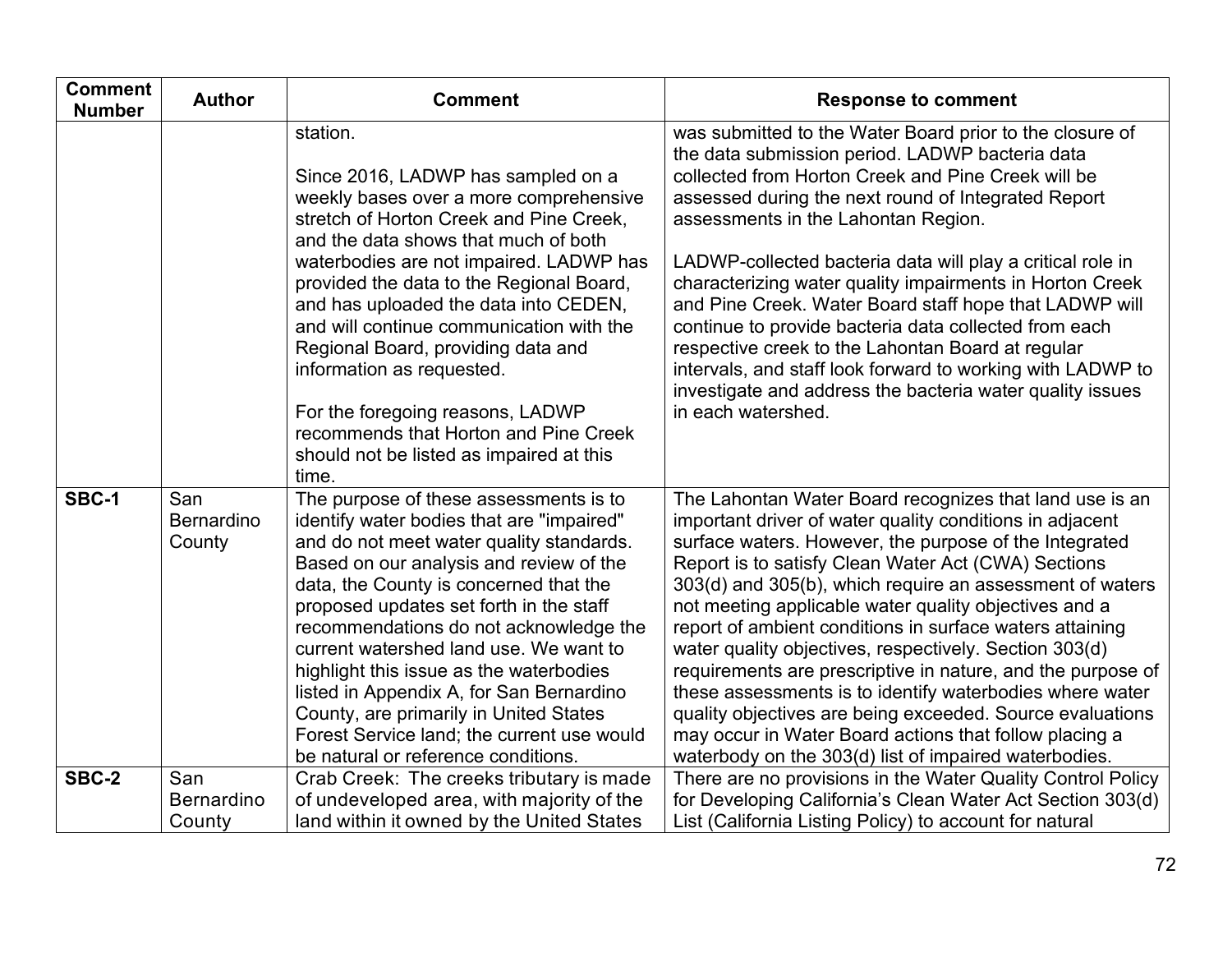| Comment Number | Author | Comment | Response to comment |
|---|---|---|---|
| | | station.<br><br>Since 2016, LADWP has sampled on a weekly bases over a more comprehensive stretch of Horton Creek and Pine Creek, and the data shows that much of both waterbodies are not impaired. LADWP has provided the data to the Regional Board, and has uploaded the data into CEDEN, and will continue communication with the Regional Board, providing data and information as requested.<br><br>For the foregoing reasons, LADWP recommends that Horton and Pine Creek should not be listed as impaired at this time. | was submitted to the Water Board prior to the closure of the data submission period. LADWP bacteria data collected from Horton Creek and Pine Creek will be assessed during the next round of Integrated Report assessments in the Lahontan Region.<br><br>LADWP-collected bacteria data will play a critical role in characterizing water quality impairments in Horton Creek and Pine Creek. Water Board staff hope that LADWP will continue to provide bacteria data collected from each respective creek to the Lahontan Board at regular intervals, and staff look forward to working with LADWP to investigate and address the bacteria water quality issues in each watershed. |
| **SBC-1** | San Bernardino County | The purpose of these assessments is to identify water bodies that are "impaired" and do not meet water quality standards. Based on our analysis and review of the data, the County is concerned that the proposed updates set forth in the staff recommendations do not acknowledge the current watershed land use. We want to highlight this issue as the waterbodies listed in Appendix A, for San Bernardino County, are primarily in United States Forest Service land; the current use would be natural or reference conditions. | The Lahontan Water Board recognizes that land use is an important driver of water quality conditions in adjacent surface waters. However, the purpose of the Integrated Report is to satisfy Clean Water Act (CWA) Sections 303(d) and 305(b), which require an assessment of waters not meeting applicable water quality objectives and a report of ambient conditions in surface waters attaining water quality objectives, respectively. Section 303(d) requirements are prescriptive in nature, and the purpose of these assessments is to identify waterbodies where water quality objectives are being exceeded. Source evaluations may occur in Water Board actions that follow placing a waterbody on the 303(d) list of impaired waterbodies. |
| **SBC-2** | San Bernardino County | Crab Creek: The creeks tributary is made of undeveloped area, with majority of the land within it owned by the United States | There are no provisions in the Water Quality Control Policy for Developing California's Clean Water Act Section 303(d) List (California Listing Policy) to account for natural |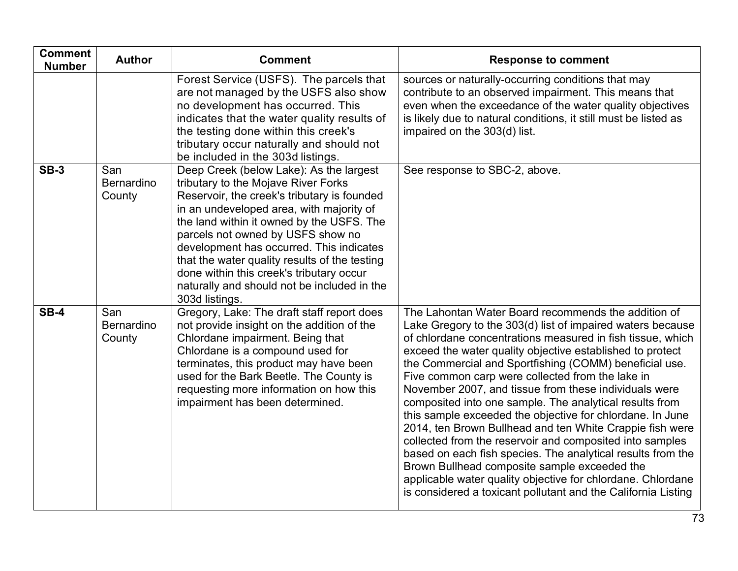| Comment Number | Author | Comment | Response to comment |
| --- | --- | --- | --- |
| | | Forest Service (USFS). The parcels that are not managed by the USFS also show no development has occurred. This indicates that the water quality results of the testing done within this creek's tributary occur naturally and should not be included in the 303d listings. | sources or naturally-occurring conditions that may contribute to an observed impairment. This means that even when the exceedance of the water quality objectives is likely due to natural conditions, it still must be listed as impaired on the 303(d) list. |
| **SB-3** | San Bernardino County | Deep Creek (below Lake): As the largest tributary to the Mojave River Forks Reservoir, the creek's tributary is founded in an undeveloped area, with majority of the land within it owned by the USFS. The parcels not owned by USFS show no development has occurred. This indicates that the water quality results of the testing done within this creek's tributary occur naturally and should not be included in the 303d listings. | See response to SBC-2, above. |
| **SB-4** | San Bernardino County | Gregory, Lake: The draft staff report does not provide insight on the addition of the Chlordane impairment. Being that Chlordane is a compound used for terminates, this product may have been used for the Bark Beetle. The County is requesting more information on how this impairment has been determined. | The Lahontan Water Board recommends the addition of Lake Gregory to the 303(d) list of impaired waters because of chlordane concentrations measured in fish tissue, which exceed the water quality objective established to protect the Commercial and Sportfishing (COMM) beneficial use. Five common carp were collected from the lake in November 2007, and tissue from these individuals were composited into one sample. The analytical results from this sample exceeded the objective for chlordane. In June 2014, ten Brown Bullhead and ten White Crappie fish were collected from the reservoir and composited into samples based on each fish species. The analytical results from the Brown Bullhead composite sample exceeded the applicable water quality objective for chlordane. Chlordane is considered a toxicant pollutant and the California Listing |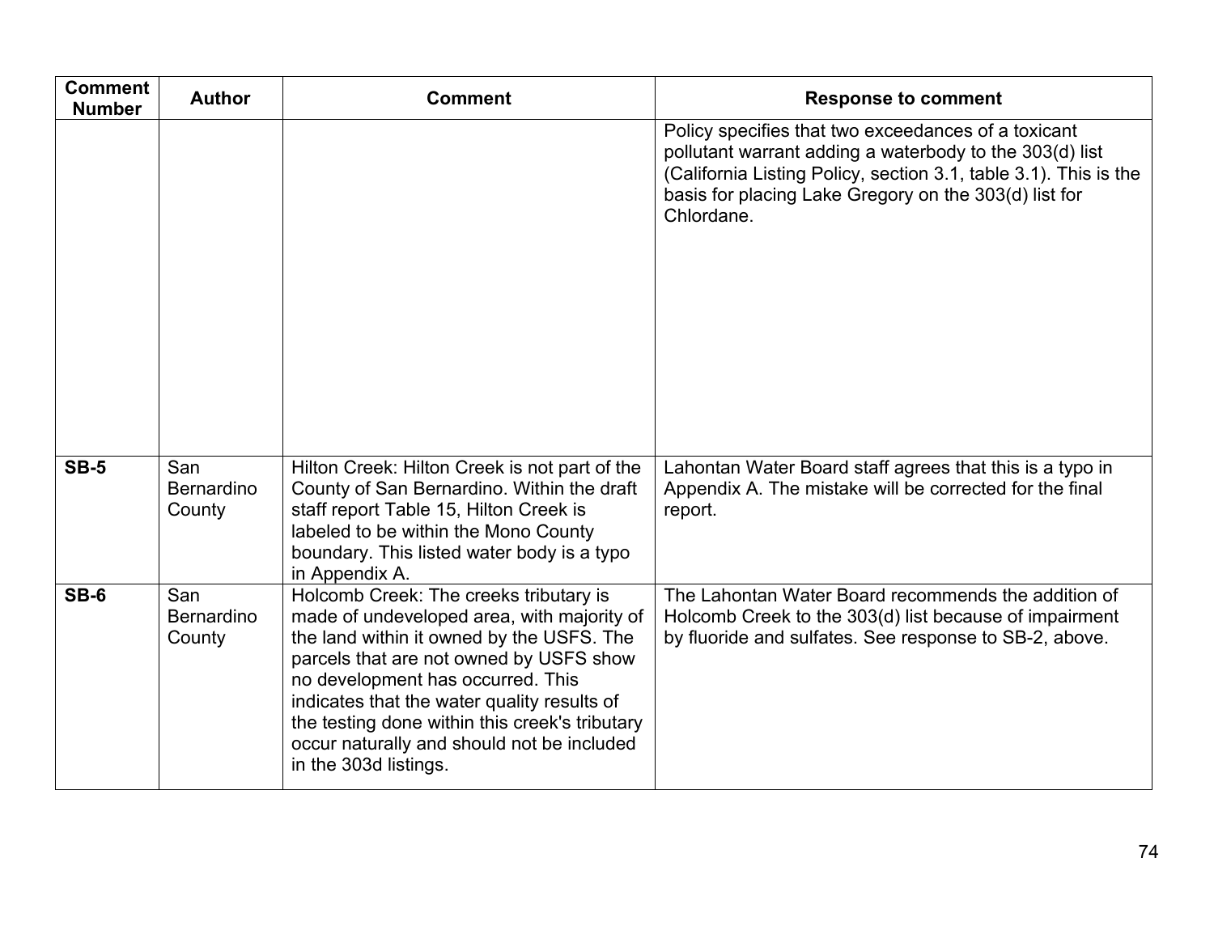| Comment Number | Author | Comment | Response to comment |
|---|---|---|---|
| | | | Policy specifies that two exceedances of a toxicant pollutant warrant adding a waterbody to the 303(d) list (California Listing Policy, section 3.1, table 3.1). This is the basis for placing Lake Gregory on the 303(d) list for Chlordane. |
| **SB-5** | San Bernardino County | Hilton Creek: Hilton Creek is not part of the County of San Bernardino. Within the draft staff report Table 15, Hilton Creek is labeled to be within the Mono County boundary. This listed water body is a typo in Appendix A. | Lahontan Water Board staff agrees that this is a typo in Appendix A. The mistake will be corrected for the final report. |
| **SB-6** | San Bernardino County | Holcomb Creek: The creeks tributary is made of undeveloped area, with majority of the land within it owned by the USFS. The parcels that are not owned by USFS show no development has occurred. This indicates that the water quality results of the testing done within this creek's tributary occur naturally and should not be included in the 303d listings. | The Lahontan Water Board recommends the addition of Holcomb Creek to the 303(d) list because of impairment by fluoride and sulfates. See response to SB-2, above. |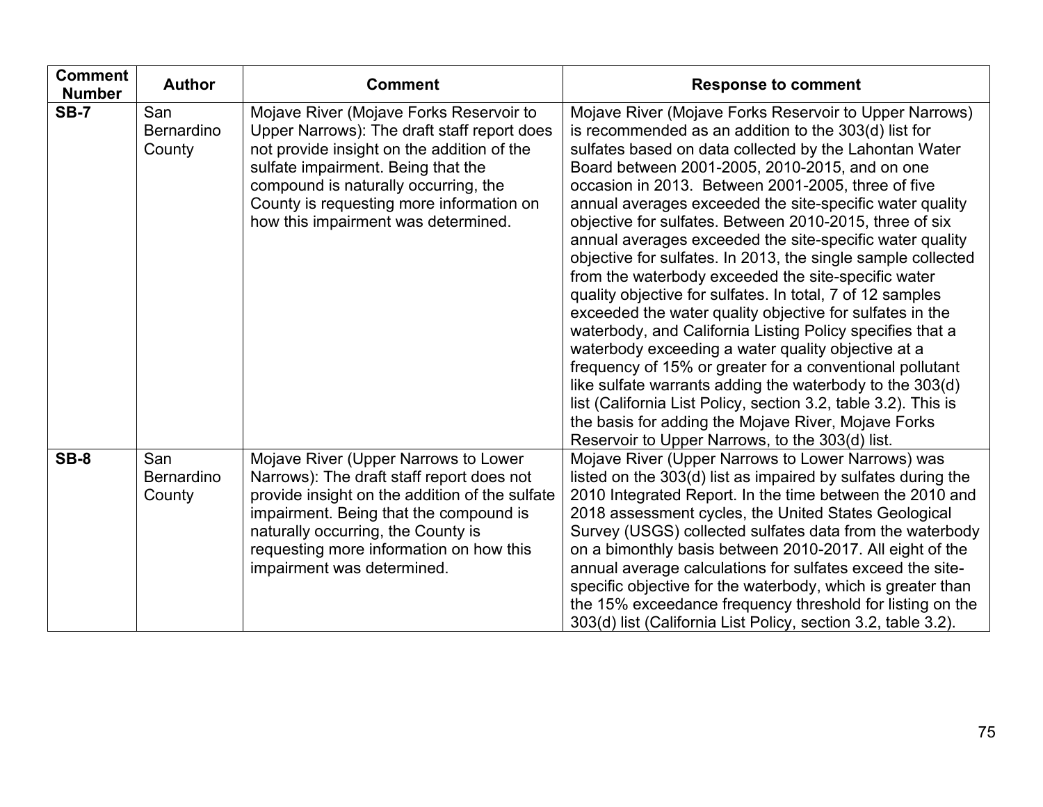| Comment Number | Author | Comment | Response to comment |
|---|---|---|---|
| **SB-7** | San Bernardino County | Mojave River (Mojave Forks Reservoir to Upper Narrows): The draft staff report does not provide insight on the addition of the sulfate impairment. Being that the compound is naturally occurring, the County is requesting more information on how this impairment was determined. | Mojave River (Mojave Forks Reservoir to Upper Narrows) is recommended as an addition to the 303(d) list for sulfates based on data collected by the Lahontan Water Board between 2001-2005, 2010-2015, and on one occasion in 2013. Between 2001-2005, three of five annual averages exceeded the site-specific water quality objective for sulfates. Between 2010-2015, three of six annual averages exceeded the site-specific water quality objective for sulfates. In 2013, the single sample collected from the waterbody exceeded the site-specific water quality objective for sulfates. In total, 7 of 12 samples exceeded the water quality objective for sulfates in the waterbody, and California Listing Policy specifies that a waterbody exceeding a water quality objective at a frequency of 15% or greater for a conventional pollutant like sulfate warrants adding the waterbody to the 303(d) list (California List Policy, section 3.2, table 3.2). This is the basis for adding the Mojave River, Mojave Forks Reservoir to Upper Narrows, to the 303(d) list. |
| **SB-8** | San Bernardino County | Mojave River (Upper Narrows to Lower Narrows): The draft staff report does not provide insight on the addition of the sulfate impairment. Being that the compound is naturally occurring, the County is requesting more information on how this impairment was determined. | Mojave River (Upper Narrows to Lower Narrows) was listed on the 303(d) list as impaired by sulfates during the 2010 Integrated Report. In the time between the 2010 and 2018 assessment cycles, the United States Geological Survey (USGS) collected sulfates data from the waterbody on a bimonthly basis between 2010-2017. All eight of the annual average calculations for sulfates exceed the site-specific objective for the waterbody, which is greater than the 15% exceedance frequency threshold for listing on the 303(d) list (California List Policy, section 3.2, table 3.2). |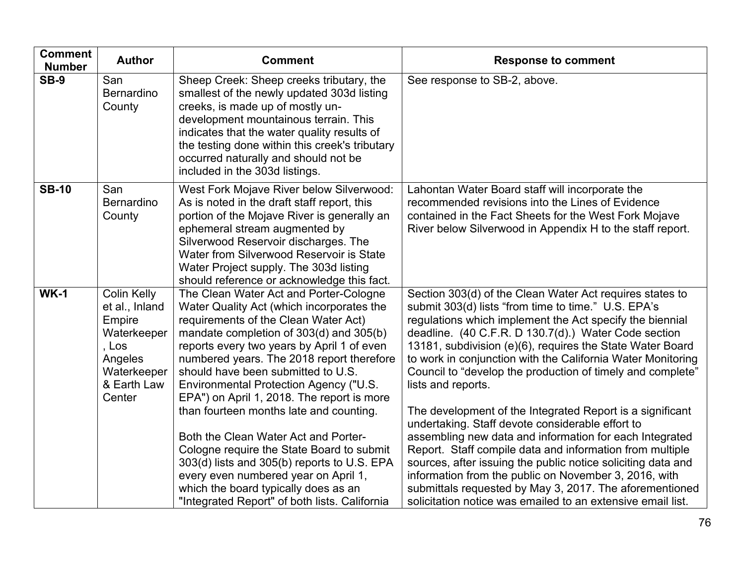| Comment Number | Author | Comment | Response to comment |
|---|---|---|---|
| **SB-9** | San Bernardino County | Sheep Creek: Sheep creeks tributary, the smallest of the newly updated 303d listing creeks, is made up of mostly un-development mountainous terrain. This indicates that the water quality results of the testing done within this creek's tributary occurred naturally and should not be included in the 303d listings. | See response to SB-2, above. |
| **SB-10** | San Bernardino County | West Fork Mojave River below Silverwood: As is noted in the draft staff report, this portion of the Mojave River is generally an ephemeral stream augmented by Silverwood Reservoir discharges. The Water from Silverwood Reservoir is State Water Project supply. The 303d listing should reference or acknowledge this fact. | Lahontan Water Board staff will incorporate the recommended revisions into the Lines of Evidence contained in the Fact Sheets for the West Fork Mojave River below Silverwood in Appendix H to the staff report. |
| **WK-1** | Colin Kelly et al., Inland Empire Waterkeeper, Los Angeles Waterkeeper & Earth Law Center | The Clean Water Act and Porter-Cologne Water Quality Act (which incorporates the requirements of the Clean Water Act) mandate completion of 303(d) and 305(b) reports every two years by April 1 of even numbered years. The 2018 report therefore should have been submitted to U.S. Environmental Protection Agency ("U.S. EPA") on April 1, 2018. The report is more than fourteen months late and counting.<br><br>Both the Clean Water Act and Porter-Cologne require the State Board to submit 303(d) lists and 305(b) reports to U.S. EPA every even numbered year on April 1, which the board typically does as an "Integrated Report" of both lists. California | Section 303(d) of the Clean Water Act requires states to submit 303(d) lists "from time to time." U.S. EPA's regulations which implement the Act specify the biennial deadline. (40 C.F.R. D 130.7(d).) Water Code section 13181, subdivision (e)(6), requires the State Water Board to work in conjunction with the California Water Monitoring Council to "develop the production of timely and complete" lists and reports.<br><br>The development of the Integrated Report is a significant undertaking. Staff devote considerable effort to assembling new data and information for each Integrated Report. Staff compile data and information from multiple sources, after issuing the public notice soliciting data and information from the public on November 3, 2016, with submittals requested by May 3, 2017. The aforementioned solicitation notice was emailed to an extensive email list. |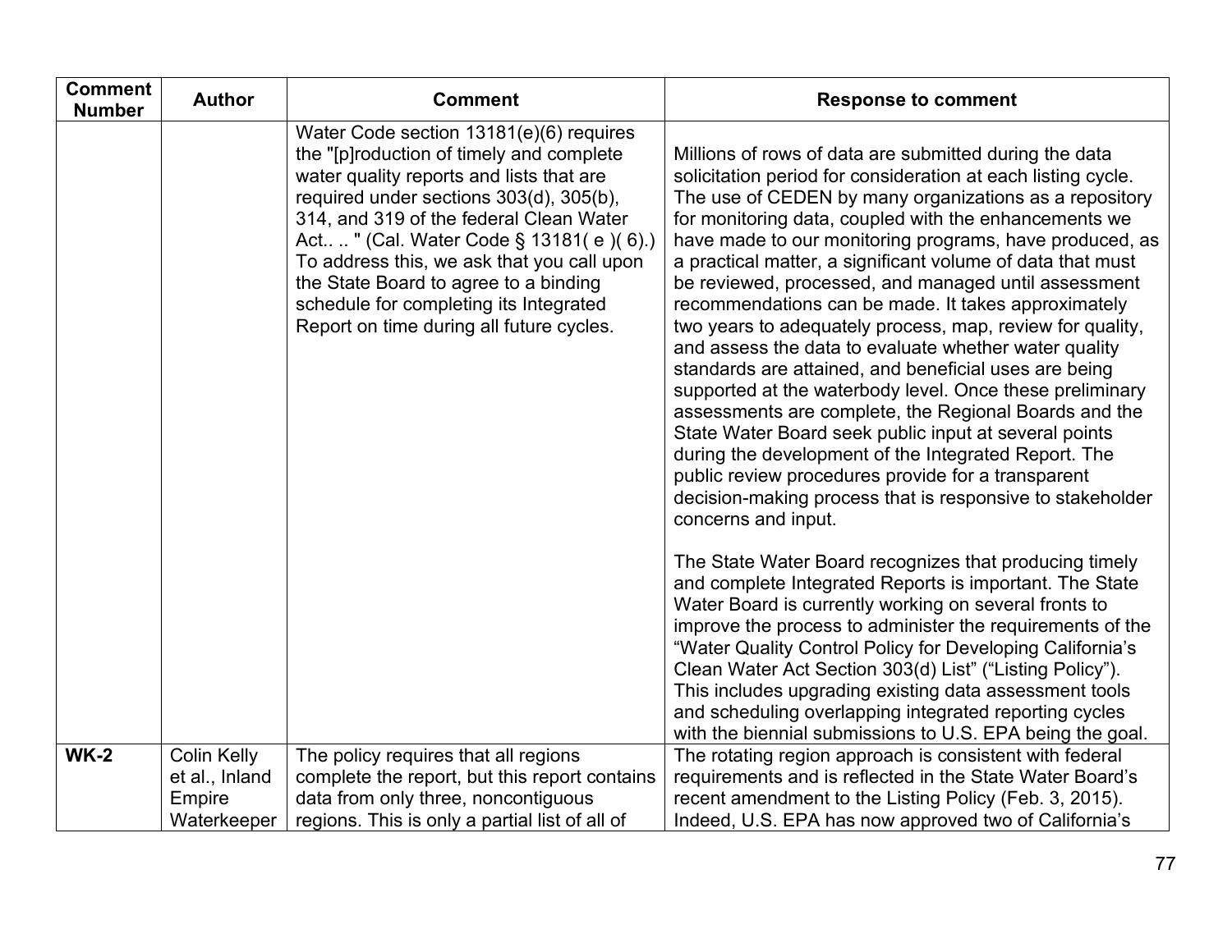| Comment Number | Author | Comment | Response to comment |
|---|---|---|---|
| | | Water Code section 13181(e)(6) requires the "[p]roduction of timely and complete water quality reports and lists that are required under sections 303(d), 305(b), 314, and 319 of the federal Clean Water Act.. .. " (Cal. Water Code § 13181( e )( 6).) To address this, we ask that you call upon the State Board to agree to a binding schedule for completing its Integrated Report on time during all future cycles. | Millions of rows of data are submitted during the data solicitation period for consideration at each listing cycle. The use of CEDEN by many organizations as a repository for monitoring data, coupled with the enhancements we have made to our monitoring programs, have produced, as a practical matter, a significant volume of data that must be reviewed, processed, and managed until assessment recommendations can be made. It takes approximately two years to adequately process, map, review for quality, and assess the data to evaluate whether water quality standards are attained, and beneficial uses are being supported at the waterbody level. Once these preliminary assessments are complete, the Regional Boards and the State Water Board seek public input at several points during the development of the Integrated Report. The public review procedures provide for a transparent decision-making process that is responsive to stakeholder concerns and input.<br><br>The State Water Board recognizes that producing timely and complete Integrated Reports is important. The State Water Board is currently working on several fronts to improve the process to administer the requirements of the "Water Quality Control Policy for Developing California's Clean Water Act Section 303(d) List" ("Listing Policy"). This includes upgrading existing data assessment tools and scheduling overlapping integrated reporting cycles with the biennial submissions to U.S. EPA being the goal. |
| **WK-2** | Colin Kelly et al., Inland Empire Waterkeeper | The policy requires that all regions complete the report, but this report contains data from only three, noncontiguous regions. This is only a partial list of all of | The rotating region approach is consistent with federal requirements and is reflected in the State Water Board's recent amendment to the Listing Policy (Feb. 3, 2015). Indeed, U.S. EPA has now approved two of California's |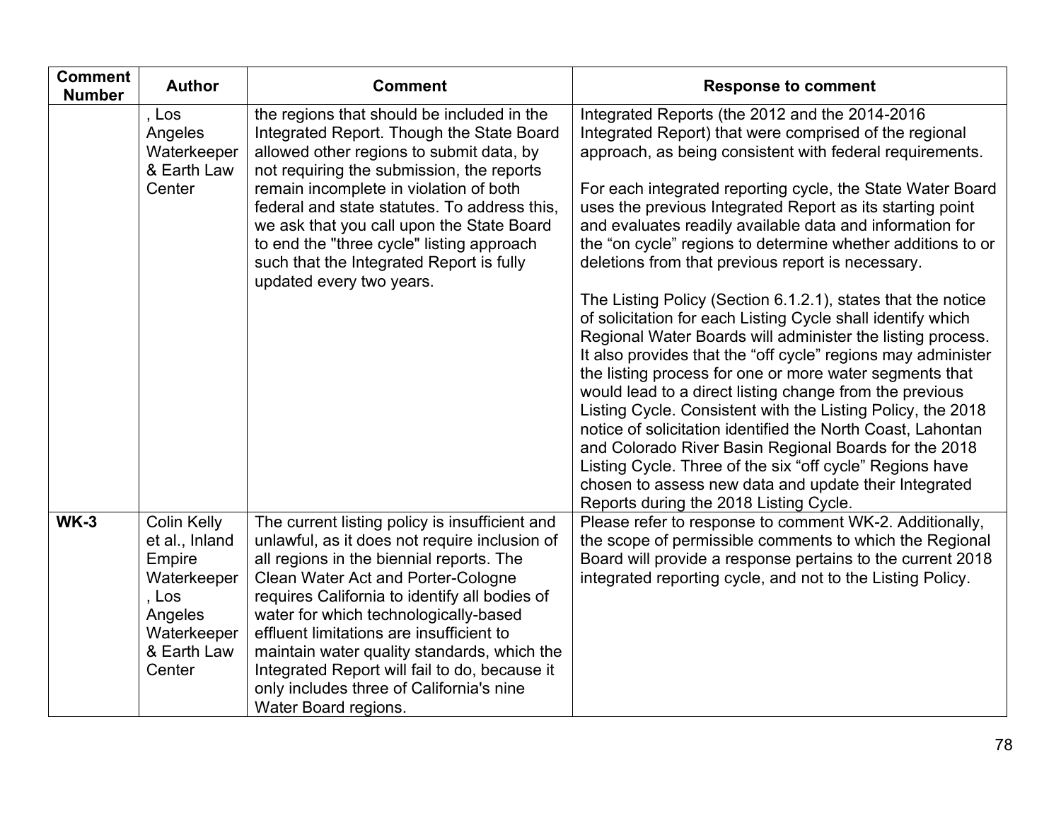| Comment Number | Author | Comment | Response to comment |
|---|---|---|---|
| | , Los Angeles Waterkeeper & Earth Law Center | the regions that should be included in the Integrated Report. Though the State Board allowed other regions to submit data, by not requiring the submission, the reports remain incomplete in violation of both federal and state statutes. To address this, we ask that you call upon the State Board to end the "three cycle" listing approach such that the Integrated Report is fully updated every two years. | Integrated Reports (the 2012 and the 2014-2016 Integrated Report) that were comprised of the regional approach, as being consistent with federal requirements.<br><br>For each integrated reporting cycle, the State Water Board uses the previous Integrated Report as its starting point and evaluates readily available data and information for the "on cycle" regions to determine whether additions to or deletions from that previous report is necessary.<br><br>The Listing Policy (Section 6.1.2.1), states that the notice of solicitation for each Listing Cycle shall identify which Regional Water Boards will administer the listing process. It also provides that the "off cycle" regions may administer the listing process for one or more water segments that would lead to a direct listing change from the previous Listing Cycle. Consistent with the Listing Policy, the 2018 notice of solicitation identified the North Coast, Lahontan and Colorado River Basin Regional Boards for the 2018 Listing Cycle. Three of the six "off cycle" Regions have chosen to assess new data and update their Integrated Reports during the 2018 Listing Cycle. |
| **WK-3** | Colin Kelly et al., Inland Empire Waterkeeper, Los Angeles Waterkeeper & Earth Law Center | The current listing policy is insufficient and unlawful, as it does not require inclusion of all regions in the biennial reports. The Clean Water Act and Porter-Cologne requires California to identify all bodies of water for which technologically-based effluent limitations are insufficient to maintain water quality standards, which the Integrated Report will fail to do, because it only includes three of California's nine Water Board regions. | Please refer to response to comment WK-2. Additionally, the scope of permissible comments to which the Regional Board will provide a response pertains to the current 2018 integrated reporting cycle, and not to the Listing Policy. |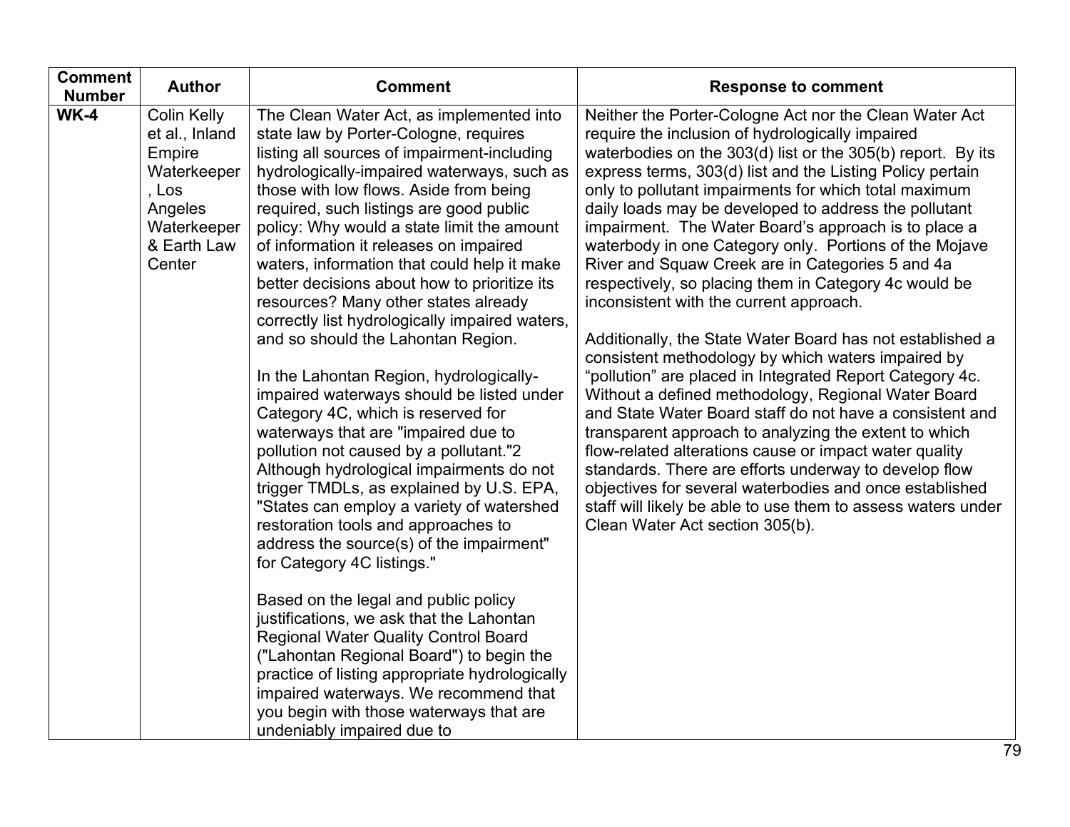| Comment Number | Author | Comment | Response to comment |
|---|---|---|---|
| **WK-4** | Colin Kelly et al., Inland Empire Waterkeeper, Los Angeles Waterkeeper & Earth Law Center | The Clean Water Act, as implemented into state law by Porter-Cologne, requires listing all sources of impairment-including hydrologically-impaired waterways, such as those with low flows. Aside from being required, such listings are good public policy: Why would a state limit the amount of information it releases on impaired waters, information that could help it make better decisions about how to prioritize its resources? Many other states already correctly list hydrologically impaired waters, and so should the Lahontan Region.<br><br>In the Lahontan Region, hydrologically-impaired waterways should be listed under Category 4C, which is reserved for waterways that are "impaired due to pollution not caused by a pollutant."2 Although hydrological impairments do not trigger TMDLs, as explained by U.S. EPA, "States can employ a variety of watershed restoration tools and approaches to address the source(s) of the impairment" for Category 4C listings."<br><br>Based on the legal and public policy justifications, we ask that the Lahontan Regional Water Quality Control Board ("Lahontan Regional Board") to begin the practice of listing appropriate hydrologically impaired waterways. We recommend that you begin with those waterways that are undeniably impaired due to | Neither the Porter-Cologne Act nor the Clean Water Act require the inclusion of hydrologically impaired waterbodies on the 303(d) list or the 305(b) report. By its express terms, 303(d) list and the Listing Policy pertain only to pollutant impairments for which total maximum daily loads may be developed to address the pollutant impairment. The Water Board's approach is to place a waterbody in one Category only. Portions of the Mojave River and Squaw Creek are in Categories 5 and 4a respectively, so placing them in Category 4c would be inconsistent with the current approach.<br><br>Additionally, the State Water Board has not established a consistent methodology by which waters impaired by "pollution" are placed in Integrated Report Category 4c. Without a defined methodology, Regional Water Board and State Water Board staff do not have a consistent and transparent approach to analyzing the extent to which flow-related alterations cause or impact water quality standards. There are efforts underway to develop flow objectives for several waterbodies and once established staff will likely be able to use them to assess waters under Clean Water Act section 305(b). |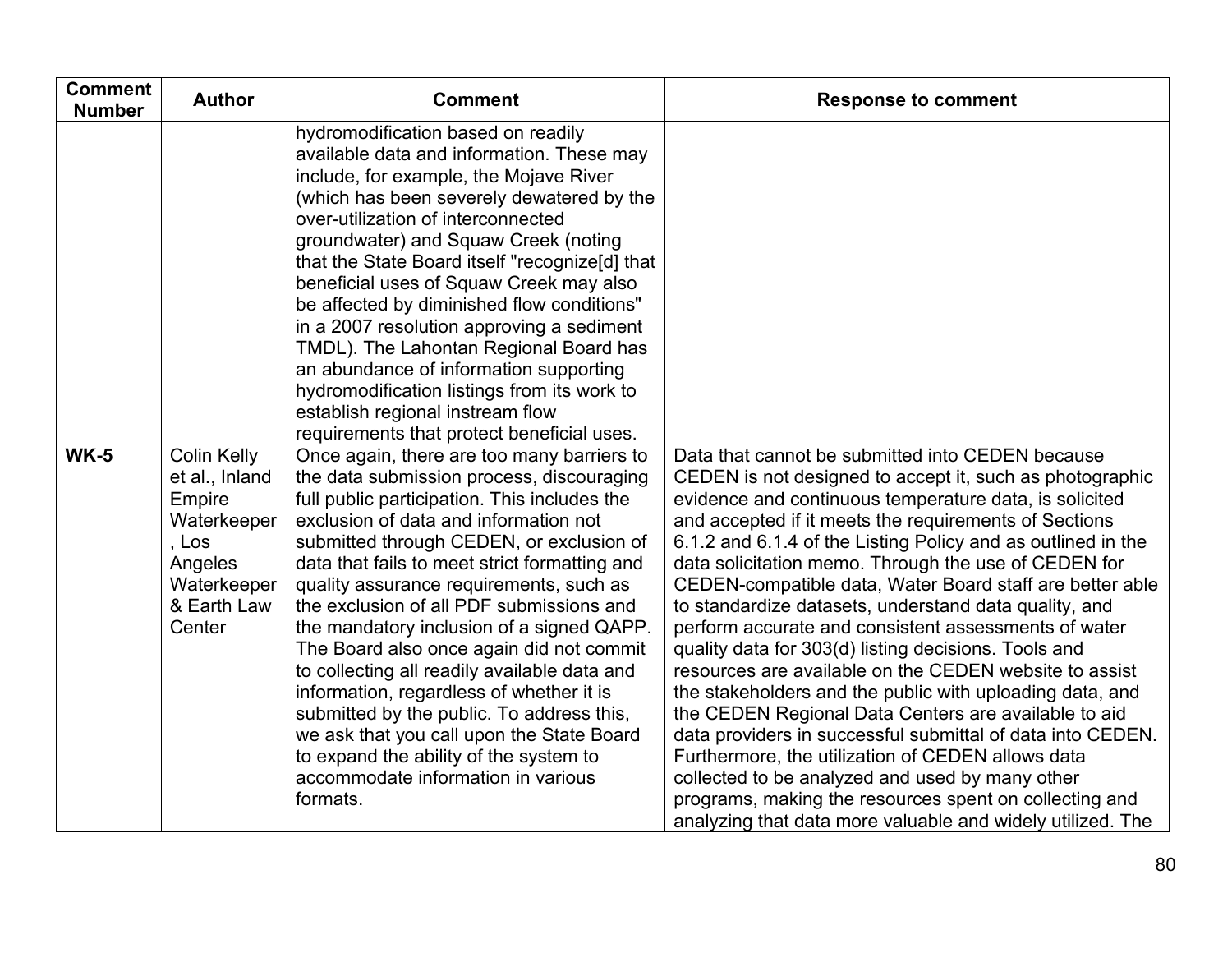| Comment Number | Author | Comment | Response to comment |
|---|---|---|---|
| | | hydromodification based on readily available data and information. These may include, for example, the Mojave River (which has been severely dewatered by the over-utilization of interconnected groundwater) and Squaw Creek (noting that the State Board itself "recognize[d] that beneficial uses of Squaw Creek may also be affected by diminished flow conditions" in a 2007 resolution approving a sediment TMDL). The Lahontan Regional Board has an abundance of information supporting hydromodification listings from its work to establish regional instream flow requirements that protect beneficial uses. | |
| **WK-5** | Colin Kelly et al., Inland Empire Waterkeeper, Los Angeles Waterkeeper & Earth Law Center | Once again, there are too many barriers to the data submission process, discouraging full public participation. This includes the exclusion of data and information not submitted through CEDEN, or exclusion of data that fails to meet strict formatting and quality assurance requirements, such as the exclusion of all PDF submissions and the mandatory inclusion of a signed QAPP. The Board also once again did not commit to collecting all readily available data and information, regardless of whether it is submitted by the public. To address this, we ask that you call upon the State Board to expand the ability of the system to accommodate information in various formats. | Data that cannot be submitted into CEDEN because CEDEN is not designed to accept it, such as photographic evidence and continuous temperature data, is solicited and accepted if it meets the requirements of Sections 6.1.2 and 6.1.4 of the Listing Policy and as outlined in the data solicitation memo. Through the use of CEDEN for CEDEN-compatible data, Water Board staff are better able to standardize datasets, understand data quality, and perform accurate and consistent assessments of water quality data for 303(d) listing decisions. Tools and resources are available on the CEDEN website to assist the stakeholders and the public with uploading data, and the CEDEN Regional Data Centers are available to aid data providers in successful submittal of data into CEDEN. Furthermore, the utilization of CEDEN allows data collected to be analyzed and used by many other programs, making the resources spent on collecting and analyzing that data more valuable and widely utilized. The |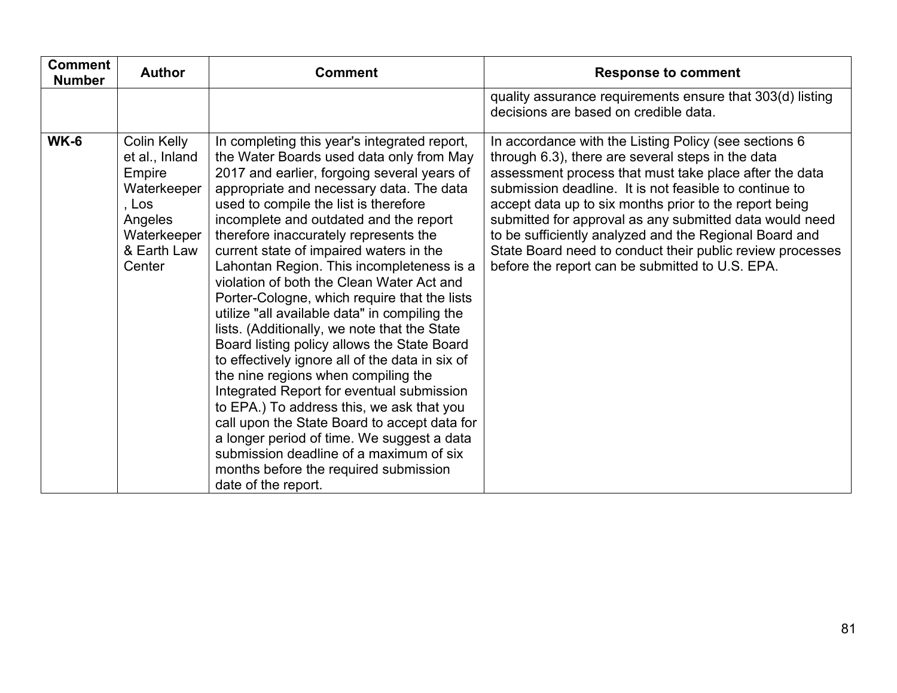| Comment Number | Author | Comment | Response to comment |
|---|---|---|---|
| | | | quality assurance requirements ensure that 303(d) listing decisions are based on credible data. |
| **WK-6** | Colin Kelly et al., Inland Empire Waterkeeper, Los Angeles Waterkeeper & Earth Law Center | In completing this year's integrated report, the Water Boards used data only from May 2017 and earlier, forgoing several years of appropriate and necessary data. The data used to compile the list is therefore incomplete and outdated and the report therefore inaccurately represents the current state of impaired waters in the Lahontan Region. This incompleteness is a violation of both the Clean Water Act and Porter-Cologne, which require that the lists utilize "all available data" in compiling the lists. (Additionally, we note that the State Board listing policy allows the State Board to effectively ignore all of the data in six of the nine regions when compiling the Integrated Report for eventual submission to EPA.) To address this, we ask that you call upon the State Board to accept data for a longer period of time. We suggest a data submission deadline of a maximum of six months before the required submission date of the report. | In accordance with the Listing Policy (see sections 6 through 6.3), there are several steps in the data assessment process that must take place after the data submission deadline. It is not feasible to continue to accept data up to six months prior to the report being submitted for approval as any submitted data would need to be sufficiently analyzed and the Regional Board and State Board need to conduct their public review processes before the report can be submitted to U.S. EPA. |